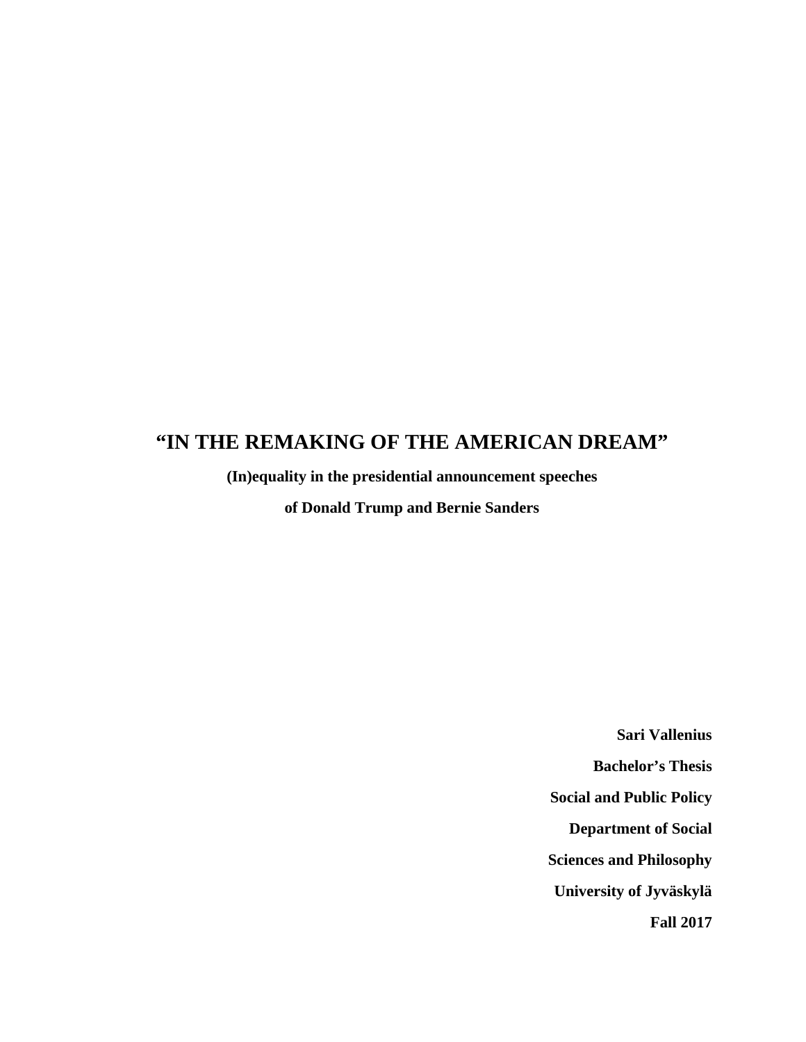# "IN THE REMAKING OF THE AMERICAN DREAM"

**(In)equality in the presidential announcement speeches**

**of Donald Trump and Bernie Sanders**

**Sari Vallenius**

**Bachelor's Thesis**

**Social and Public Policy**

**Department of Social**

**Sciences and Philosophy**

**University of Jyväskylä**

**Fall 2017**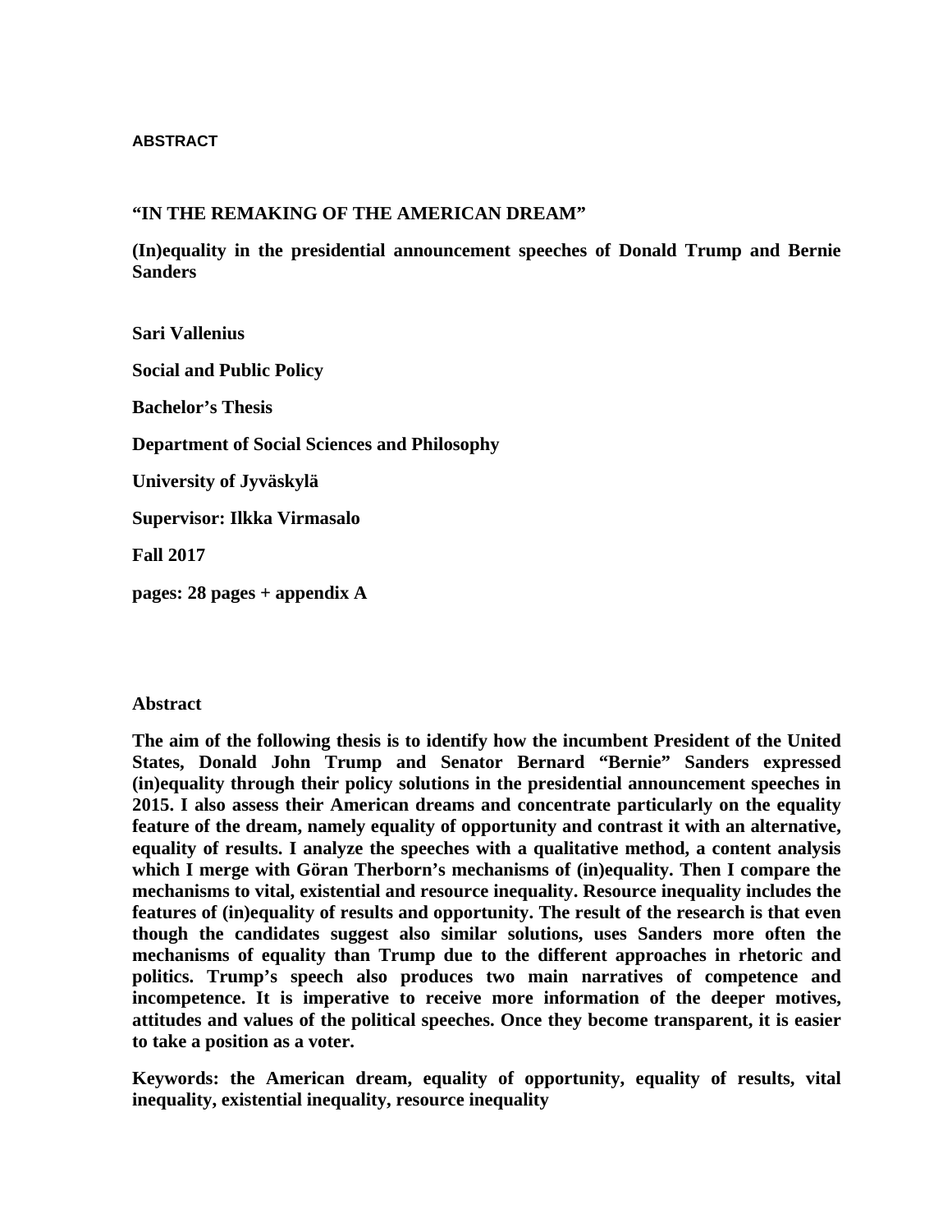**ABSTRACT**

**"IN THE REMAKING OF THE AMERICAN DREAM"**

**(In)equality in the presidential announcement speeches of Donald Trump and Bernie Sanders**

**Sari Vallenius**

**Social and Public Policy**

**Bachelor's Thesis**

**Department of Social Sciences and Philosophy**

**University of Jyväskylä**

**Supervisor: Ilkka Virmasalo**

**Fall 2017**

**pages: 28 pages + appendix A**

**Abstract**

**The aim of the following thesis is to identify how the incumbent President of the United States, Donald John Trump and Senator Bernard "Bernie" Sanders expressed (in)equality through their policy solutions in the presidential announcement speeches in 2015. I also assess their American dreams and concentrate particularly on the equality feature of the dream, namely equality of opportunity and contrast it with an alternative, equality of results. I analyze the speeches with a qualitative method, a content analysis which I merge with Göran Therborn's mechanisms of (in)equality. Then I compare the mechanisms to vital, existential and resource inequality. Resource inequality includes the features of (in)equality of results and opportunity. The result of the research is that even though the candidates suggest also similar solutions, uses Sanders more often the mechanisms of equality than Trump due to the different approaches in rhetoric and politics. Trump's speech also produces two main narratives of competence and incompetence. It is imperative to receive more information of the deeper motives, attitudes and values of the political speeches. Once they become transparent, it is easier to take a position as a voter.**

**Keywords: the American dream, equality of opportunity, equality of results, vital inequality, existential inequality, resource inequality**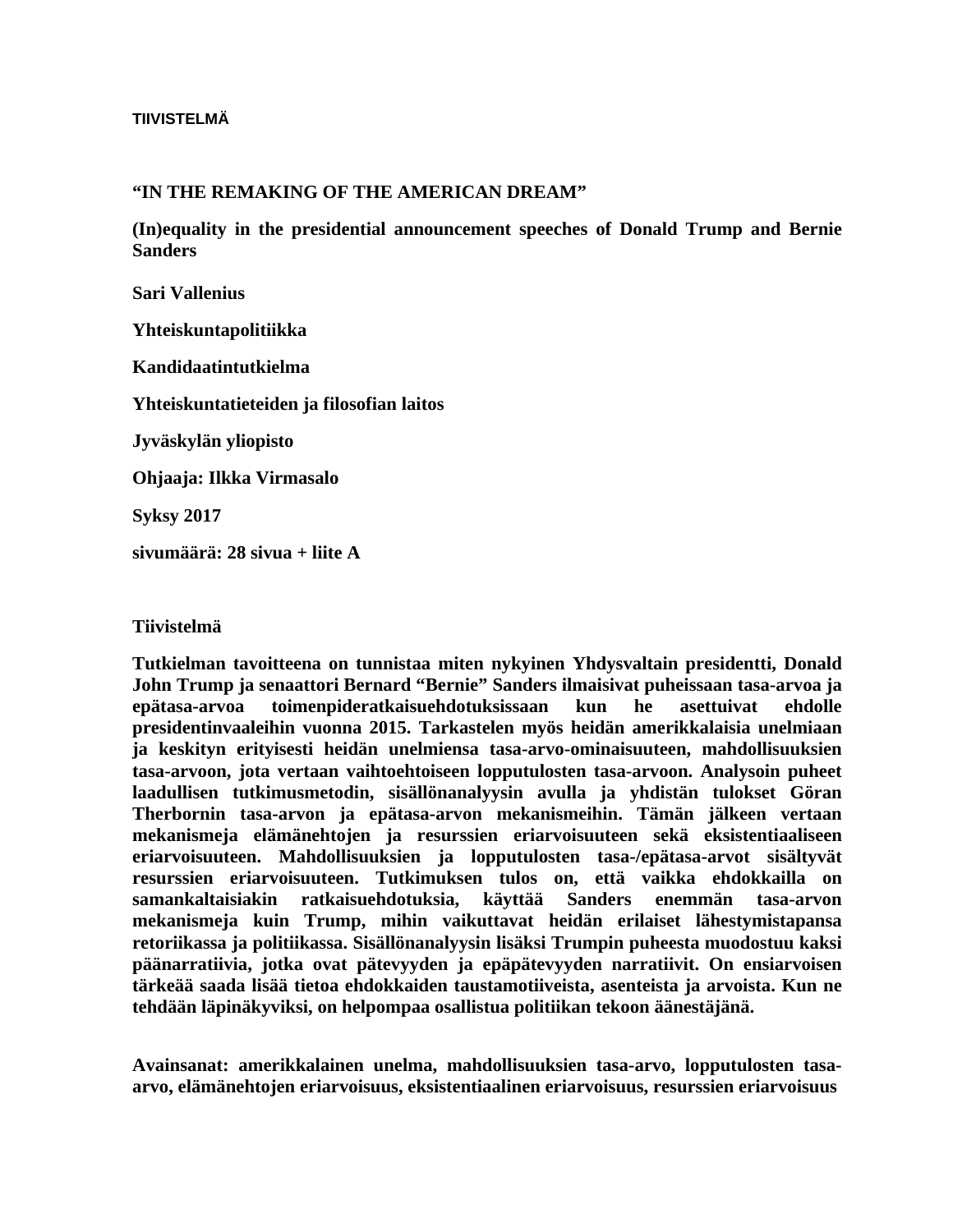TIIVISTELMÄ

**“IN THE REMAKING OF THE AMERICAN DREAM”**

**(In)equality in the presidential announcement speeches of Donald Trump and Bernie Sanders**

**Sari Vallenius**

**Yhteiskuntapolitiikka**

**Kandidaatintutkielma**

**Yhteiskuntatieteiden ja filosofian laitos**

**Jyväskylän yliopisto**

**Ohjaaja: Ilkka Virmasalo**

**Syksy 2017**

**sivumäärä: 28 sivua + liite A**

**Tiivistelmä**

**Tutkielman tavoitteena on tunnistaa miten nykyinen Yhdysvaltain presidentti, Donald John Trump ja senaattori Bernard “Bernie” Sanders ilmaisivat puheissaan tasa-arvoa ja epätasa-arvoa toimenpideratkaisuehdotuksissaan kun he asettuivat ehdolle presidentinvaaleihin vuonna 2015. Tarkastelen myös heidän amerikkalaisia unelmiaan ja keskityn erityisesti heidän unelmiensa tasa-arvo-ominaisuuteen, mahdollisuuksien tasa-arvoon, jota vertaan vaihtoehtoiseen lopputulosten tasa-arvoon. Analysoin puheet laadullisen tutkimusmetodin, sisällönanalyysin avulla ja yhdistän tulokset Göran Therbornin tasa-arvon ja epätasa-arvon mekanismeihin. Tämän jälkeen vertaan mekanismeja elämänehtojen ja resurssien eriarvoisuuteen sekä eksistentiaaliseen eriarvoisuuteen. Mahdollisuuksien ja lopputulosten tasa-/epätasa-arvot sisältyvät resurssien eriarvoisuuteen. Tutkimuksen tulos on, että vaikka ehdokkailla on samankaltaisiakin ratkaisuehdotuksia, käyttää Sanders enemmän tasa-arvon mekanismeja kuin Trump, mihin vaikuttavat heidän erilaiset lähestymistapansa retoriikassa ja politiikassa. Sisällönanalyysin lisäksi Trumpin puheesta muodostuu kaksi päänarratiivia, jotka ovat pätevyyden ja epäpätevyyden narratiivit. On ensiarvoisen tärkeää saada lisää tietoa ehdokkaiden taustamotiiveista, asenteista ja arvoista. Kun ne tehdään läpinäkyviksi, on helpompaa osallistua politiikan tekoon äänestäjänä.**

**Avainsanat: amerikkalainen unelma, mahdollisuuksien tasa-arvo, lopputulosten tasa-arvo, elämänehtojen eriarvoisuus, eksistentiaalinen eriarvoisuus, resurssien eriarvoisuus**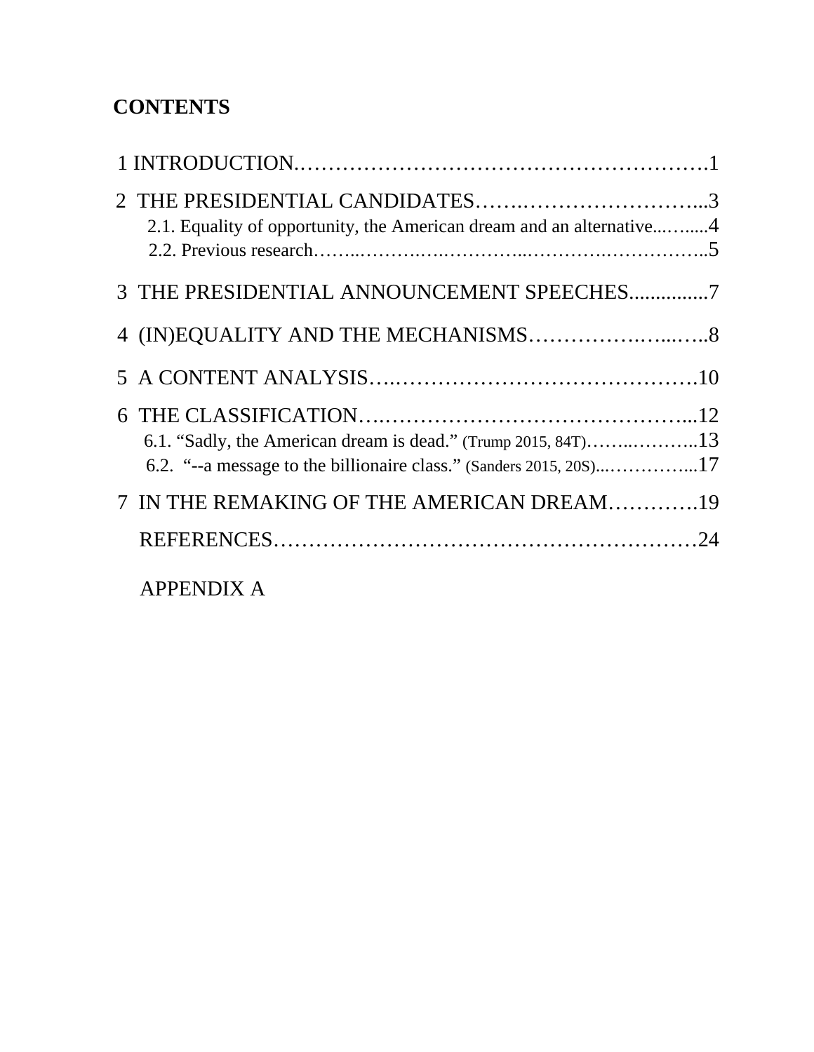# CONTENTS

1 INTRODUCTION……………………………………………………1

2 THE PRESIDENTIAL CANDIDATES…….……………………...3

2.1. Equality of opportunity, the American dream and an alternative...…......4

2.2. Previous research……..……….….…………..……….…………….5

3 THE PRESIDENTIAL ANNOUNCEMENT SPEECHES...............7

4 (IN)EQUALITY AND THE MECHANISMS……………….…...…..8

5 A CONTENT ANALYSIS….…………………………………….10

6 THE CLASSIFICATION….……………………………………...12

6.1. “Sadly, the American dream is dead.” (Trump 2015, 84T)……..………..13

6.2. “--a message to the billionaire class.” (Sanders 2015, 20S)...…………...17

7 IN THE REMAKING OF THE AMERICAN DREAM………….19

REFERENCES…………………………………………………24

APPENDIX A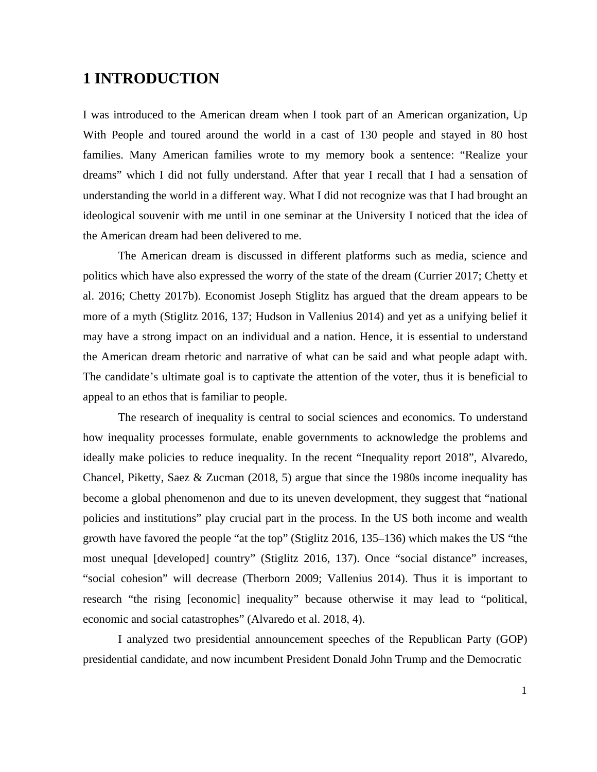# 1 INTRODUCTION

I was introduced to the American dream when I took part of an American organization, Up With People and toured around the world in a cast of 130 people and stayed in 80 host families. Many American families wrote to my memory book a sentence: "Realize your dreams" which I did not fully understand. After that year I recall that I had a sensation of understanding the world in a different way. What I did not recognize was that I had brought an ideological souvenir with me until in one seminar at the University I noticed that the idea of the American dream had been delivered to me.

The American dream is discussed in different platforms such as media, science and politics which have also expressed the worry of the state of the dream (Currier 2017; Chetty et al. 2016; Chetty 2017b). Economist Joseph Stiglitz has argued that the dream appears to be more of a myth (Stiglitz 2016, 137; Hudson in Vallenius 2014) and yet as a unifying belief it may have a strong impact on an individual and a nation. Hence, it is essential to understand the American dream rhetoric and narrative of what can be said and what people adapt with. The candidate's ultimate goal is to captivate the attention of the voter, thus it is beneficial to appeal to an ethos that is familiar to people.

The research of inequality is central to social sciences and economics. To understand how inequality processes formulate, enable governments to acknowledge the problems and ideally make policies to reduce inequality. In the recent "Inequality report 2018", Alvaredo, Chancel, Piketty, Saez & Zucman (2018, 5) argue that since the 1980s income inequality has become a global phenomenon and due to its uneven development, they suggest that "national policies and institutions" play crucial part in the process. In the US both income and wealth growth have favored the people "at the top" (Stiglitz 2016, 135–136) which makes the US "the most unequal [developed] country" (Stiglitz 2016, 137). Once "social distance" increases, "social cohesion" will decrease (Therborn 2009; Vallenius 2014). Thus it is important to research "the rising [economic] inequality" because otherwise it may lead to "political, economic and social catastrophes" (Alvaredo et al. 2018, 4).

I analyzed two presidential announcement speeches of the Republican Party (GOP) presidential candidate, and now incumbent President Donald John Trump and the Democratic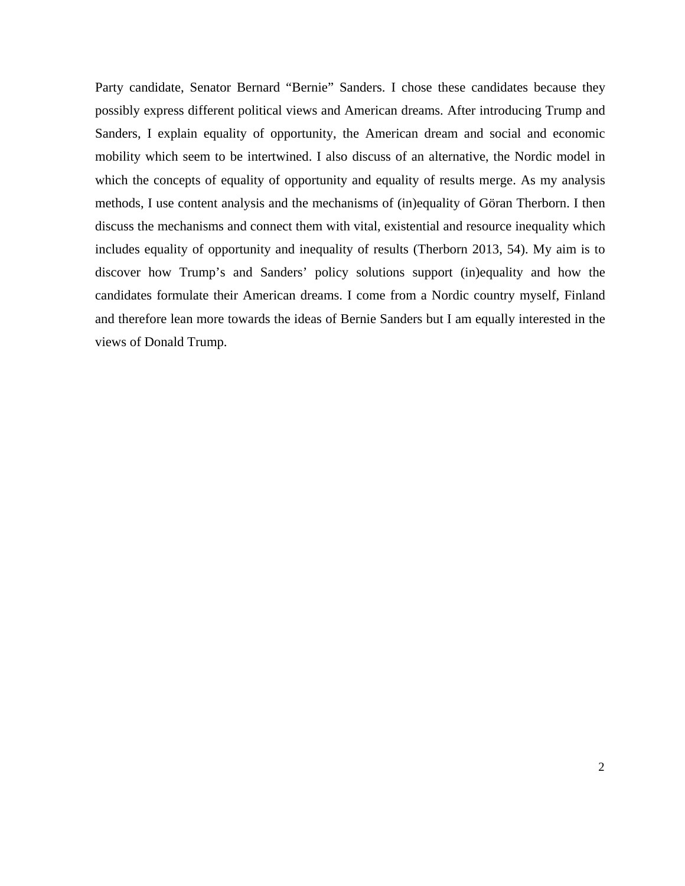Party candidate, Senator Bernard “Bernie” Sanders. I chose these candidates because they possibly express different political views and American dreams. After introducing Trump and Sanders, I explain equality of opportunity, the American dream and social and economic mobility which seem to be intertwined. I also discuss of an alternative, the Nordic model in which the concepts of equality of opportunity and equality of results merge. As my analysis methods, I use content analysis and the mechanisms of (in)equality of Göran Therborn. I then discuss the mechanisms and connect them with vital, existential and resource inequality which includes equality of opportunity and inequality of results (Therborn 2013, 54). My aim is to discover how Trump’s and Sanders’ policy solutions support (in)equality and how the candidates formulate their American dreams. I come from a Nordic country myself, Finland and therefore lean more towards the ideas of Bernie Sanders but I am equally interested in the views of Donald Trump.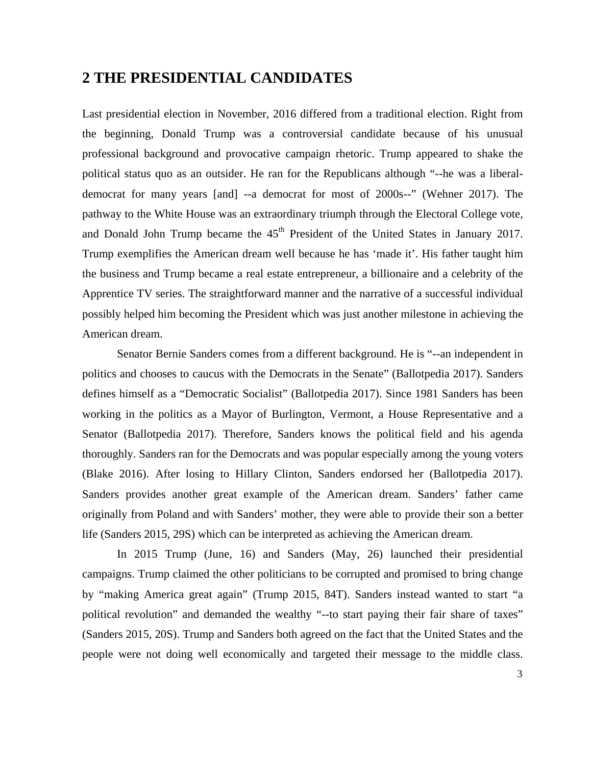## 2 THE PRESIDENTIAL CANDIDATES

Last presidential election in November, 2016 differed from a traditional election. Right from the beginning, Donald Trump was a controversial candidate because of his unusual professional background and provocative campaign rhetoric. Trump appeared to shake the political status quo as an outsider. He ran for the Republicans although "--he was a liberal-democrat for many years [and] --a democrat for most of 2000s--" (Wehner 2017). The pathway to the White House was an extraordinary triumph through the Electoral College vote, and Donald John Trump became the 45th President of the United States in January 2017. Trump exemplifies the American dream well because he has 'made it'. His father taught him the business and Trump became a real estate entrepreneur, a billionaire and a celebrity of the Apprentice TV series. The straightforward manner and the narrative of a successful individual possibly helped him becoming the President which was just another milestone in achieving the American dream.

Senator Bernie Sanders comes from a different background. He is "--an independent in politics and chooses to caucus with the Democrats in the Senate" (Ballotpedia 2017). Sanders defines himself as a "Democratic Socialist" (Ballotpedia 2017). Since 1981 Sanders has been working in the politics as a Mayor of Burlington, Vermont, a House Representative and a Senator (Ballotpedia 2017). Therefore, Sanders knows the political field and his agenda thoroughly. Sanders ran for the Democrats and was popular especially among the young voters (Blake 2016). After losing to Hillary Clinton, Sanders endorsed her (Ballotpedia 2017). Sanders provides another great example of the American dream. Sanders' father came originally from Poland and with Sanders' mother, they were able to provide their son a better life (Sanders 2015, 29S) which can be interpreted as achieving the American dream.

In 2015 Trump (June, 16) and Sanders (May, 26) launched their presidential campaigns. Trump claimed the other politicians to be corrupted and promised to bring change by "making America great again" (Trump 2015, 84T). Sanders instead wanted to start "a political revolution" and demanded the wealthy "--to start paying their fair share of taxes" (Sanders 2015, 20S). Trump and Sanders both agreed on the fact that the United States and the people were not doing well economically and targeted their message to the middle class.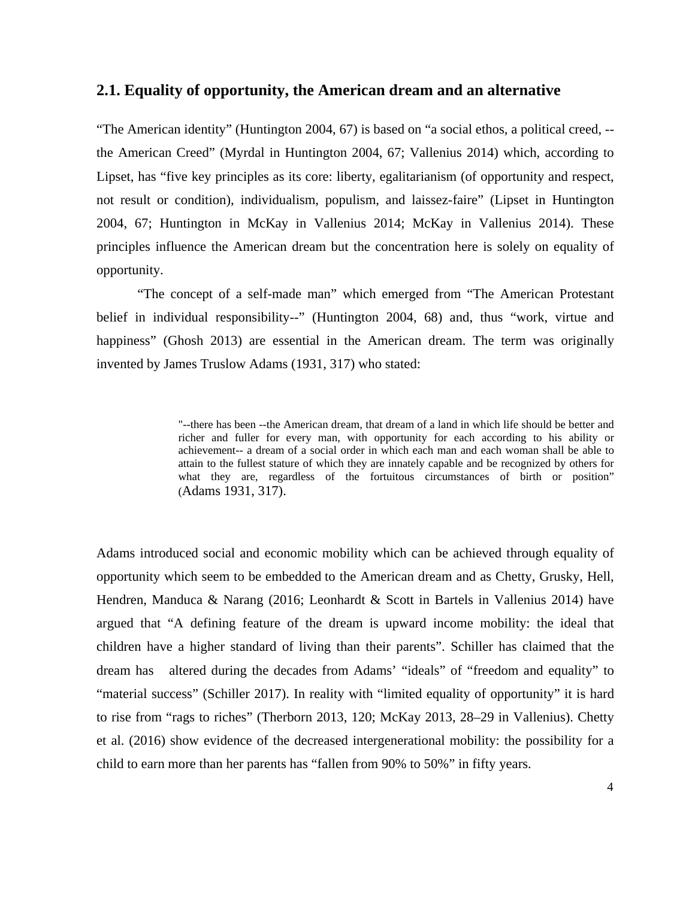## 2.1. Equality of opportunity, the American dream and an alternative

"The American identity" (Huntington 2004, 67) is based on "a social ethos, a political creed, --the American Creed" (Myrdal in Huntington 2004, 67; Vallenius 2014) which, according to Lipset, has "five key principles as its core: liberty, egalitarianism (of opportunity and respect, not result or condition), individualism, populism, and laissez-faire" (Lipset in Huntington 2004, 67; Huntington in McKay in Vallenius 2014; McKay in Vallenius 2014). These principles influence the American dream but the concentration here is solely on equality of opportunity.

"The concept of a self-made man" which emerged from "The American Protestant belief in individual responsibility--" (Huntington 2004, 68) and, thus "work, virtue and happiness" (Ghosh 2013) are essential in the American dream. The term was originally invented by James Truslow Adams (1931, 317) who stated:

> "--there has been --the American dream, that dream of a land in which life should be better and richer and fuller for every man, with opportunity for each according to his ability or achievement-- a dream of a social order in which each man and each woman shall be able to attain to the fullest stature of which they are innately capable and be recognized by others for what they are, regardless of the fortuitous circumstances of birth or position" (Adams 1931, 317).

Adams introduced social and economic mobility which can be achieved through equality of opportunity which seem to be embedded to the American dream and as Chetty, Grusky, Hell, Hendren, Manduca & Narang (2016; Leonhardt & Scott in Bartels in Vallenius 2014) have argued that "A defining feature of the dream is upward income mobility: the ideal that children have a higher standard of living than their parents". Schiller has claimed that the dream has altered during the decades from Adams' "ideals" of "freedom and equality" to "material success" (Schiller 2017). In reality with "limited equality of opportunity" it is hard to rise from "rags to riches" (Therborn 2013, 120; McKay 2013, 28–29 in Vallenius). Chetty et al. (2016) show evidence of the decreased intergenerational mobility: the possibility for a child to earn more than her parents has "fallen from 90% to 50%" in fifty years.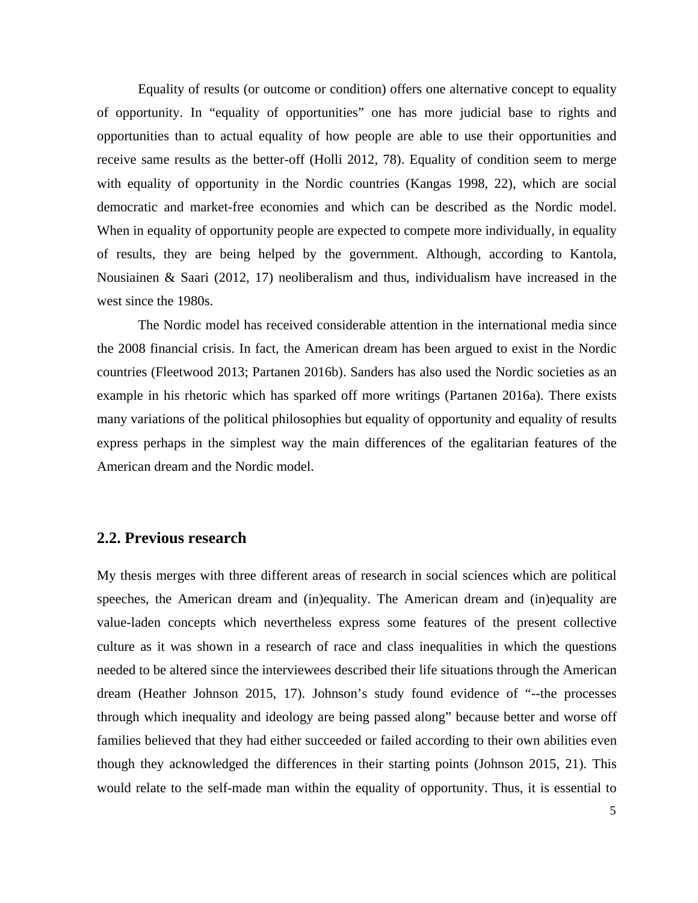Equality of results (or outcome or condition) offers one alternative concept to equality of opportunity. In “equality of opportunities” one has more judicial base to rights and opportunities than to actual equality of how people are able to use their opportunities and receive same results as the better-off (Holli 2012, 78). Equality of condition seem to merge with equality of opportunity in the Nordic countries (Kangas 1998, 22), which are social democratic and market-free economies and which can be described as the Nordic model. When in equality of opportunity people are expected to compete more individually, in equality of results, they are being helped by the government. Although, according to Kantola, Nousiainen & Saari (2012, 17) neoliberalism and thus, individualism have increased in the west since the 1980s.

The Nordic model has received considerable attention in the international media since the 2008 financial crisis. In fact, the American dream has been argued to exist in the Nordic countries (Fleetwood 2013; Partanen 2016b). Sanders has also used the Nordic societies as an example in his rhetoric which has sparked off more writings (Partanen 2016a). There exists many variations of the political philosophies but equality of opportunity and equality of results express perhaps in the simplest way the main differences of the egalitarian features of the American dream and the Nordic model.

## 2.2. Previous research

My thesis merges with three different areas of research in social sciences which are political speeches, the American dream and (in)equality. The American dream and (in)equality are value-laden concepts which nevertheless express some features of the present collective culture as it was shown in a research of race and class inequalities in which the questions needed to be altered since the interviewees described their life situations through the American dream (Heather Johnson 2015, 17). Johnson’s study found evidence of “--the processes through which inequality and ideology are being passed along” because better and worse off families believed that they had either succeeded or failed according to their own abilities even though they acknowledged the differences in their starting points (Johnson 2015, 21). This would relate to the self-made man within the equality of opportunity. Thus, it is essential to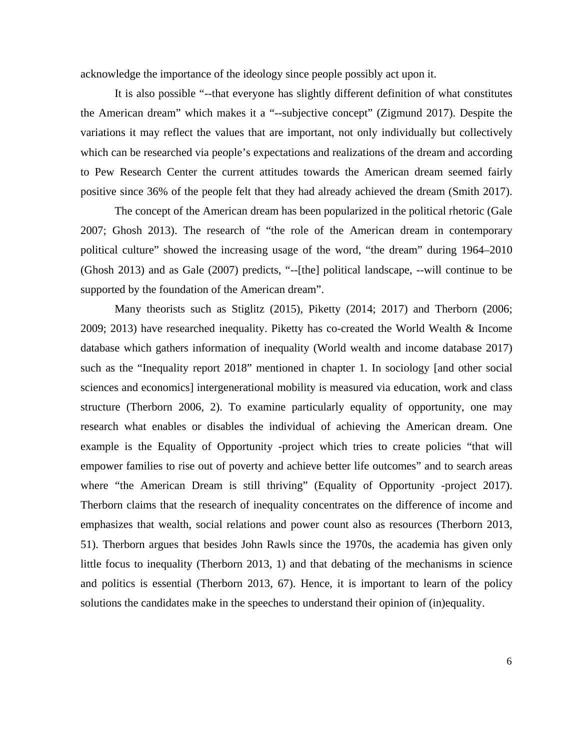acknowledge the importance of the ideology since people possibly act upon it.

It is also possible "--that everyone has slightly different definition of what constitutes the American dream" which makes it a "--subjective concept" (Zigmund 2017). Despite the variations it may reflect the values that are important, not only individually but collectively which can be researched via people's expectations and realizations of the dream and according to Pew Research Center the current attitudes towards the American dream seemed fairly positive since 36% of the people felt that they had already achieved the dream (Smith 2017).

The concept of the American dream has been popularized in the political rhetoric (Gale 2007; Ghosh 2013). The research of "the role of the American dream in contemporary political culture" showed the increasing usage of the word, "the dream" during 1964–2010 (Ghosh 2013) and as Gale (2007) predicts, "--[the] political landscape, --will continue to be supported by the foundation of the American dream".

Many theorists such as Stiglitz (2015), Piketty (2014; 2017) and Therborn (2006; 2009; 2013) have researched inequality. Piketty has co-created the World Wealth & Income database which gathers information of inequality (World wealth and income database 2017) such as the "Inequality report 2018" mentioned in chapter 1. In sociology [and other social sciences and economics] intergenerational mobility is measured via education, work and class structure (Therborn 2006, 2). To examine particularly equality of opportunity, one may research what enables or disables the individual of achieving the American dream. One example is the Equality of Opportunity -project which tries to create policies "that will empower families to rise out of poverty and achieve better life outcomes" and to search areas where "the American Dream is still thriving" (Equality of Opportunity -project 2017). Therborn claims that the research of inequality concentrates on the difference of income and emphasizes that wealth, social relations and power count also as resources (Therborn 2013, 51). Therborn argues that besides John Rawls since the 1970s, the academia has given only little focus to inequality (Therborn 2013, 1) and that debating of the mechanisms in science and politics is essential (Therborn 2013, 67). Hence, it is important to learn of the policy solutions the candidates make in the speeches to understand their opinion of (in)equality.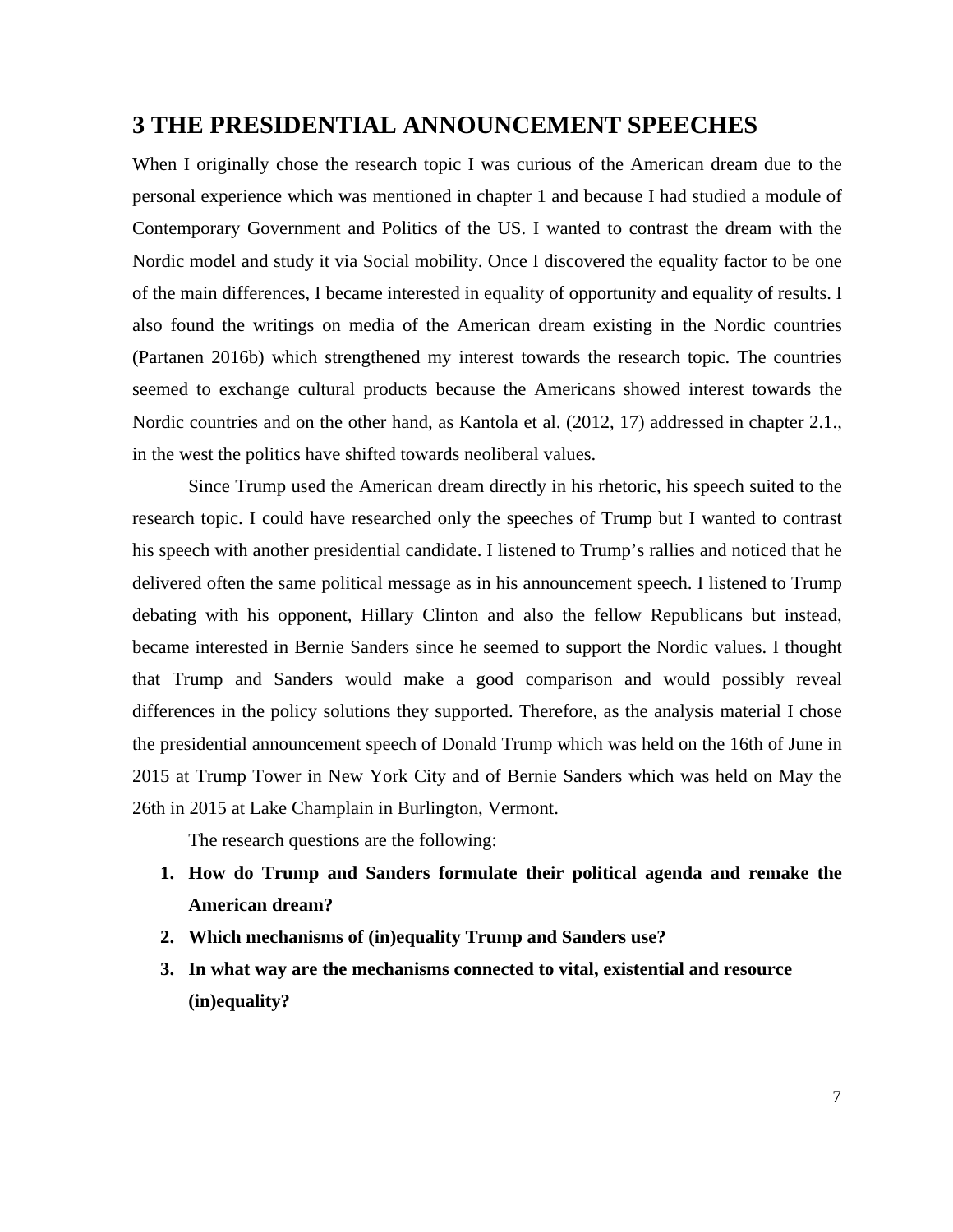# 3 THE PRESIDENTIAL ANNOUNCEMENT SPEECHES

When I originally chose the research topic I was curious of the American dream due to the personal experience which was mentioned in chapter 1 and because I had studied a module of Contemporary Government and Politics of the US. I wanted to contrast the dream with the Nordic model and study it via Social mobility. Once I discovered the equality factor to be one of the main differences, I became interested in equality of opportunity and equality of results. I also found the writings on media of the American dream existing in the Nordic countries (Partanen 2016b) which strengthened my interest towards the research topic. The countries seemed to exchange cultural products because the Americans showed interest towards the Nordic countries and on the other hand, as Kantola et al. (2012, 17) addressed in chapter 2.1., in the west the politics have shifted towards neoliberal values.

Since Trump used the American dream directly in his rhetoric, his speech suited to the research topic. I could have researched only the speeches of Trump but I wanted to contrast his speech with another presidential candidate. I listened to Trump's rallies and noticed that he delivered often the same political message as in his announcement speech. I listened to Trump debating with his opponent, Hillary Clinton and also the fellow Republicans but instead, became interested in Bernie Sanders since he seemed to support the Nordic values. I thought that Trump and Sanders would make a good comparison and would possibly reveal differences in the policy solutions they supported. Therefore, as the analysis material I chose the presidential announcement speech of Donald Trump which was held on the 16th of June in 2015 at Trump Tower in New York City and of Bernie Sanders which was held on May the 26th in 2015 at Lake Champlain in Burlington, Vermont.

The research questions are the following:

1. **How do Trump and Sanders formulate their political agenda and remake the American dream?**
2. **Which mechanisms of (in)equality Trump and Sanders use?**
3. **In what way are the mechanisms connected to vital, existential and resource (in)equality?**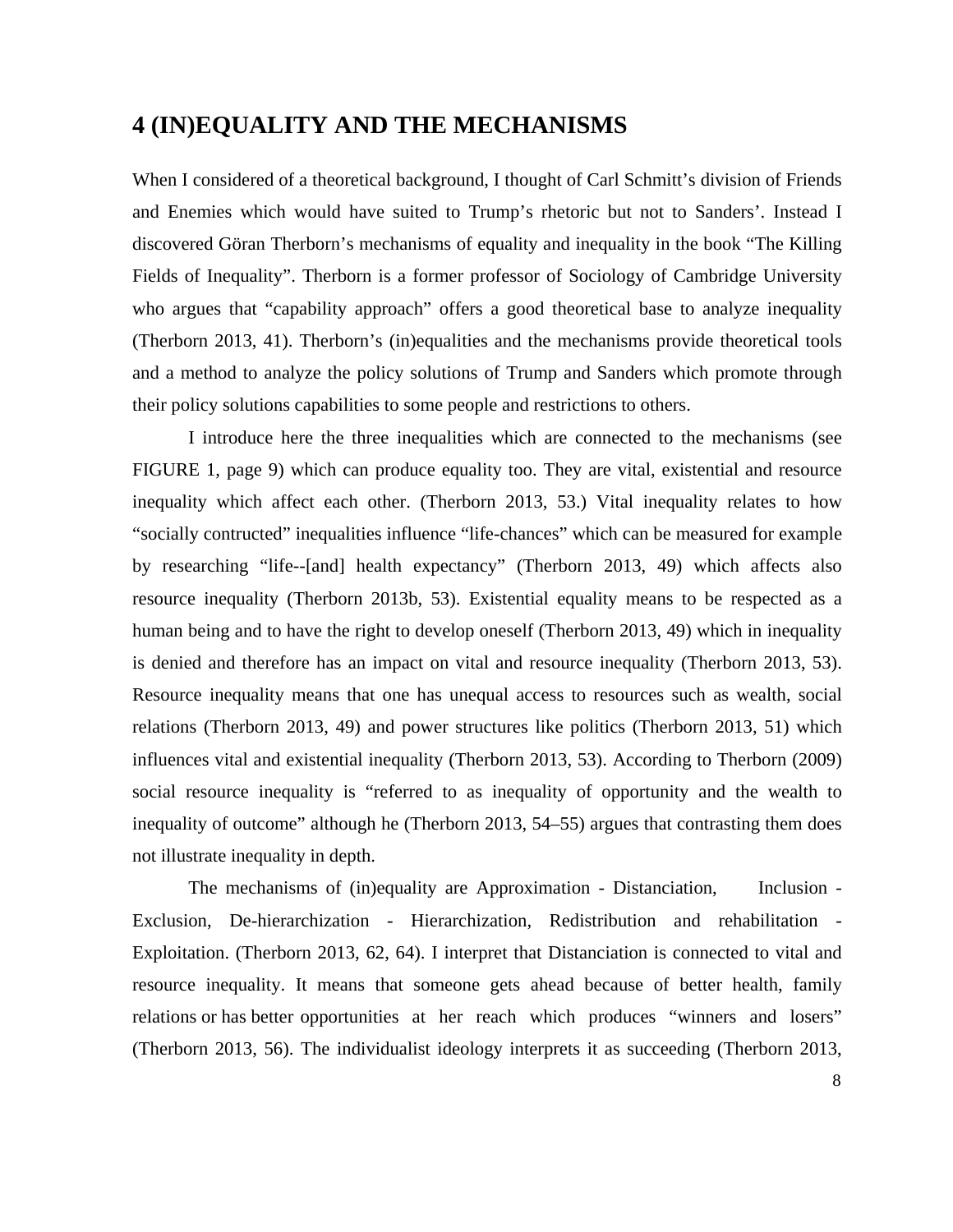# 4 (IN)EQUALITY AND THE MECHANISMS

When I considered of a theoretical background, I thought of Carl Schmitt's division of Friends and Enemies which would have suited to Trump's rhetoric but not to Sanders'. Instead I discovered Göran Therborn's mechanisms of equality and inequality in the book "The Killing Fields of Inequality". Therborn is a former professor of Sociology of Cambridge University who argues that "capability approach" offers a good theoretical base to analyze inequality (Therborn 2013, 41). Therborn's (in)equalities and the mechanisms provide theoretical tools and a method to analyze the policy solutions of Trump and Sanders which promote through their policy solutions capabilities to some people and restrictions to others.

I introduce here the three inequalities which are connected to the mechanisms (see FIGURE 1, page 9) which can produce equality too. They are vital, existential and resource inequality which affect each other. (Therborn 2013, 53.) Vital inequality relates to how "socially contructed" inequalities influence "life-chances" which can be measured for example by researching "life--[and] health expectancy" (Therborn 2013, 49) which affects also resource inequality (Therborn 2013b, 53). Existential equality means to be respected as a human being and to have the right to develop oneself (Therborn 2013, 49) which in inequality is denied and therefore has an impact on vital and resource inequality (Therborn 2013, 53). Resource inequality means that one has unequal access to resources such as wealth, social relations (Therborn 2013, 49) and power structures like politics (Therborn 2013, 51) which influences vital and existential inequality (Therborn 2013, 53). According to Therborn (2009) social resource inequality is "referred to as inequality of opportunity and the wealth to inequality of outcome" although he (Therborn 2013, 54–55) argues that contrasting them does not illustrate inequality in depth.

The mechanisms of (in)equality are Approximation - Distanciation, Inclusion - Exclusion, De-hierarchization - Hierarchization, Redistribution and rehabilitation - Exploitation. (Therborn 2013, 62, 64). I interpret that Distanciation is connected to vital and resource inequality. It means that someone gets ahead because of better health, family relations or has better opportunities at her reach which produces "winners and losers" (Therborn 2013, 56). The individualist ideology interprets it as succeeding (Therborn 2013,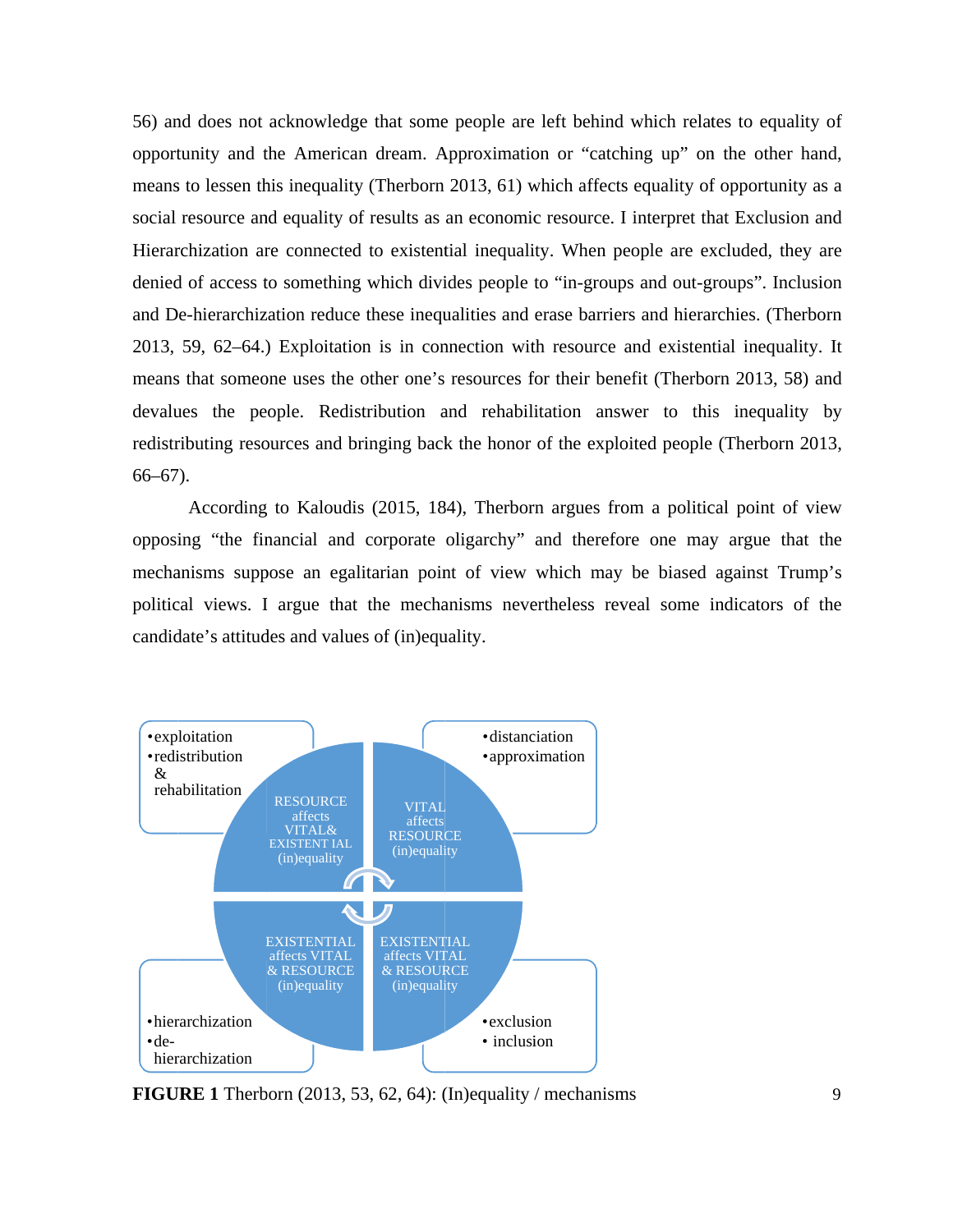56) and does not acknowledge that some people are left behind which relates to equality of opportunity and the American dream. Approximation or "catching up" on the other hand, means to lessen this inequality (Therborn 2013, 61) which affects equality of opportunity as a social resource and equality of results as an economic resource. I interpret that Exclusion and Hierarchization are connected to existential inequality. When people are excluded, they are denied of access to something which divides people to "in-groups and out-groups". Inclusion and De-hierarchization reduce these inequalities and erase barriers and hierarchies. (Therborn 2013, 59, 62–64.) Exploitation is in connection with resource and existential inequality. It means that someone uses the other one's resources for their benefit (Therborn 2013, 58) and devalues the people. Redistribution and rehabilitation answer to this inequality by redistributing resources and bringing back the honor of the exploited people (Therborn 2013, 66–67).

According to Kaloudis (2015, 184), Therborn argues from a political point of view opposing "the financial and corporate oligarchy" and therefore one may argue that the mechanisms suppose an egalitarian point of view which may be biased against Trump's political views. I argue that the mechanisms nevertheless reveal some indicators of the candidate's attitudes and values of (in)equality.

- exploitation
- redistribution & rehabilitation

RESOURCE affects VITAL& EXISTENT IAL (in)equality

- distanciation
- approximation

VITAL affects RESOURCE (in)equality

EXISTENTIAL affects VITAL & RESOURCE (in)equality

- hierarchization
- de-hierarchization

EXISTENTIAL affects VITAL & RESOURCE (in)equality

- exclusion
- inclusion

**FIGURE 1** Therborn (2013, 53, 62, 64): (In)equality / mechanisms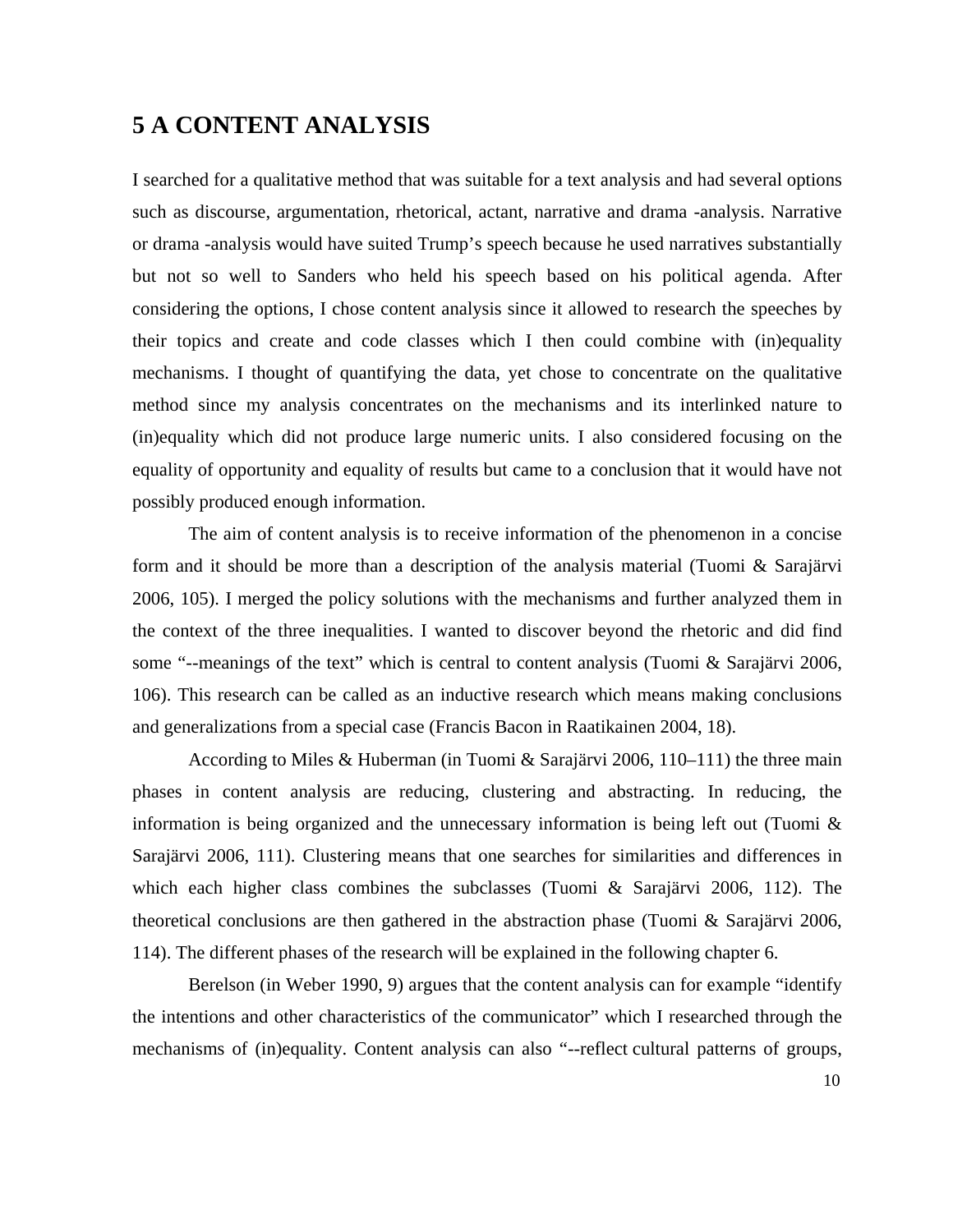# 5 A CONTENT ANALYSIS

I searched for a qualitative method that was suitable for a text analysis and had several options such as discourse, argumentation, rhetorical, actant, narrative and drama -analysis. Narrative or drama -analysis would have suited Trump's speech because he used narratives substantially but not so well to Sanders who held his speech based on his political agenda. After considering the options, I chose content analysis since it allowed to research the speeches by their topics and create and code classes which I then could combine with (in)equality mechanisms. I thought of quantifying the data, yet chose to concentrate on the qualitative method since my analysis concentrates on the mechanisms and its interlinked nature to (in)equality which did not produce large numeric units. I also considered focusing on the equality of opportunity and equality of results but came to a conclusion that it would have not possibly produced enough information.

The aim of content analysis is to receive information of the phenomenon in a concise form and it should be more than a description of the analysis material (Tuomi & Sarajärvi 2006, 105). I merged the policy solutions with the mechanisms and further analyzed them in the context of the three inequalities. I wanted to discover beyond the rhetoric and did find some "--meanings of the text" which is central to content analysis (Tuomi & Sarajärvi 2006, 106). This research can be called as an inductive research which means making conclusions and generalizations from a special case (Francis Bacon in Raatikainen 2004, 18).

According to Miles & Huberman (in Tuomi & Sarajärvi 2006, 110–111) the three main phases in content analysis are reducing, clustering and abstracting. In reducing, the information is being organized and the unnecessary information is being left out (Tuomi & Sarajärvi 2006, 111). Clustering means that one searches for similarities and differences in which each higher class combines the subclasses (Tuomi & Sarajärvi 2006, 112). The theoretical conclusions are then gathered in the abstraction phase (Tuomi & Sarajärvi 2006, 114). The different phases of the research will be explained in the following chapter 6.

Berelson (in Weber 1990, 9) argues that the content analysis can for example "identify the intentions and other characteristics of the communicator" which I researched through the mechanisms of (in)equality. Content analysis can also "--reflect cultural patterns of groups,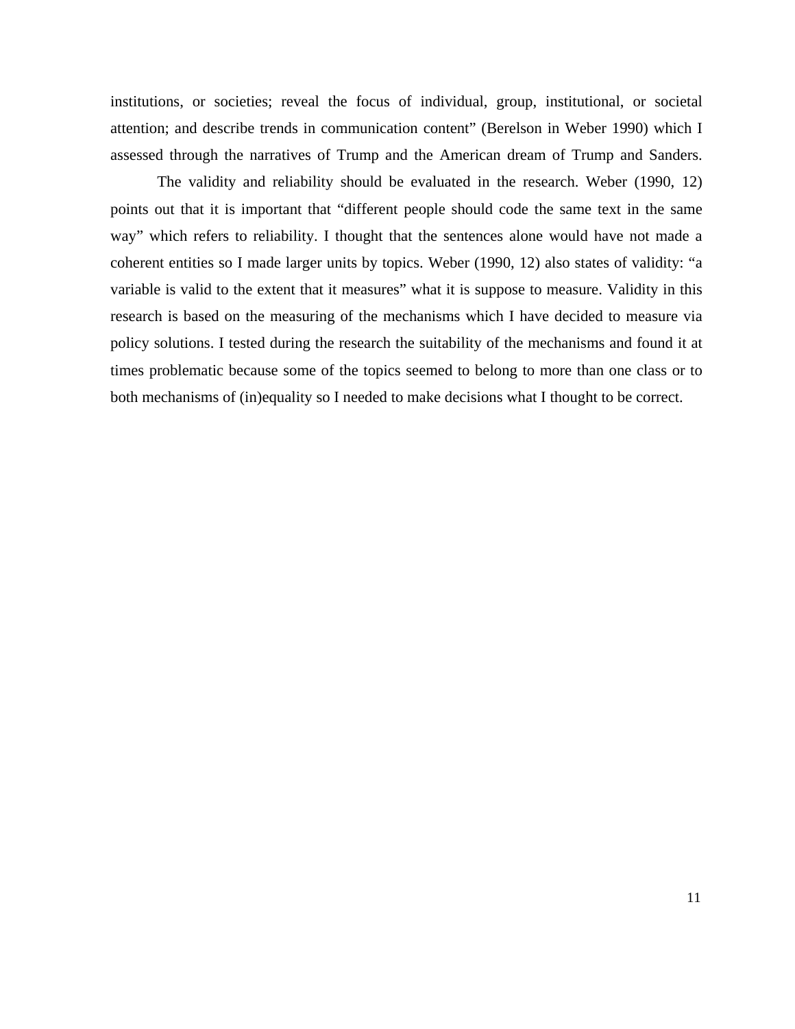institutions, or societies; reveal the focus of individual, group, institutional, or societal attention; and describe trends in communication content" (Berelson in Weber 1990) which I assessed through the narratives of Trump and the American dream of Trump and Sanders.

The validity and reliability should be evaluated in the research. Weber (1990, 12) points out that it is important that "different people should code the same text in the same way" which refers to reliability. I thought that the sentences alone would have not made a coherent entities so I made larger units by topics. Weber (1990, 12) also states of validity: "a variable is valid to the extent that it measures" what it is suppose to measure. Validity in this research is based on the measuring of the mechanisms which I have decided to measure via policy solutions. I tested during the research the suitability of the mechanisms and found it at times problematic because some of the topics seemed to belong to more than one class or to both mechanisms of (in)equality so I needed to make decisions what I thought to be correct.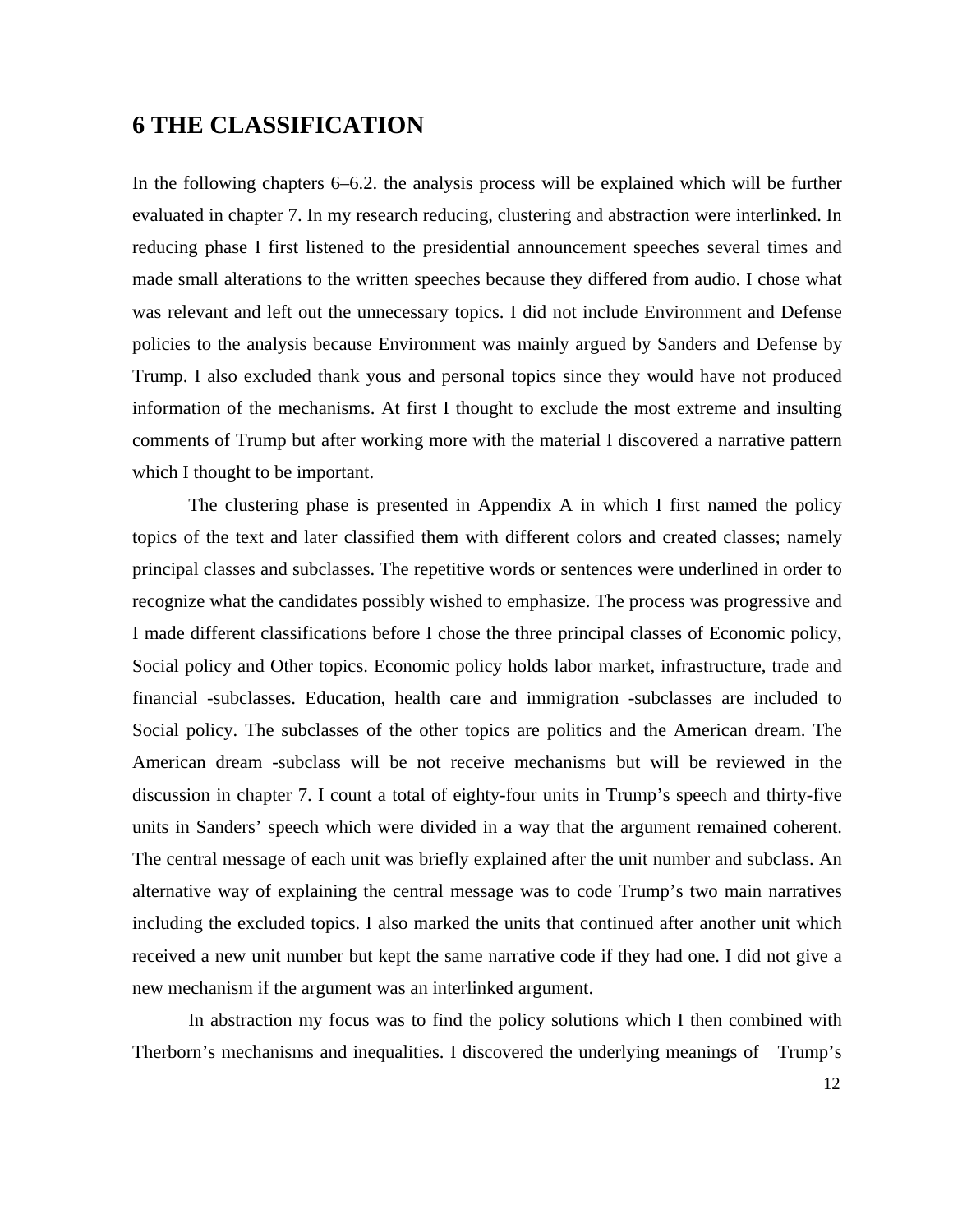# 6 THE CLASSIFICATION

In the following chapters 6–6.2. the analysis process will be explained which will be further evaluated in chapter 7. In my research reducing, clustering and abstraction were interlinked. In reducing phase I first listened to the presidential announcement speeches several times and made small alterations to the written speeches because they differed from audio. I chose what was relevant and left out the unnecessary topics. I did not include Environment and Defense policies to the analysis because Environment was mainly argued by Sanders and Defense by Trump. I also excluded thank yous and personal topics since they would have not produced information of the mechanisms. At first I thought to exclude the most extreme and insulting comments of Trump but after working more with the material I discovered a narrative pattern which I thought to be important.

The clustering phase is presented in Appendix A in which I first named the policy topics of the text and later classified them with different colors and created classes; namely principal classes and subclasses. The repetitive words or sentences were underlined in order to recognize what the candidates possibly wished to emphasize. The process was progressive and I made different classifications before I chose the three principal classes of Economic policy, Social policy and Other topics. Economic policy holds labor market, infrastructure, trade and financial -subclasses. Education, health care and immigration -subclasses are included to Social policy. The subclasses of the other topics are politics and the American dream. The American dream -subclass will be not receive mechanisms but will be reviewed in the discussion in chapter 7. I count a total of eighty-four units in Trump's speech and thirty-five units in Sanders' speech which were divided in a way that the argument remained coherent. The central message of each unit was briefly explained after the unit number and subclass. An alternative way of explaining the central message was to code Trump's two main narratives including the excluded topics. I also marked the units that continued after another unit which received a new unit number but kept the same narrative code if they had one. I did not give a new mechanism if the argument was an interlinked argument.

In abstraction my focus was to find the policy solutions which I then combined with Therborn's mechanisms and inequalities. I discovered the underlying meanings of Trump's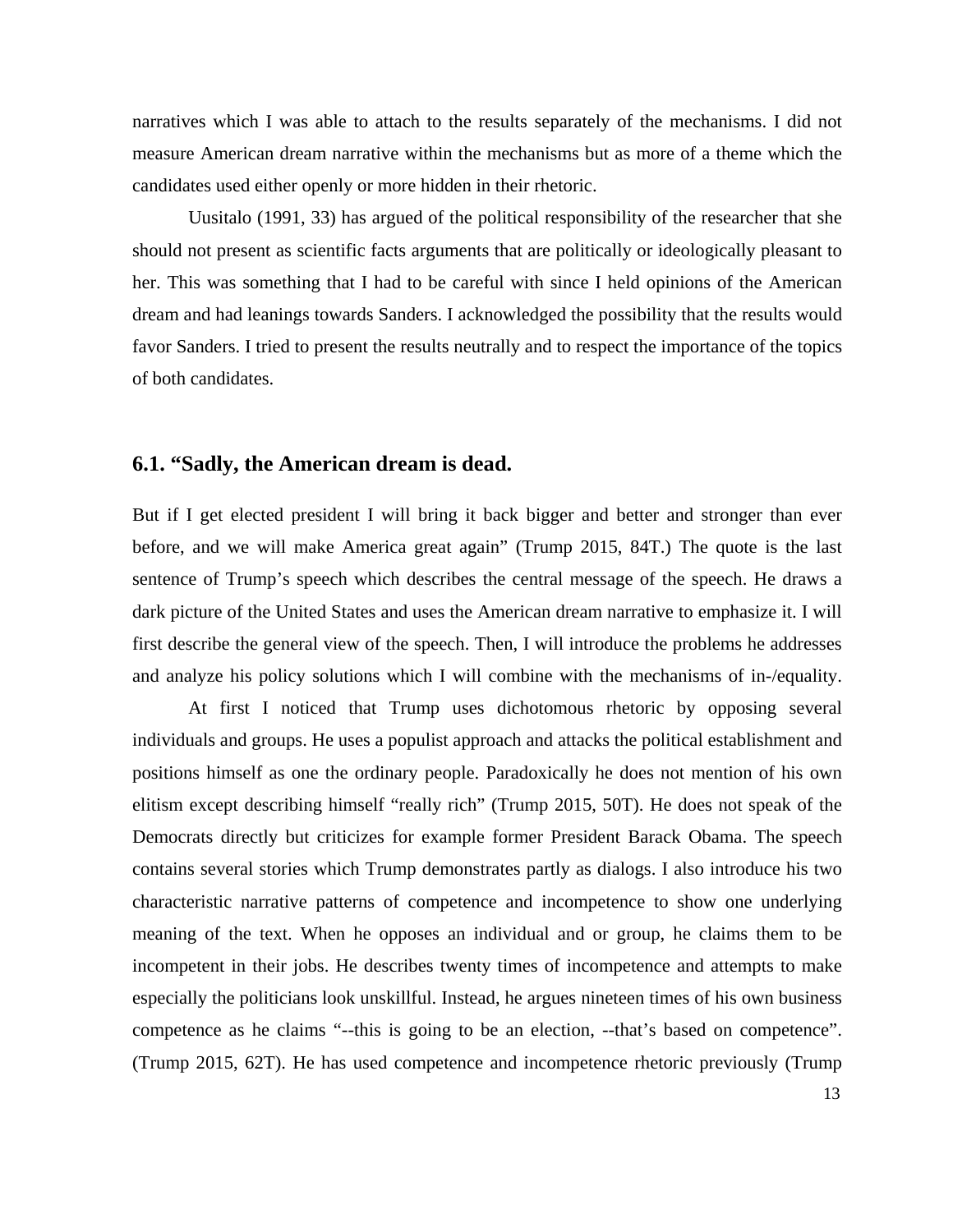narratives which I was able to attach to the results separately of the mechanisms. I did not measure American dream narrative within the mechanisms but as more of a theme which the candidates used either openly or more hidden in their rhetoric.

Uusitalo (1991, 33) has argued of the political responsibility of the researcher that she should not present as scientific facts arguments that are politically or ideologically pleasant to her. This was something that I had to be careful with since I held opinions of the American dream and had leanings towards Sanders. I acknowledged the possibility that the results would favor Sanders. I tried to present the results neutrally and to respect the importance of the topics of both candidates.

### 6.1. "Sadly, the American dream is dead.

But if I get elected president I will bring it back bigger and better and stronger than ever before, and we will make America great again" (Trump 2015, 84T.) The quote is the last sentence of Trump's speech which describes the central message of the speech. He draws a dark picture of the United States and uses the American dream narrative to emphasize it. I will first describe the general view of the speech. Then, I will introduce the problems he addresses and analyze his policy solutions which I will combine with the mechanisms of in-/equality.

At first I noticed that Trump uses dichotomous rhetoric by opposing several individuals and groups. He uses a populist approach and attacks the political establishment and positions himself as one the ordinary people. Paradoxically he does not mention of his own elitism except describing himself "really rich" (Trump 2015, 50T). He does not speak of the Democrats directly but criticizes for example former President Barack Obama. The speech contains several stories which Trump demonstrates partly as dialogs. I also introduce his two characteristic narrative patterns of competence and incompetence to show one underlying meaning of the text. When he opposes an individual and or group, he claims them to be incompetent in their jobs. He describes twenty times of incompetence and attempts to make especially the politicians look unskillful. Instead, he argues nineteen times of his own business competence as he claims "--this is going to be an election, --that's based on competence". (Trump 2015, 62T). He has used competence and incompetence rhetoric previously (Trump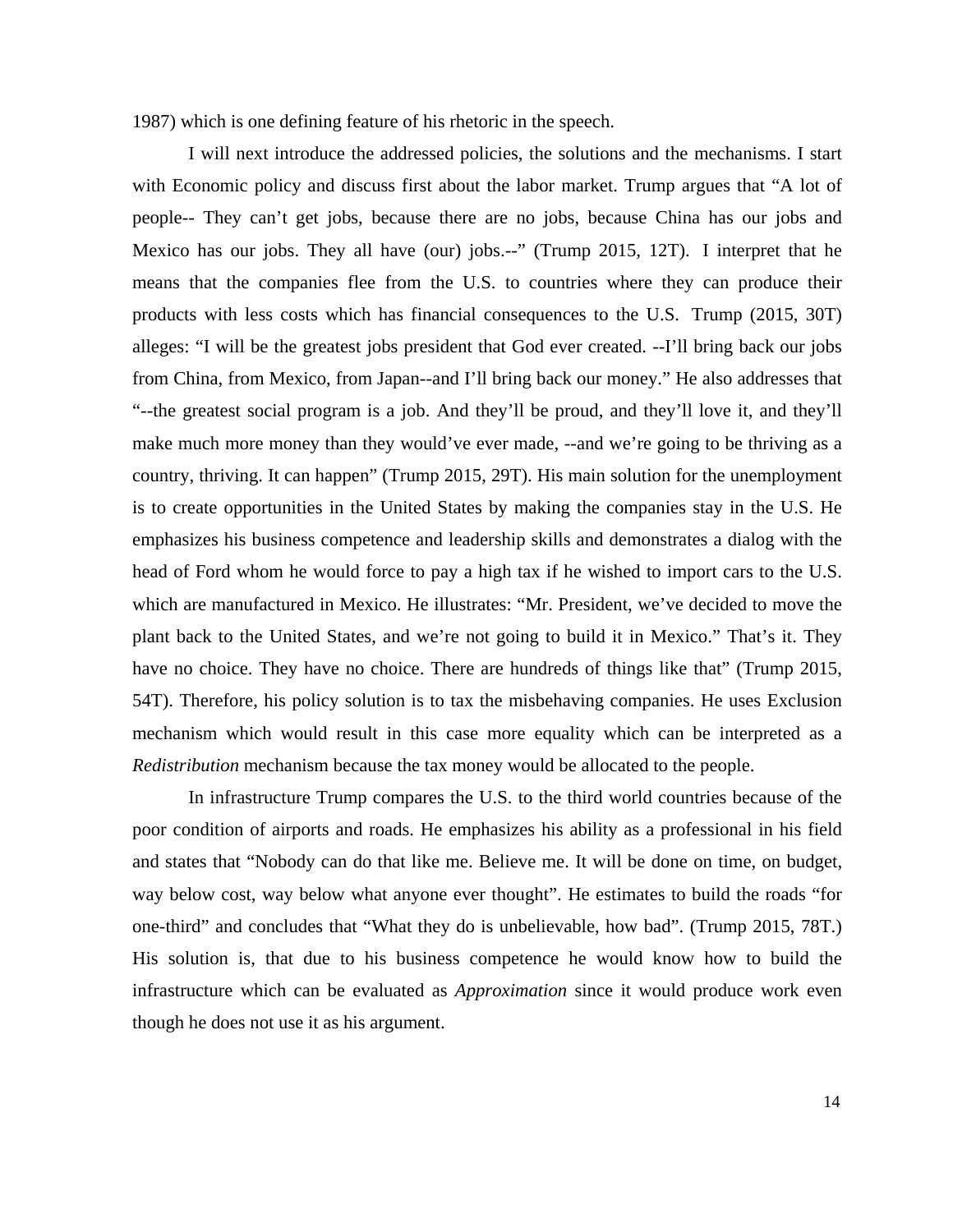1987) which is one defining feature of his rhetoric in the speech.

I will next introduce the addressed policies, the solutions and the mechanisms. I start with Economic policy and discuss first about the labor market. Trump argues that "A lot of people-- They can't get jobs, because there are no jobs, because China has our jobs and Mexico has our jobs. They all have (our) jobs.--" (Trump 2015, 12T). I interpret that he means that the companies flee from the U.S. to countries where they can produce their products with less costs which has financial consequences to the U.S. Trump (2015, 30T) alleges: "I will be the greatest jobs president that God ever created. --I'll bring back our jobs from China, from Mexico, from Japan--and I'll bring back our money." He also addresses that "--the greatest social program is a job. And they'll be proud, and they'll love it, and they'll make much more money than they would've ever made, --and we're going to be thriving as a country, thriving. It can happen" (Trump 2015, 29T). His main solution for the unemployment is to create opportunities in the United States by making the companies stay in the U.S. He emphasizes his business competence and leadership skills and demonstrates a dialog with the head of Ford whom he would force to pay a high tax if he wished to import cars to the U.S. which are manufactured in Mexico. He illustrates: "Mr. President, we've decided to move the plant back to the United States, and we're not going to build it in Mexico." That's it. They have no choice. They have no choice. There are hundreds of things like that" (Trump 2015, 54T). Therefore, his policy solution is to tax the misbehaving companies. He uses Exclusion mechanism which would result in this case more equality which can be interpreted as a *Redistribution* mechanism because the tax money would be allocated to the people.

In infrastructure Trump compares the U.S. to the third world countries because of the poor condition of airports and roads. He emphasizes his ability as a professional in his field and states that "Nobody can do that like me. Believe me. It will be done on time, on budget, way below cost, way below what anyone ever thought". He estimates to build the roads "for one-third" and concludes that "What they do is unbelievable, how bad". (Trump 2015, 78T.) His solution is, that due to his business competence he would know how to build the infrastructure which can be evaluated as *Approximation* since it would produce work even though he does not use it as his argument.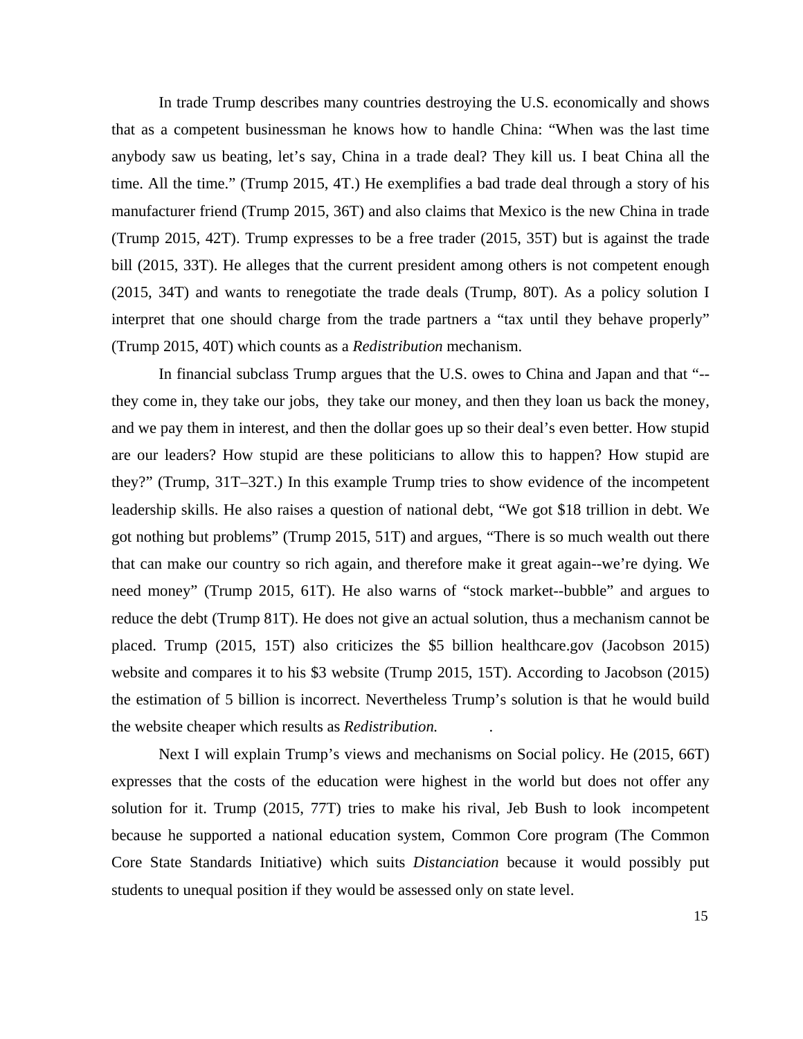In trade Trump describes many countries destroying the U.S. economically and shows that as a competent businessman he knows how to handle China: "When was the last time anybody saw us beating, let's say, China in a trade deal? They kill us. I beat China all the time. All the time." (Trump 2015, 4T.) He exemplifies a bad trade deal through a story of his manufacturer friend (Trump 2015, 36T) and also claims that Mexico is the new China in trade (Trump 2015, 42T). Trump expresses to be a free trader (2015, 35T) but is against the trade bill (2015, 33T). He alleges that the current president among others is not competent enough (2015, 34T) and wants to renegotiate the trade deals (Trump, 80T). As a policy solution I interpret that one should charge from the trade partners a "tax until they behave properly" (Trump 2015, 40T) which counts as a *Redistribution* mechanism.

In financial subclass Trump argues that the U.S. owes to China and Japan and that "-- they come in, they take our jobs, they take our money, and then they loan us back the money, and we pay them in interest, and then the dollar goes up so their deal's even better. How stupid are our leaders? How stupid are these politicians to allow this to happen? How stupid are they?" (Trump, 31T–32T.) In this example Trump tries to show evidence of the incompetent leadership skills. He also raises a question of national debt, "We got $18 trillion in debt. We got nothing but problems" (Trump 2015, 51T) and argues, "There is so much wealth out there that can make our country so rich again, and therefore make it great again--we're dying. We need money" (Trump 2015, 61T). He also warns of "stock market--bubble" and argues to reduce the debt (Trump 81T). He does not give an actual solution, thus a mechanism cannot be placed. Trump (2015, 15T) also criticizes the $5 billion healthcare.gov (Jacobson 2015) website and compares it to his $3 website (Trump 2015, 15T). According to Jacobson (2015) the estimation of 5 billion is incorrect. Nevertheless Trump's solution is that he would build the website cheaper which results as *Redistribution.* .

Next I will explain Trump's views and mechanisms on Social policy. He (2015, 66T) expresses that the costs of the education were highest in the world but does not offer any solution for it. Trump (2015, 77T) tries to make his rival, Jeb Bush to look incompetent because he supported a national education system, Common Core program (The Common Core State Standards Initiative) which suits *Distanciation* because it would possibly put students to unequal position if they would be assessed only on state level.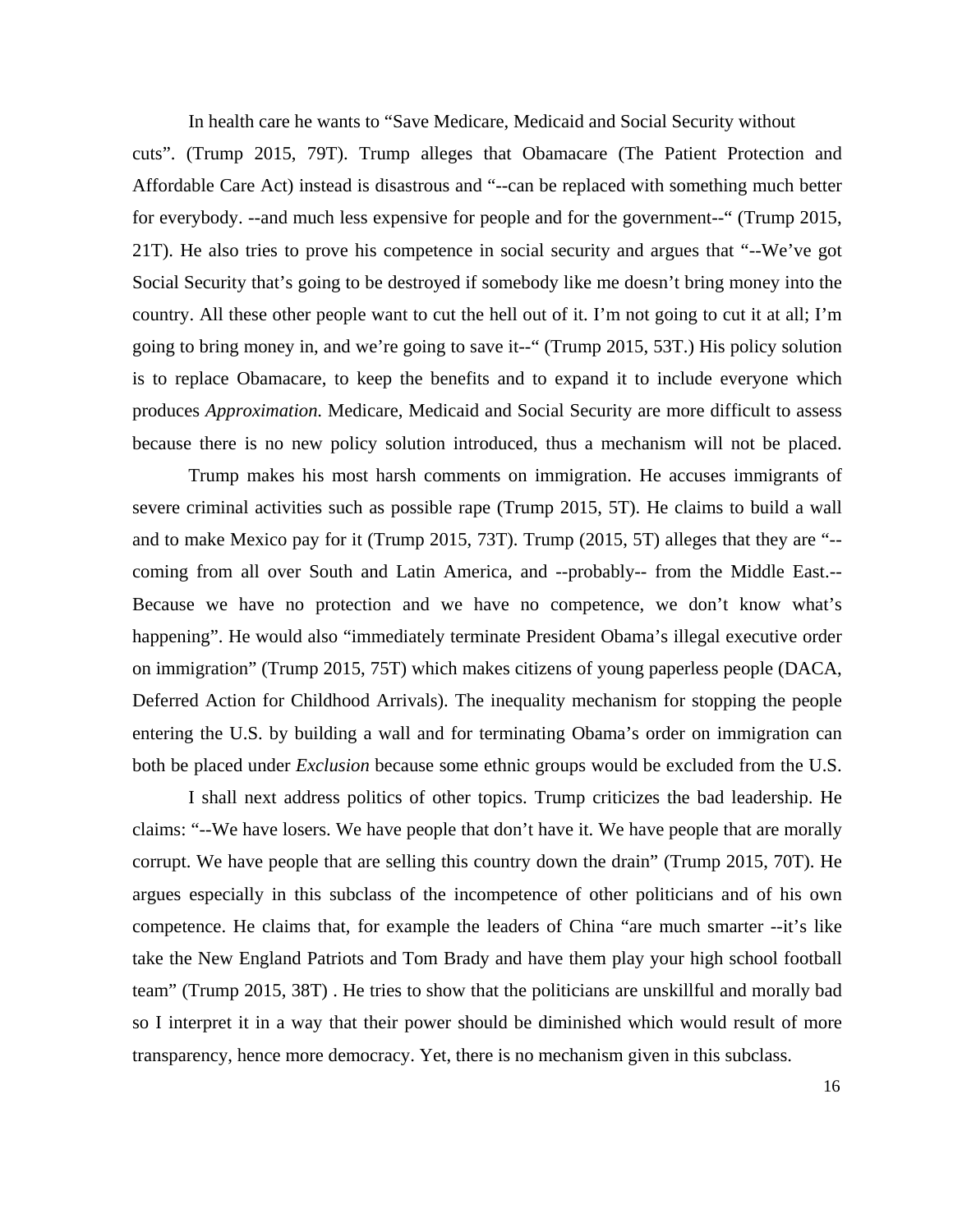In health care he wants to “Save Medicare, Medicaid and Social Security without cuts”. (Trump 2015, 79T). Trump alleges that Obamacare (The Patient Protection and Affordable Care Act) instead is disastrous and “--can be replaced with something much better for everybody. --and much less expensive for people and for the government--“ (Trump 2015, 21T). He also tries to prove his competence in social security and argues that “--We’ve got Social Security that’s going to be destroyed if somebody like me doesn’t bring money into the country. All these other people want to cut the hell out of it. I’m not going to cut it at all; I’m going to bring money in, and we’re going to save it--“ (Trump 2015, 53T.) His policy solution is to replace Obamacare, to keep the benefits and to expand it to include everyone which produces *Approximation.* Medicare, Medicaid and Social Security are more difficult to assess because there is no new policy solution introduced, thus a mechanism will not be placed.

Trump makes his most harsh comments on immigration. He accuses immigrants of severe criminal activities such as possible rape (Trump 2015, 5T). He claims to build a wall and to make Mexico pay for it (Trump 2015, 73T). Trump (2015, 5T) alleges that they are “--coming from all over South and Latin America, and --probably-- from the Middle East.--Because we have no protection and we have no competence, we don’t know what’s happening”. He would also “immediately terminate President Obama’s illegal executive order on immigration” (Trump 2015, 75T) which makes citizens of young paperless people (DACA, Deferred Action for Childhood Arrivals). The inequality mechanism for stopping the people entering the U.S. by building a wall and for terminating Obama’s order on immigration can both be placed under *Exclusion* because some ethnic groups would be excluded from the U.S.

I shall next address politics of other topics. Trump criticizes the bad leadership. He claims: “--We have losers. We have people that don’t have it. We have people that are morally corrupt. We have people that are selling this country down the drain” (Trump 2015, 70T). He argues especially in this subclass of the incompetence of other politicians and of his own competence. He claims that, for example the leaders of China “are much smarter --it’s like take the New England Patriots and Tom Brady and have them play your high school football team” (Trump 2015, 38T) . He tries to show that the politicians are unskillful and morally bad so I interpret it in a way that their power should be diminished which would result of more transparency, hence more democracy. Yet, there is no mechanism given in this subclass.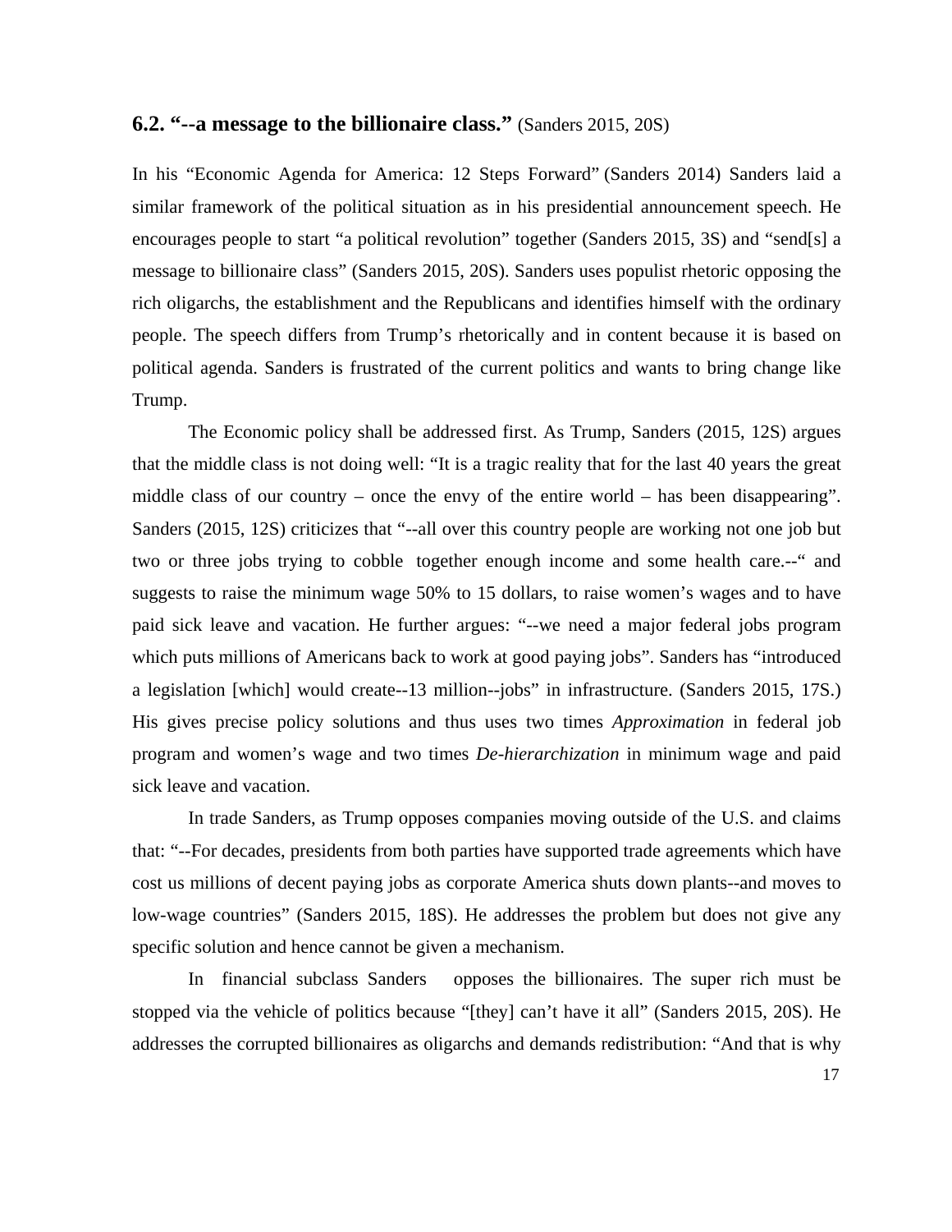## 6.2. "--a message to the billionaire class." (Sanders 2015, 20S)

In his "Economic Agenda for America: 12 Steps Forward" (Sanders 2014) Sanders laid a similar framework of the political situation as in his presidential announcement speech. He encourages people to start "a political revolution" together (Sanders 2015, 3S) and "send[s] a message to billionaire class" (Sanders 2015, 20S). Sanders uses populist rhetoric opposing the rich oligarchs, the establishment and the Republicans and identifies himself with the ordinary people. The speech differs from Trump's rhetorically and in content because it is based on political agenda. Sanders is frustrated of the current politics and wants to bring change like Trump.

The Economic policy shall be addressed first. As Trump, Sanders (2015, 12S) argues that the middle class is not doing well: "It is a tragic reality that for the last 40 years the great middle class of our country – once the envy of the entire world – has been disappearing". Sanders (2015, 12S) criticizes that "--all over this country people are working not one job but two or three jobs trying to cobble together enough income and some health care.--" and suggests to raise the minimum wage 50% to 15 dollars, to raise women's wages and to have paid sick leave and vacation. He further argues: "--we need a major federal jobs program which puts millions of Americans back to work at good paying jobs". Sanders has "introduced a legislation [which] would create--13 million--jobs" in infrastructure. (Sanders 2015, 17S.) His gives precise policy solutions and thus uses two times *Approximation* in federal job program and women's wage and two times *De-hierarchization* in minimum wage and paid sick leave and vacation.

In trade Sanders, as Trump opposes companies moving outside of the U.S. and claims that: "--For decades, presidents from both parties have supported trade agreements which have cost us millions of decent paying jobs as corporate America shuts down plants--and moves to low-wage countries" (Sanders 2015, 18S). He addresses the problem but does not give any specific solution and hence cannot be given a mechanism.

In financial subclass Sanders opposes the billionaires. The super rich must be stopped via the vehicle of politics because "[they] can't have it all" (Sanders 2015, 20S). He addresses the corrupted billionaires as oligarchs and demands redistribution: "And that is why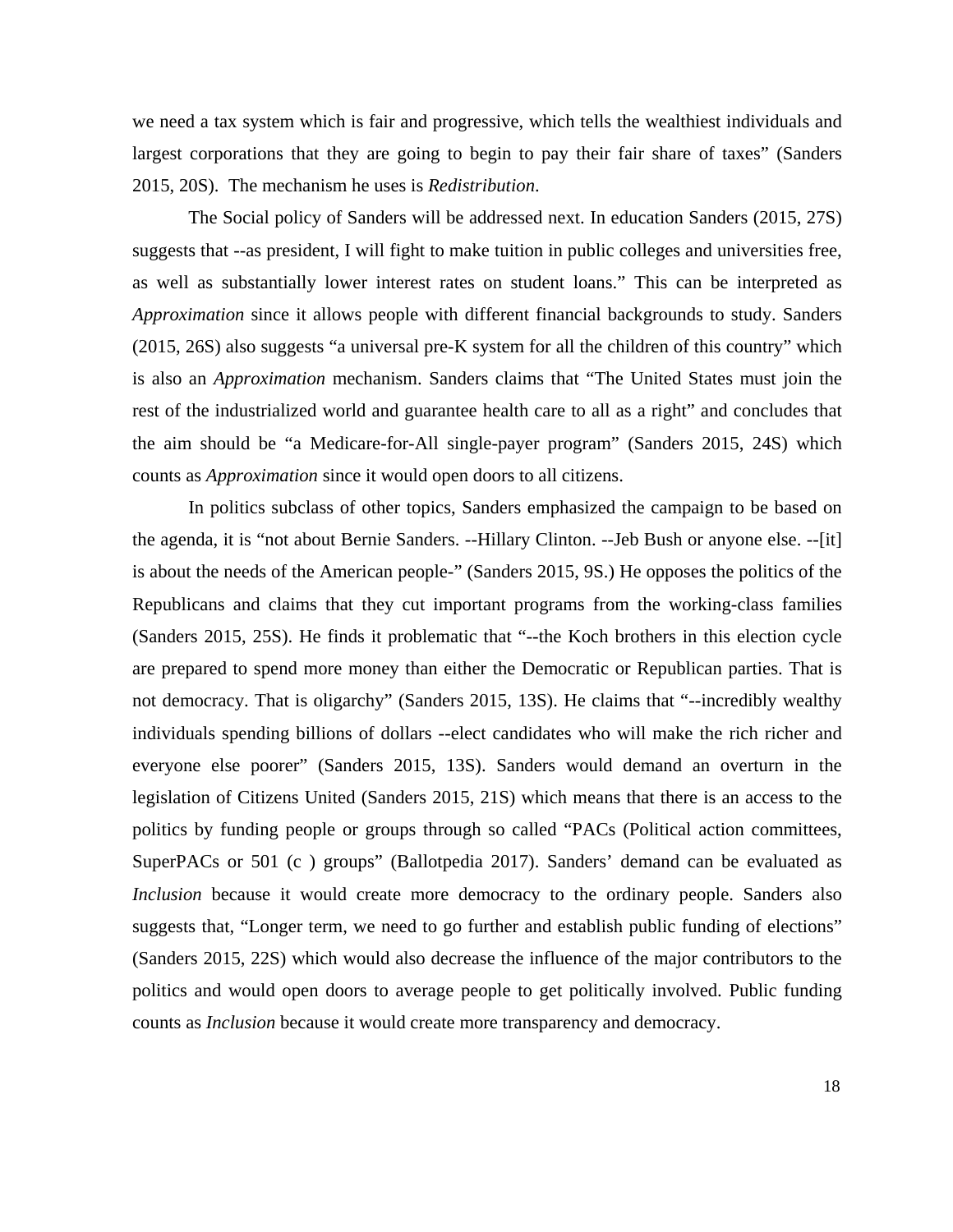we need a tax system which is fair and progressive, which tells the wealthiest individuals and largest corporations that they are going to begin to pay their fair share of taxes" (Sanders 2015, 20S). The mechanism he uses is *Redistribution*.

The Social policy of Sanders will be addressed next. In education Sanders (2015, 27S) suggests that --as president, I will fight to make tuition in public colleges and universities free, as well as substantially lower interest rates on student loans." This can be interpreted as *Approximation* since it allows people with different financial backgrounds to study. Sanders (2015, 26S) also suggests "a universal pre-K system for all the children of this country" which is also an *Approximation* mechanism. Sanders claims that "The United States must join the rest of the industrialized world and guarantee health care to all as a right" and concludes that the aim should be "a Medicare-for-All single-payer program" (Sanders 2015, 24S) which counts as *Approximation* since it would open doors to all citizens.

In politics subclass of other topics, Sanders emphasized the campaign to be based on the agenda, it is "not about Bernie Sanders. --Hillary Clinton. --Jeb Bush or anyone else. --[it] is about the needs of the American people-" (Sanders 2015, 9S.) He opposes the politics of the Republicans and claims that they cut important programs from the working-class families (Sanders 2015, 25S). He finds it problematic that "--the Koch brothers in this election cycle are prepared to spend more money than either the Democratic or Republican parties. That is not democracy. That is oligarchy" (Sanders 2015, 13S). He claims that "--incredibly wealthy individuals spending billions of dollars --elect candidates who will make the rich richer and everyone else poorer" (Sanders 2015, 13S). Sanders would demand an overturn in the legislation of Citizens United (Sanders 2015, 21S) which means that there is an access to the politics by funding people or groups through so called "PACs (Political action committees, SuperPACs or 501 (c ) groups" (Ballotpedia 2017). Sanders' demand can be evaluated as *Inclusion* because it would create more democracy to the ordinary people. Sanders also suggests that, "Longer term, we need to go further and establish public funding of elections" (Sanders 2015, 22S) which would also decrease the influence of the major contributors to the politics and would open doors to average people to get politically involved. Public funding counts as *Inclusion* because it would create more transparency and democracy.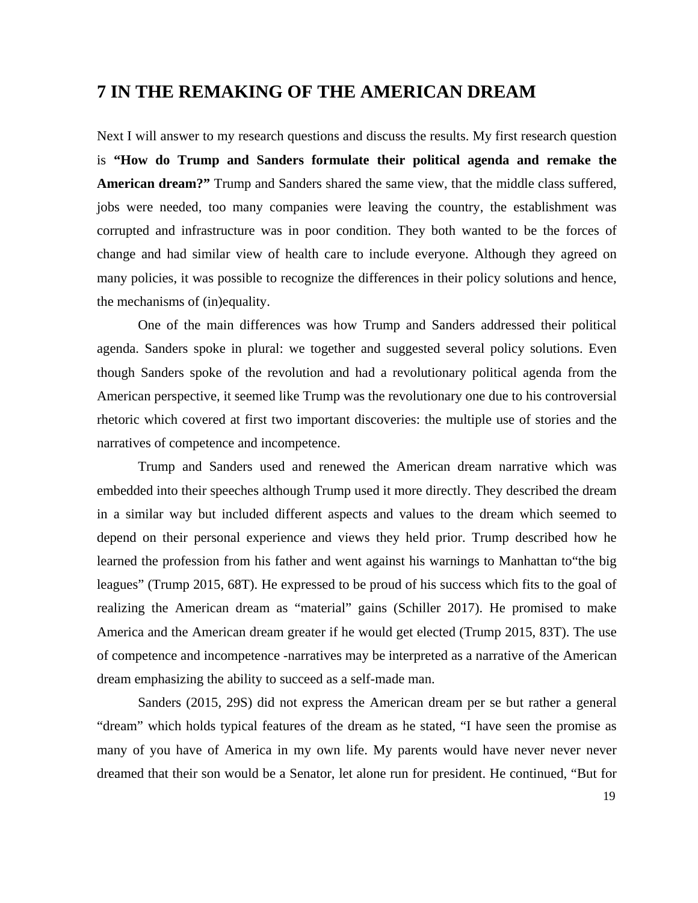# 7 IN THE REMAKING OF THE AMERICAN DREAM

Next I will answer to my research questions and discuss the results. My first research question is **"How do Trump and Sanders formulate their political agenda and remake the American dream?"** Trump and Sanders shared the same view, that the middle class suffered, jobs were needed, too many companies were leaving the country, the establishment was corrupted and infrastructure was in poor condition. They both wanted to be the forces of change and had similar view of health care to include everyone. Although they agreed on many policies, it was possible to recognize the differences in their policy solutions and hence, the mechanisms of (in)equality.

One of the main differences was how Trump and Sanders addressed their political agenda. Sanders spoke in plural: we together and suggested several policy solutions. Even though Sanders spoke of the revolution and had a revolutionary political agenda from the American perspective, it seemed like Trump was the revolutionary one due to his controversial rhetoric which covered at first two important discoveries: the multiple use of stories and the narratives of competence and incompetence.

Trump and Sanders used and renewed the American dream narrative which was embedded into their speeches although Trump used it more directly. They described the dream in a similar way but included different aspects and values to the dream which seemed to depend on their personal experience and views they held prior. Trump described how he learned the profession from his father and went against his warnings to Manhattan to"the big leagues" (Trump 2015, 68T). He expressed to be proud of his success which fits to the goal of realizing the American dream as "material" gains (Schiller 2017). He promised to make America and the American dream greater if he would get elected (Trump 2015, 83T). The use of competence and incompetence -narratives may be interpreted as a narrative of the American dream emphasizing the ability to succeed as a self-made man.

Sanders (2015, 29S) did not express the American dream per se but rather a general "dream" which holds typical features of the dream as he stated, "I have seen the promise as many of you have of America in my own life. My parents would have never never never dreamed that their son would be a Senator, let alone run for president. He continued, "But for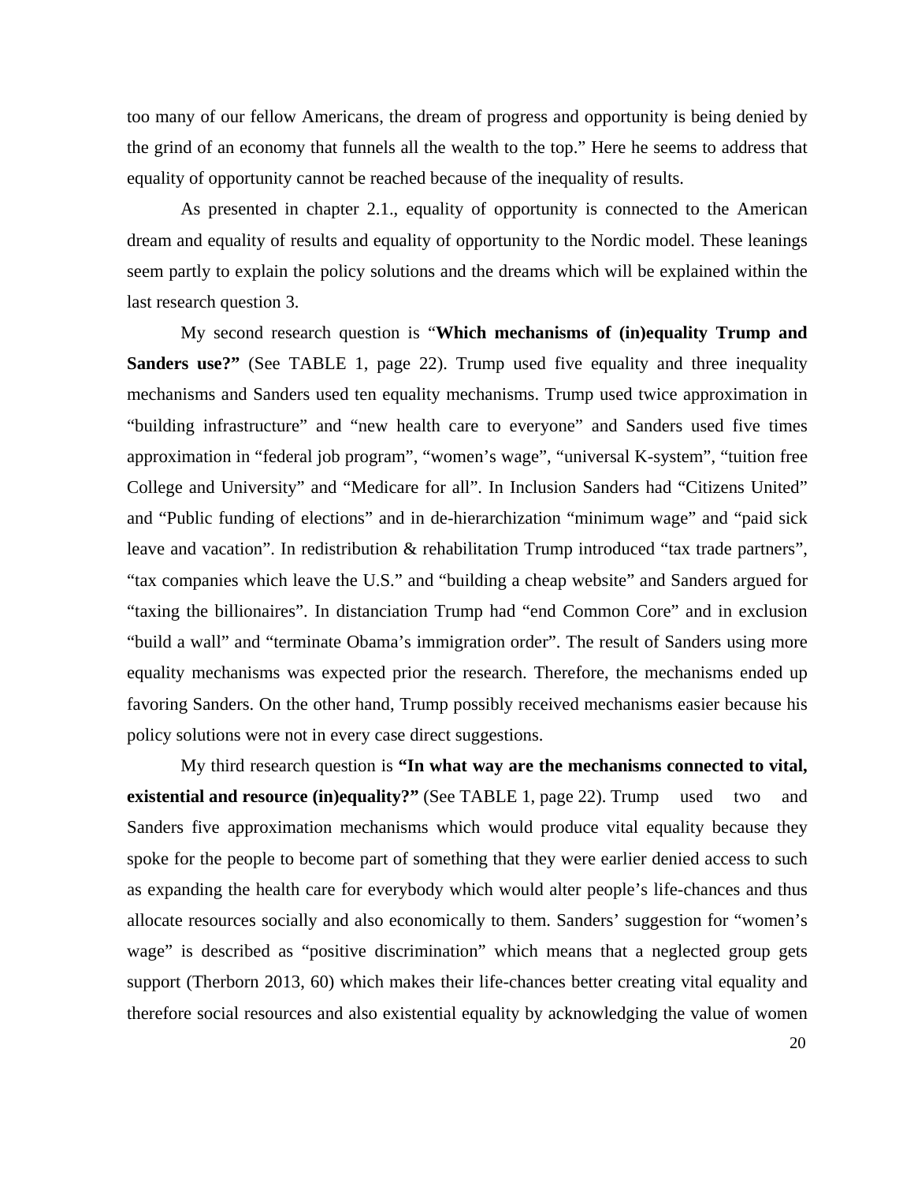too many of our fellow Americans, the dream of progress and opportunity is being denied by the grind of an economy that funnels all the wealth to the top." Here he seems to address that equality of opportunity cannot be reached because of the inequality of results.

As presented in chapter 2.1., equality of opportunity is connected to the American dream and equality of results and equality of opportunity to the Nordic model. These leanings seem partly to explain the policy solutions and the dreams which will be explained within the last research question 3.

My second research question is "**Which mechanisms of (in)equality Trump and Sanders use?"** (See TABLE 1, page 22). Trump used five equality and three inequality mechanisms and Sanders used ten equality mechanisms. Trump used twice approximation in "building infrastructure" and "new health care to everyone" and Sanders used five times approximation in "federal job program", "women's wage", "universal K-system", "tuition free College and University" and "Medicare for all". In Inclusion Sanders had "Citizens United" and "Public funding of elections" and in de-hierarchization "minimum wage" and "paid sick leave and vacation". In redistribution & rehabilitation Trump introduced "tax trade partners", "tax companies which leave the U.S." and "building a cheap website" and Sanders argued for "taxing the billionaires". In distanciation Trump had "end Common Core" and in exclusion "build a wall" and "terminate Obama's immigration order". The result of Sanders using more equality mechanisms was expected prior the research. Therefore, the mechanisms ended up favoring Sanders. On the other hand, Trump possibly received mechanisms easier because his policy solutions were not in every case direct suggestions.

My third research question is **"In what way are the mechanisms connected to vital, existential and resource (in)equality?"** (See TABLE 1, page 22). Trump used two and Sanders five approximation mechanisms which would produce vital equality because they spoke for the people to become part of something that they were earlier denied access to such as expanding the health care for everybody which would alter people's life-chances and thus allocate resources socially and also economically to them. Sanders' suggestion for "women's wage" is described as "positive discrimination" which means that a neglected group gets support (Therborn 2013, 60) which makes their life-chances better creating vital equality and therefore social resources and also existential equality by acknowledging the value of women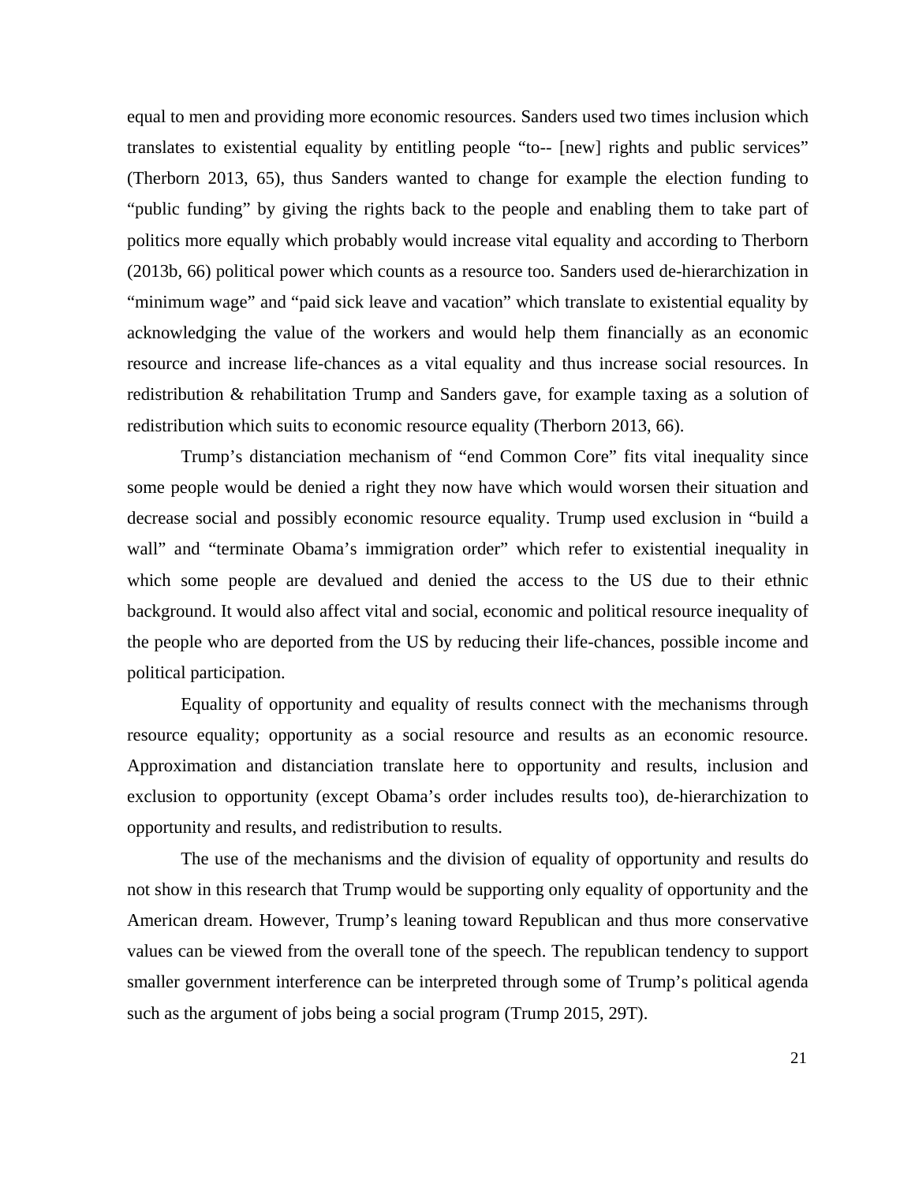equal to men and providing more economic resources. Sanders used two times inclusion which translates to existential equality by entitling people "to-- [new] rights and public services" (Therborn 2013, 65), thus Sanders wanted to change for example the election funding to "public funding" by giving the rights back to the people and enabling them to take part of politics more equally which probably would increase vital equality and according to Therborn (2013b, 66) political power which counts as a resource too. Sanders used de-hierarchization in "minimum wage" and "paid sick leave and vacation" which translate to existential equality by acknowledging the value of the workers and would help them financially as an economic resource and increase life-chances as a vital equality and thus increase social resources. In redistribution & rehabilitation Trump and Sanders gave, for example taxing as a solution of redistribution which suits to economic resource equality (Therborn 2013, 66).

Trump's distanciation mechanism of "end Common Core" fits vital inequality since some people would be denied a right they now have which would worsen their situation and decrease social and possibly economic resource equality. Trump used exclusion in "build a wall" and "terminate Obama's immigration order" which refer to existential inequality in which some people are devalued and denied the access to the US due to their ethnic background. It would also affect vital and social, economic and political resource inequality of the people who are deported from the US by reducing their life-chances, possible income and political participation.

Equality of opportunity and equality of results connect with the mechanisms through resource equality; opportunity as a social resource and results as an economic resource. Approximation and distanciation translate here to opportunity and results, inclusion and exclusion to opportunity (except Obama's order includes results too), de-hierarchization to opportunity and results, and redistribution to results.

The use of the mechanisms and the division of equality of opportunity and results do not show in this research that Trump would be supporting only equality of opportunity and the American dream. However, Trump's leaning toward Republican and thus more conservative values can be viewed from the overall tone of the speech. The republican tendency to support smaller government interference can be interpreted through some of Trump's political agenda such as the argument of jobs being a social program (Trump 2015, 29T).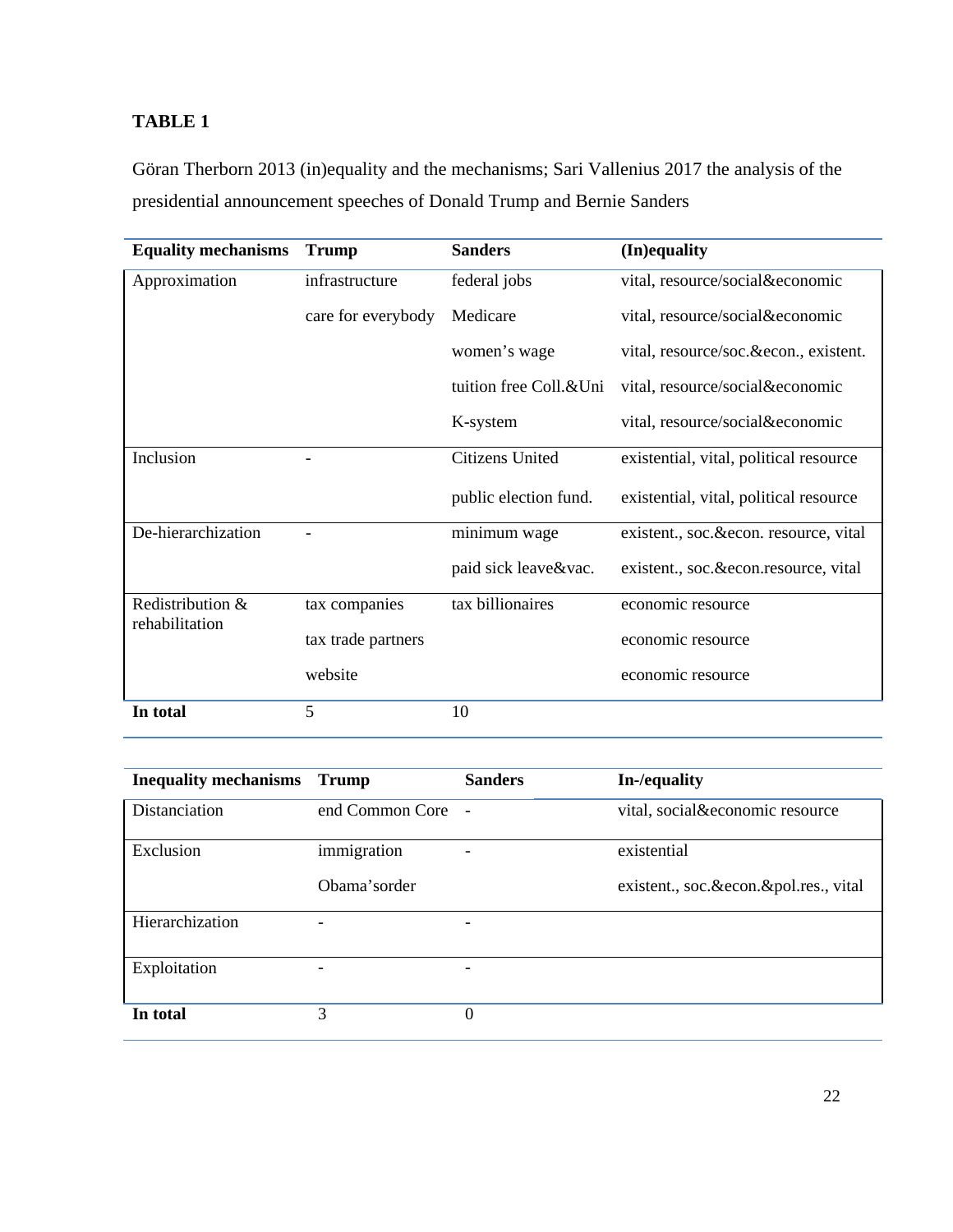**TABLE 1**

Göran Therborn 2013 (in)equality and the mechanisms; Sari Vallenius 2017 the analysis of the presidential announcement speeches of Donald Trump and Bernie Sanders

| Equality mechanisms | Trump | Sanders | (In)equality |
|---|---|---|---|
| Approximation | infrastructure | federal jobs | vital, resource/social&economic |
| | care for everybody | Medicare | vital, resource/social&economic |
| | | women's wage | vital, resource/soc.&econ., existent. |
| | | tuition free Coll.&Uni | vital, resource/social&economic |
| | | K-system | vital, resource/social&economic |
| Inclusion | - | Citizens United | existential, vital, political resource |
| | | public election fund. | existential, vital, political resource |
| De-hierarchization | - | minimum wage | existent., soc.&econ. resource, vital |
| | | paid sick leave&vac. | existent., soc.&econ.resource, vital |
| Redistribution & rehabilitation | tax companies | tax billionaires | economic resource |
| | tax trade partners | | economic resource |
| | website | | economic resource |
| **In total** | 5 | 10 | |

| Inequality mechanisms | Trump | Sanders | In-/equality |
|---|---|---|---|
| Distanciation | end Common Core | - | vital, social&economic resource |
| Exclusion | immigration | - | existential |
| | Obama'sorder | | existent., soc.&econ.&pol.res., vital |
| Hierarchization | - | - | |
| Exploitation | - | - | |
| **In total** | 3 | 0 | |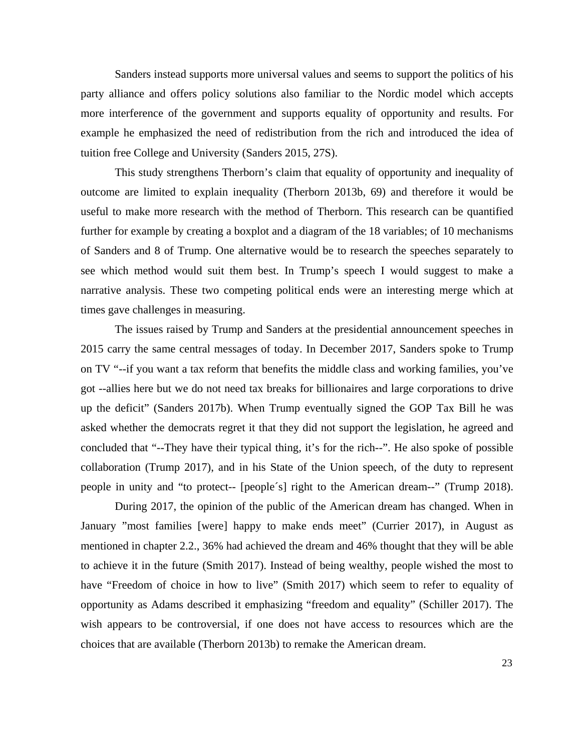Sanders instead supports more universal values and seems to support the politics of his party alliance and offers policy solutions also familiar to the Nordic model which accepts more interference of the government and supports equality of opportunity and results. For example he emphasized the need of redistribution from the rich and introduced the idea of tuition free College and University (Sanders 2015, 27S).

This study strengthens Therborn's claim that equality of opportunity and inequality of outcome are limited to explain inequality (Therborn 2013b, 69) and therefore it would be useful to make more research with the method of Therborn. This research can be quantified further for example by creating a boxplot and a diagram of the 18 variables; of 10 mechanisms of Sanders and 8 of Trump. One alternative would be to research the speeches separately to see which method would suit them best. In Trump's speech I would suggest to make a narrative analysis. These two competing political ends were an interesting merge which at times gave challenges in measuring.

The issues raised by Trump and Sanders at the presidential announcement speeches in 2015 carry the same central messages of today. In December 2017, Sanders spoke to Trump on TV "--if you want a tax reform that benefits the middle class and working families, you've got --allies here but we do not need tax breaks for billionaires and large corporations to drive up the deficit" (Sanders 2017b). When Trump eventually signed the GOP Tax Bill he was asked whether the democrats regret it that they did not support the legislation, he agreed and concluded that "--They have their typical thing, it's for the rich--". He also spoke of possible collaboration (Trump 2017), and in his State of the Union speech, of the duty to represent people in unity and "to protect-- [people´s] right to the American dream--" (Trump 2018).

During 2017, the opinion of the public of the American dream has changed. When in January "most families [were] happy to make ends meet" (Currier 2017), in August as mentioned in chapter 2.2., 36% had achieved the dream and 46% thought that they will be able to achieve it in the future (Smith 2017). Instead of being wealthy, people wished the most to have "Freedom of choice in how to live" (Smith 2017) which seem to refer to equality of opportunity as Adams described it emphasizing "freedom and equality" (Schiller 2017). The wish appears to be controversial, if one does not have access to resources which are the choices that are available (Therborn 2013b) to remake the American dream.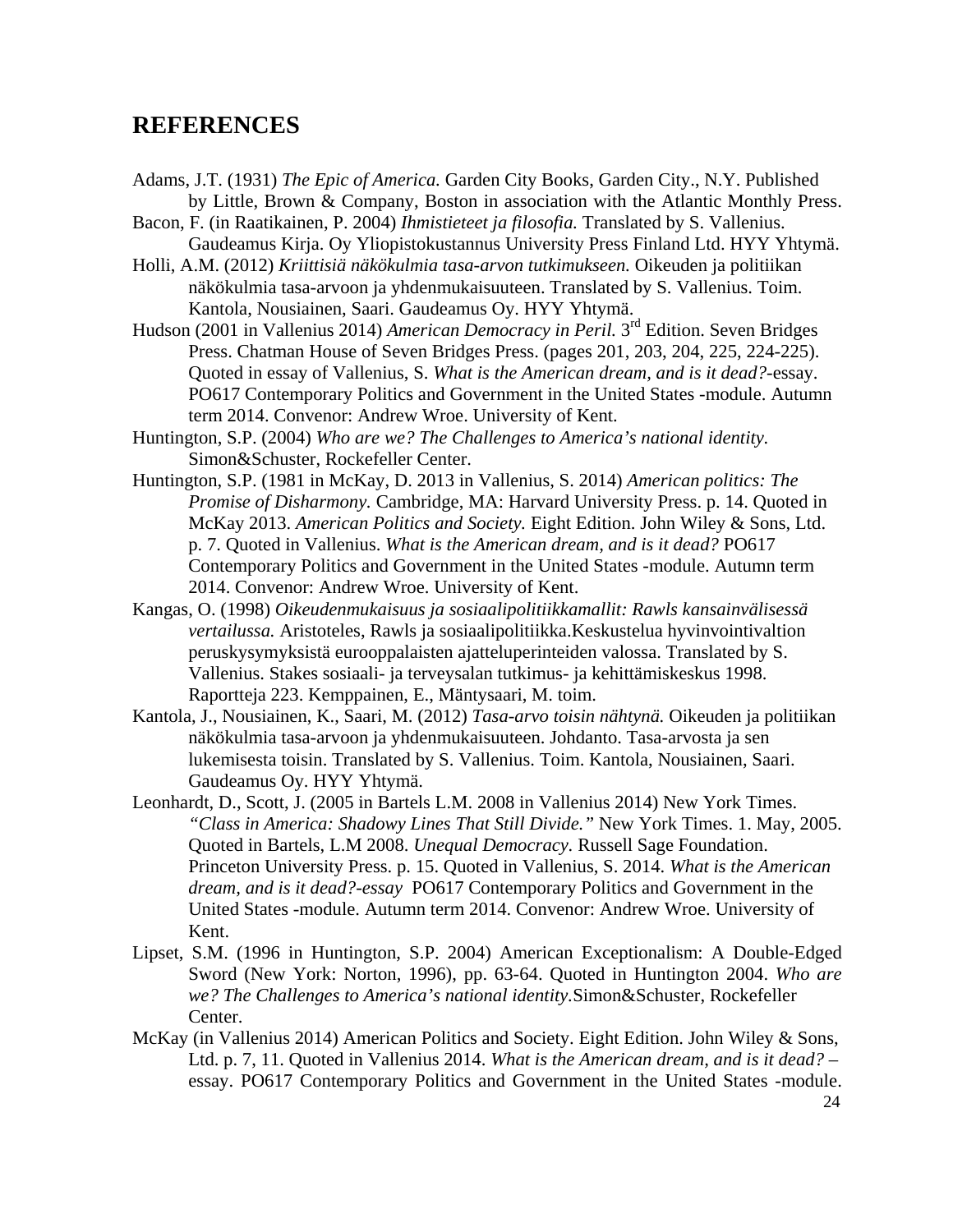# REFERENCES

Adams, J.T. (1931) *The Epic of America.* Garden City Books, Garden City., N.Y. Published by Little, Brown & Company, Boston in association with the Atlantic Monthly Press.

Bacon, F. (in Raatikainen, P. 2004) *Ihmistieteet ja filosofia.* Translated by S. Vallenius. Gaudeamus Kirja. Oy Yliopistokustannus University Press Finland Ltd. HYY Yhtymä.

Holli, A.M. (2012) *Kriittisiä näkökulmia tasa-arvon tutkimukseen.* Oikeuden ja politiikan näkökulmia tasa-arvoon ja yhdenmukaisuuteen. Translated by S. Vallenius. Toim. Kantola, Nousiainen, Saari. Gaudeamus Oy. HYY Yhtymä.

Hudson (2001 in Vallenius 2014) *American Democracy in Peril.* 3rd Edition. Seven Bridges Press. Chatman House of Seven Bridges Press. (pages 201, 203, 204, 225, 224-225). Quoted in essay of Vallenius, S. *What is the American dream, and is it dead?*-essay. PO617 Contemporary Politics and Government in the United States -module. Autumn term 2014. Convenor: Andrew Wroe. University of Kent.

Huntington, S.P. (2004) *Who are we? The Challenges to America's national identity.* Simon&Schuster, Rockefeller Center.

Huntington, S.P. (1981 in McKay, D. 2013 in Vallenius, S. 2014) *American politics: The Promise of Disharmony.* Cambridge, MA: Harvard University Press. p. 14. Quoted in McKay 2013. *American Politics and Society.* Eight Edition. John Wiley & Sons, Ltd. p. 7. Quoted in Vallenius. *What is the American dream, and is it dead?* PO617 Contemporary Politics and Government in the United States -module. Autumn term 2014. Convenor: Andrew Wroe. University of Kent.

Kangas, O. (1998) *Oikeudenmukaisuus ja sosiaalipolitiikkamallit: Rawls kansainvälisessä vertailussa.* Aristoteles, Rawls ja sosiaalipolitiikka.Keskustelua hyvinvointivaltion peruskysymyksistä eurooppalaisten ajatteluperinteiden valossa. Translated by S. Vallenius. Stakes sosiaali- ja terveysalan tutkimus- ja kehittämiskeskus 1998. Raportteja 223. Kemppainen, E., Mäntysaari, M. toim.

Kantola, J., Nousiainen, K., Saari, M. (2012) *Tasa-arvo toisin nähtynä.* Oikeuden ja politiikan näkökulmia tasa-arvoon ja yhdenmukaisuuteen. Johdanto. Tasa-arvosta ja sen lukemisesta toisin. Translated by S. Vallenius. Toim. Kantola, Nousiainen, Saari. Gaudeamus Oy. HYY Yhtymä.

Leonhardt, D., Scott, J. (2005 in Bartels L.M. 2008 in Vallenius 2014) New York Times. *"Class in America: Shadowy Lines That Still Divide."* New York Times. 1. May, 2005. Quoted in Bartels, L.M 2008. *Unequal Democracy.* Russell Sage Foundation. Princeton University Press. p. 15. Quoted in Vallenius, S. 2014. *What is the American dream, and is it dead?-essay* PO617 Contemporary Politics and Government in the United States -module. Autumn term 2014. Convenor: Andrew Wroe. University of Kent.

Lipset, S.M. (1996 in Huntington, S.P. 2004) American Exceptionalism: A Double-Edged Sword (New York: Norton, 1996), pp. 63-64. Quoted in Huntington 2004. *Who are we? The Challenges to America's national identity.*Simon&Schuster, Rockefeller Center.

McKay (in Vallenius 2014) American Politics and Society. Eight Edition. John Wiley & Sons, Ltd. p. 7, 11. Quoted in Vallenius 2014. *What is the American dream, and is it dead?* – essay. PO617 Contemporary Politics and Government in the United States -module.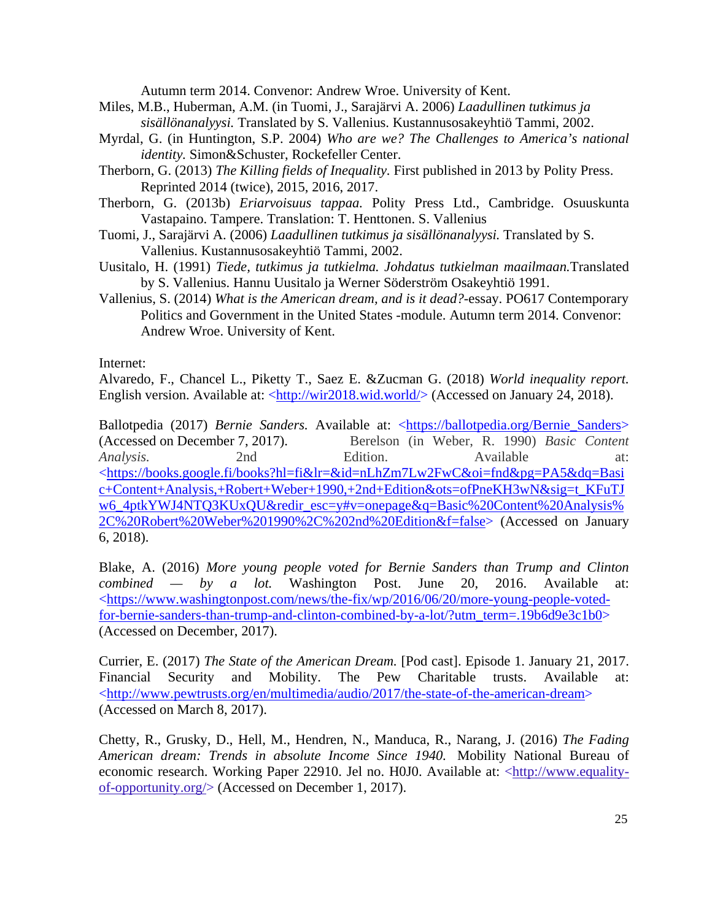Autumn term 2014. Convenor: Andrew Wroe. University of Kent.

Miles, M.B., Huberman, A.M. (in Tuomi, J., Sarajärvi A. 2006) *Laadullinen tutkimus ja sisällönanalyysi.* Translated by S. Vallenius. Kustannusosakeyhtiö Tammi, 2002.

Myrdal, G. (in Huntington, S.P. 2004) *Who are we? The Challenges to America's national identity.* Simon&Schuster, Rockefeller Center.

Therborn, G. (2013) *The Killing fields of Inequality.* First published in 2013 by Polity Press. Reprinted 2014 (twice), 2015, 2016, 2017.

Therborn, G. (2013b) *Eriarvoisuus tappaa.* Polity Press Ltd., Cambridge. Osuuskunta Vastapaino. Tampere. Translation: T. Henttonen. S. Vallenius

Tuomi, J., Sarajärvi A. (2006) *Laadullinen tutkimus ja sisällönanalyysi.* Translated by S. Vallenius. Kustannusosakeyhtiö Tammi, 2002.

Uusitalo, H. (1991) *Tiede, tutkimus ja tutkielma. Johdatus tutkielman maailmaan.*Translated by S. Vallenius. Hannu Uusitalo ja Werner Söderström Osakeyhtiö 1991.

Vallenius, S. (2014) *What is the American dream, and is it dead?*-essay. PO617 Contemporary Politics and Government in the United States -module. Autumn term 2014. Convenor: Andrew Wroe. University of Kent.

Internet:

Alvaredo, F., Chancel L., Piketty T., Saez E. &Zucman G. (2018) *World inequality report.* English version. Available at: <http://wir2018.wid.world/> (Accessed on January 24, 2018).

Ballotpedia (2017) *Bernie Sanders.* Available at: <https://ballotpedia.org/Bernie_Sanders> (Accessed on December 7, 2017). Berelson (in Weber, R. 1990) *Basic Content Analysis.* 2nd Edition. Available at: <https://books.google.fi/books?hl=fi&lr=&id=nLhZm7Lw2FwC&oi=fnd&pg=PA5&dq=Basic+Content+Analysis,+Robert+Weber+1990,+2nd+Edition&ots=ofPneKH3wN&sig=t_KFuTJw6_4ptkYWJ4NTQ3KUxQU&redir_esc=y#v=onepage&q=Basic%20Content%20Analysis%2C%20Robert%20Weber%201990%2C%202nd%20Edition&f=false> (Accessed on January 6, 2018).

Blake, A. (2016) *More young people voted for Bernie Sanders than Trump and Clinton combined — by a lot.* Washington Post. June 20, 2016. Available at: <https://www.washingtonpost.com/news/the-fix/wp/2016/06/20/more-young-people-voted-for-bernie-sanders-than-trump-and-clinton-combined-by-a-lot/?utm_term=.19b6d9e3c1b0> (Accessed on December, 2017).

Currier, E. (2017) *The State of the American Dream.* [Pod cast]. Episode 1. January 21, 2017. Financial Security and Mobility. The Pew Charitable trusts. Available at: <http://www.pewtrusts.org/en/multimedia/audio/2017/the-state-of-the-american-dream> (Accessed on March 8, 2017).

Chetty, R., Grusky, D., Hell, M., Hendren, N., Manduca, R., Narang, J. (2016) *The Fading American dream: Trends in absolute Income Since 1940.* Mobility National Bureau of economic research. Working Paper 22910. Jel no. H0J0. Available at: <http://www.equality-of-opportunity.org/> (Accessed on December 1, 2017).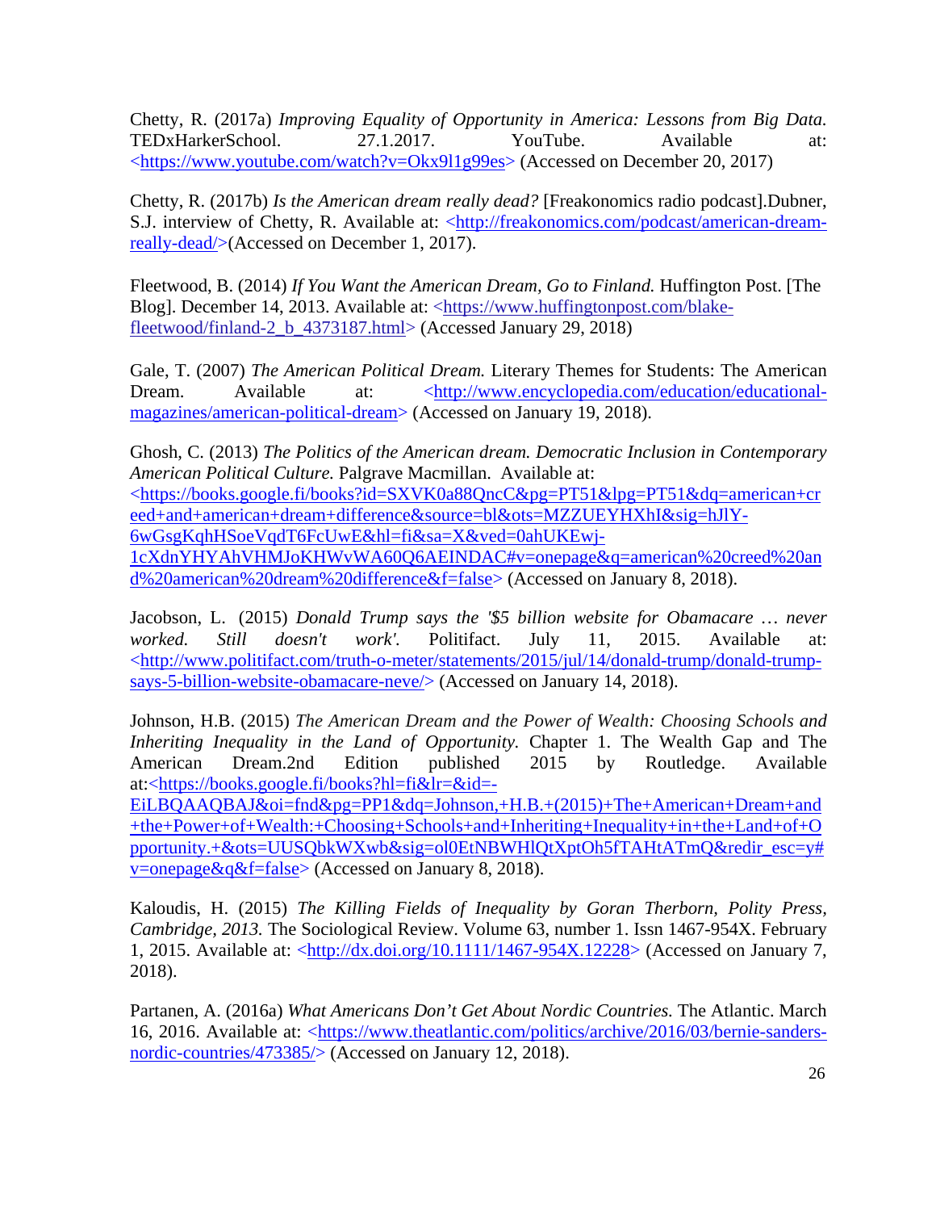Chetty, R. (2017a) *Improving Equality of Opportunity in America: Lessons from Big Data.* TEDxHarkerSchool. 27.1.2017. YouTube. Available at: <https://www.youtube.com/watch?v=Okx9l1g99es> (Accessed on December 20, 2017)

Chetty, R. (2017b) *Is the American dream really dead?* [Freakonomics radio podcast].Dubner, S.J. interview of Chetty, R. Available at: <http://freakonomics.com/podcast/american-dream-really-dead/>(Accessed on December 1, 2017).

Fleetwood, B. (2014) *If You Want the American Dream, Go to Finland.* Huffington Post. [The Blog]. December 14, 2013. Available at: <https://www.huffingtonpost.com/blake-fleetwood/finland-2_b_4373187.html> (Accessed January 29, 2018)

Gale, T. (2007) *The American Political Dream.* Literary Themes for Students: The American Dream. Available at: <http://www.encyclopedia.com/education/educational-magazines/american-political-dream> (Accessed on January 19, 2018).

Ghosh, C. (2013) *The Politics of the American dream. Democratic Inclusion in Contemporary American Political Culture.* Palgrave Macmillan. Available at: <https://books.google.fi/books?id=SXVK0a88QncC&pg=PT51&lpg=PT51&dq=american+creed+and+american+dream+difference&source=bl&ots=MZZUEYHXhI&sig=hJlY-6wGsgKqhHSoeVqdT6FcUwE&hl=fi&sa=X&ved=0ahUKEwj-1cXdnYHYAhVHMJoKHWvWA60Q6AEINDAC#v=onepage&q=american%20creed%20and%20american%20dream%20difference&f=false> (Accessed on January 8, 2018).

Jacobson, L. (2015) *Donald Trump says the '$5 billion website for Obamacare … never worked. Still doesn't work'.* Politifact. July 11, 2015. Available at: <http://www.politifact.com/truth-o-meter/statements/2015/jul/14/donald-trump/donald-trump-says-5-billion-website-obamacare-neve/> (Accessed on January 14, 2018).

Johnson, H.B. (2015) *The American Dream and the Power of Wealth: Choosing Schools and Inheriting Inequality in the Land of Opportunity.* Chapter 1. The Wealth Gap and The American Dream.2nd Edition published 2015 by Routledge. Available at:<https://books.google.fi/books?hl=fi&lr=&id=-EiLBQAAQBAJ&oi=fnd&pg=PP1&dq=Johnson,+H.B.+(2015)+The+American+Dream+and+the+Power+of+Wealth:+Choosing+Schools+and+Inheriting+Inequality+in+the+Land+of+Opportunity.+&ots=UUSQbkWXwb&sig=ol0EtNBWHlQtXptOh5fTAHtATmQ&redir_esc=y#v=onepage&q&f=false> (Accessed on January 8, 2018).

Kaloudis, H. (2015) *The Killing Fields of Inequality by Goran Therborn, Polity Press, Cambridge, 2013.* The Sociological Review. Volume 63, number 1. Issn 1467-954X. February 1, 2015. Available at: <http://dx.doi.org/10.1111/1467-954X.12228> (Accessed on January 7, 2018).

Partanen, A. (2016a) *What Americans Don't Get About Nordic Countries.* The Atlantic. March 16, 2016. Available at: <https://www.theatlantic.com/politics/archive/2016/03/bernie-sanders-nordic-countries/473385/> (Accessed on January 12, 2018).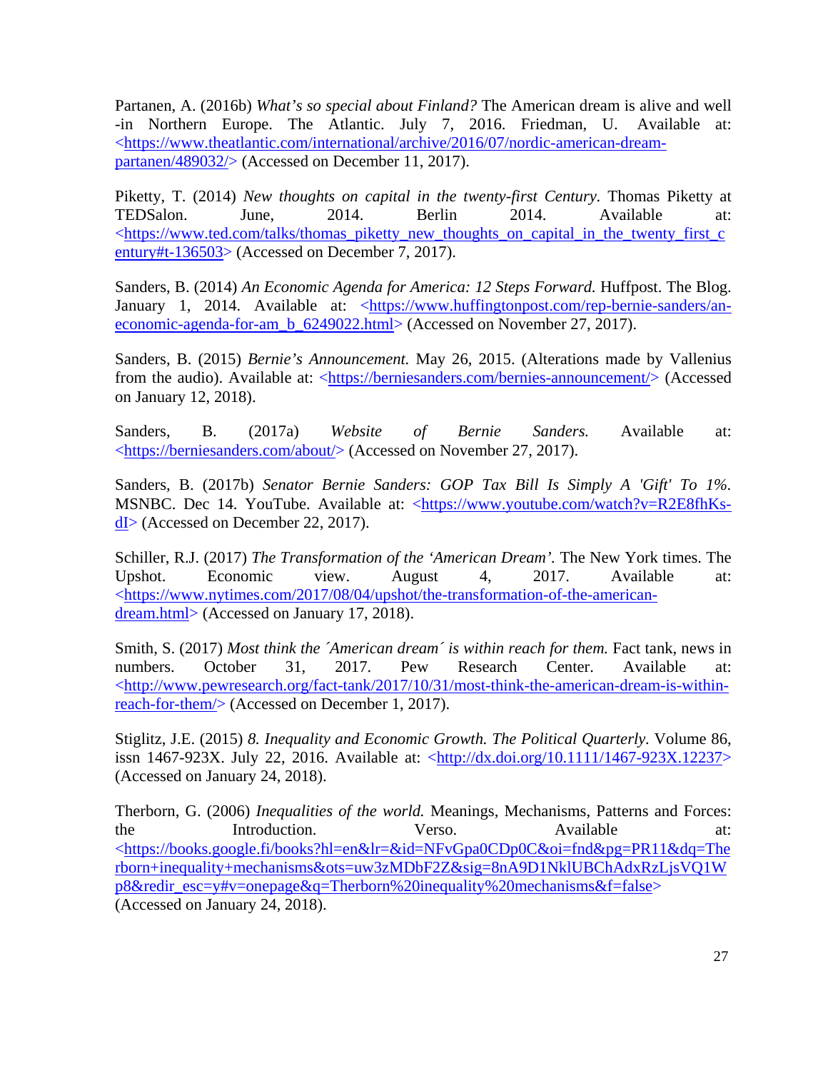Partanen, A. (2016b) *What's so special about Finland?* The American dream is alive and well -in Northern Europe. The Atlantic. July 7, 2016. Friedman, U. Available at: <https://www.theatlantic.com/international/archive/2016/07/nordic-american-dream-partanen/489032/> (Accessed on December 11, 2017).

Piketty, T. (2014) *New thoughts on capital in the twenty-first Century*. Thomas Piketty at TEDSalon. June, 2014. Berlin 2014. Available at: <https://www.ted.com/talks/thomas_piketty_new_thoughts_on_capital_in_the_twenty_first_century#t-136503> (Accessed on December 7, 2017).

Sanders, B. (2014) *An Economic Agenda for America: 12 Steps Forward.* Huffpost. The Blog. January 1, 2014. Available at: <https://www.huffingtonpost.com/rep-bernie-sanders/an-economic-agenda-for-am_b_6249022.html> (Accessed on November 27, 2017).

Sanders, B. (2015) *Bernie's Announcement.* May 26, 2015. (Alterations made by Vallenius from the audio). Available at: <https://berniesanders.com/bernies-announcement/> (Accessed on January 12, 2018).

Sanders, B. (2017a) *Website of Bernie Sanders.* Available at: <https://berniesanders.com/about/> (Accessed on November 27, 2017).

Sanders, B. (2017b) *Senator Bernie Sanders: GOP Tax Bill Is Simply A 'Gift' To 1%.* MSNBC. Dec 14. YouTube. Available at: <https://www.youtube.com/watch?v=R2E8fhKs-dI> (Accessed on December 22, 2017).

Schiller, R.J. (2017) *The Transformation of the 'American Dream'.* The New York times. The Upshot. Economic view. August 4, 2017. Available at: <https://www.nytimes.com/2017/08/04/upshot/the-transformation-of-the-american-dream.html> (Accessed on January 17, 2018).

Smith, S. (2017) *Most think the ´American dream´ is within reach for them.* Fact tank, news in numbers. October 31, 2017. Pew Research Center. Available at: <http://www.pewresearch.org/fact-tank/2017/10/31/most-think-the-american-dream-is-within-reach-for-them/> (Accessed on December 1, 2017).

Stiglitz, J.E. (2015) *8. Inequality and Economic Growth. The Political Quarterly*. Volume 86, issn 1467-923X. July 22, 2016. Available at: <http://dx.doi.org/10.1111/1467-923X.12237> (Accessed on January 24, 2018).

Therborn, G. (2006) *Inequalities of the world.* Meanings, Mechanisms, Patterns and Forces: the Introduction. Verso. Available at: <https://books.google.fi/books?hl=en&lr=&id=NFvGpa0CDp0C&oi=fnd&pg=PR11&dq=Therborn+inequality+mechanisms&ots=uw3zMDbF2Z&sig=8nA9D1NklUBChAdxRzLjsVQ1Wp8&redir_esc=y#v=onepage&q=Therborn%20inequality%20mechanisms&f=false> (Accessed on January 24, 2018).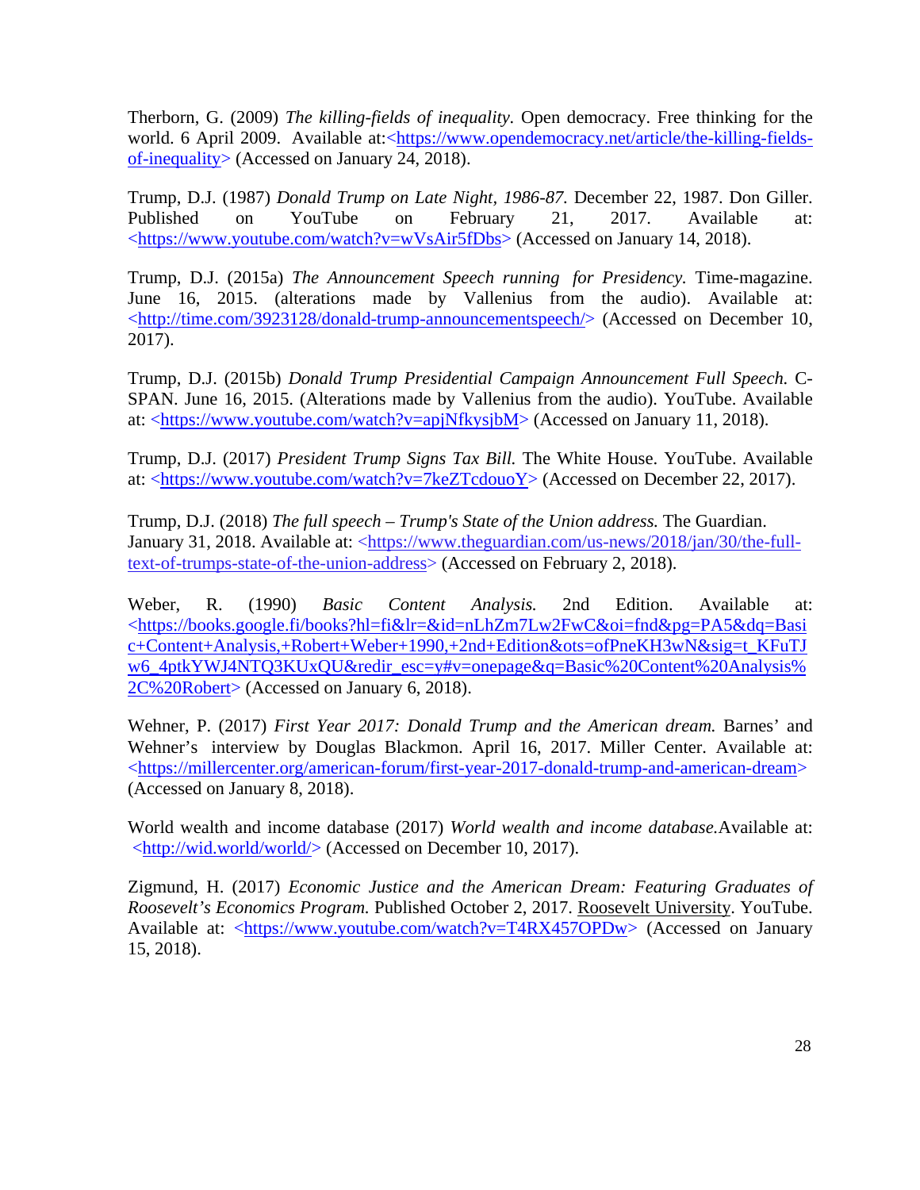Therborn, G. (2009) *The killing-fields of inequality.* Open democracy. Free thinking for the world. 6 April 2009. Available at:<https://www.opendemocracy.net/article/the-killing-fields-of-inequality> (Accessed on January 24, 2018).

Trump, D.J. (1987) *Donald Trump on Late Night, 1986-87.* December 22, 1987. Don Giller. Published on YouTube on February 21, 2017. Available at: <https://www.youtube.com/watch?v=wVsAir5fDbs> (Accessed on January 14, 2018).

Trump, D.J. (2015a) *The Announcement Speech running for Presidency.* Time-magazine. June 16, 2015. (alterations made by Vallenius from the audio). Available at: <http://time.com/3923128/donald-trump-announcementspeech/> (Accessed on December 10, 2017).

Trump, D.J. (2015b) *Donald Trump Presidential Campaign Announcement Full Speech.* C-SPAN. June 16, 2015. (Alterations made by Vallenius from the audio). YouTube. Available at: <https://www.youtube.com/watch?v=apjNfkysjbM> (Accessed on January 11, 2018).

Trump, D.J. (2017) *President Trump Signs Tax Bill.* The White House. YouTube. Available at: <https://www.youtube.com/watch?v=7keZTcdouoY> (Accessed on December 22, 2017).

Trump, D.J. (2018) *The full speech – Trump's State of the Union address.* The Guardian. January 31, 2018. Available at: <https://www.theguardian.com/us-news/2018/jan/30/the-full-text-of-trumps-state-of-the-union-address> (Accessed on February 2, 2018).

Weber, R. (1990) *Basic Content Analysis.* 2nd Edition. Available at: <https://books.google.fi/books?hl=fi&lr=&id=nLhZm7Lw2FwC&oi=fnd&pg=PA5&dq=Basic+Content+Analysis,+Robert+Weber+1990,+2nd+Edition&ots=ofPneKH3wN&sig=t_KFuTJw6_4ptkYWJ4NTQ3KUxQU&redir_esc=y#v=onepage&q=Basic%20Content%20Analysis%2C%20Robert> (Accessed on January 6, 2018).

Wehner, P. (2017) *First Year 2017: Donald Trump and the American dream.* Barnes' and Wehner's interview by Douglas Blackmon. April 16, 2017. Miller Center. Available at: <https://millercenter.org/american-forum/first-year-2017-donald-trump-and-american-dream> (Accessed on January 8, 2018).

World wealth and income database (2017) *World wealth and income database.*Available at: <http://wid.world/world/> (Accessed on December 10, 2017).

Zigmund, H. (2017) *Economic Justice and the American Dream: Featuring Graduates of Roosevelt's Economics Program.* Published October 2, 2017. Roosevelt University. YouTube. Available at: <https://www.youtube.com/watch?v=T4RX457OPDw> (Accessed on January 15, 2018).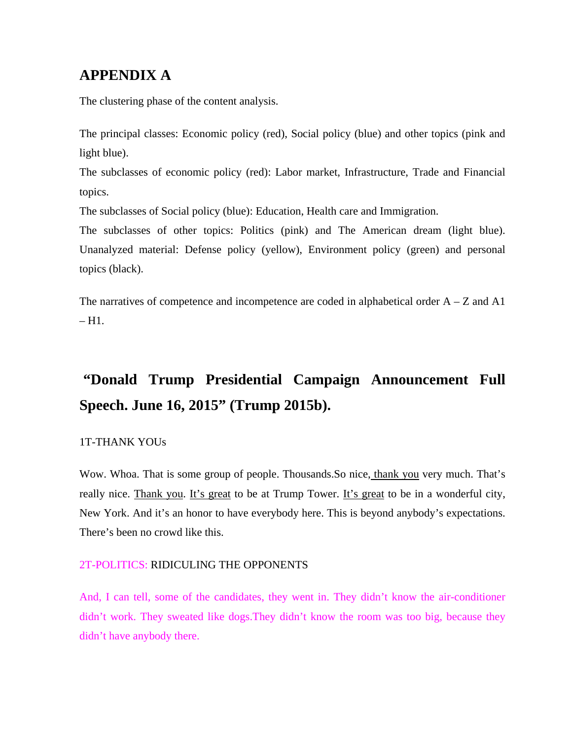# APPENDIX A

The clustering phase of the content analysis.

The principal classes: Economic policy (red), Social policy (blue) and other topics (pink and light blue).

The subclasses of economic policy (red): Labor market, Infrastructure, Trade and Financial topics.

The subclasses of Social policy (blue): Education, Health care and Immigration.

The subclasses of other topics: Politics (pink) and The American dream (light blue). Unanalyzed material: Defense policy (yellow), Environment policy (green) and personal topics (black).

The narratives of competence and incompetence are coded in alphabetical order A – Z and A1 – H1.

## "Donald Trump Presidential Campaign Announcement Full Speech. June 16, 2015" (Trump 2015b).

1T-THANK YOUs

Wow. Whoa. That is some group of people. Thousands.So nice, thank you very much. That's really nice. Thank you. It's great to be at Trump Tower. It's great to be in a wonderful city, New York. And it's an honor to have everybody here. This is beyond anybody's expectations. There's been no crowd like this.

2T-POLITICS: RIDICULING THE OPPONENTS

And, I can tell, some of the candidates, they went in. They didn't know the air-conditioner didn't work. They sweated like dogs.They didn't know the room was too big, because they didn't have anybody there.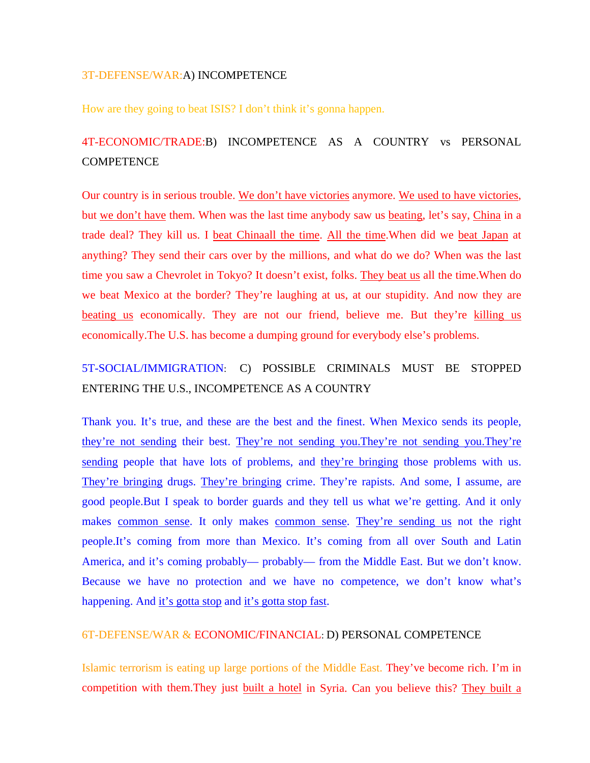3T-DEFENSE/WAR:A) INCOMPETENCE

How are they going to beat ISIS? I don't think it's gonna happen.

4T-ECONOMIC/TRADE:B) INCOMPETENCE AS A COUNTRY vs PERSONAL COMPETENCE

Our country is in serious trouble. <u>We don't have victories</u> anymore. <u>We used to have victories</u>, but <u>we don't have</u> them. When was the last time anybody saw us <u>beating</u>, let's say, <u>China</u> in a trade deal? They kill us. I <u>beat Chinaall the time</u>. <u>All the time</u>.When did we <u>beat Japan</u> at anything? They send their cars over by the millions, and what do we do? When was the last time you saw a Chevrolet in Tokyo? It doesn't exist, folks. <u>They beat us</u> all the time.When do we beat Mexico at the border? They're laughing at us, at our stupidity. And now they are <u>beating us</u> economically. They are not our friend, believe me. But they're <u>killing us</u> economically.The U.S. has become a dumping ground for everybody else's problems.

5T-SOCIAL/IMMIGRATION: C) POSSIBLE CRIMINALS MUST BE STOPPED ENTERING THE U.S., INCOMPETENCE AS A COUNTRY

Thank you. It's true, and these are the best and the finest. When Mexico sends its people, <u>they're not sending</u> their best. <u>They're not sending you.They're not sending you.They're sending</u> people that have lots of problems, and <u>they're bringing</u> those problems with us. <u>They're bringing</u> drugs. <u>They're bringing</u> crime. They're rapists. And some, I assume, are good people.But I speak to border guards and they tell us what we're getting. And it only makes <u>common sense</u>. It only makes <u>common sense</u>. <u>They're sending us</u> not the right people.It's coming from more than Mexico. It's coming from all over South and Latin America, and it's coming probably— probably— from the Middle East. But we don't know. Because we have no protection and we have no competence, we don't know what's happening. And <u>it's gotta stop</u> and <u>it's gotta stop fast</u>.

6T-DEFENSE/WAR & ECONOMIC/FINANCIAL: D) PERSONAL COMPETENCE

Islamic terrorism is eating up large portions of the Middle East. They've become rich. I'm in competition with them.They just <u>built a hotel</u> in Syria. Can you believe this? <u>They built a</u>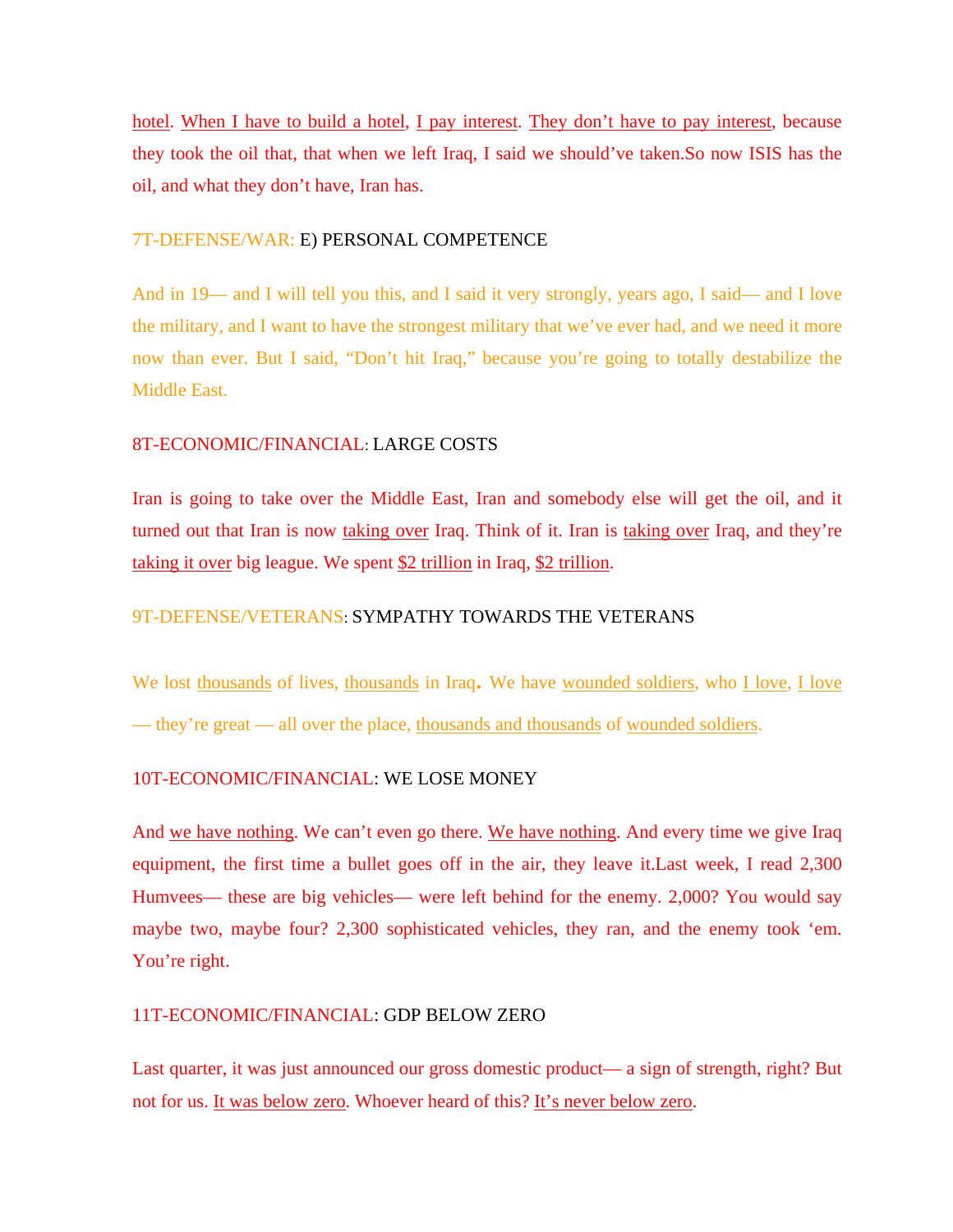hotel. When I have to build a hotel, I pay interest. They don't have to pay interest, because they took the oil that, that when we left Iraq, I said we should've taken.So now ISIS has the oil, and what they don't have, Iran has.

7T-DEFENSE/WAR: E) PERSONAL COMPETENCE

And in 19— and I will tell you this, and I said it very strongly, years ago, I said— and I love the military, and I want to have the strongest military that we've ever had, and we need it more now than ever. But I said, "Don't hit Iraq," because you're going to totally destabilize the Middle East.

8T-ECONOMIC/FINANCIAL: LARGE COSTS

Iran is going to take over the Middle East, Iran and somebody else will get the oil, and it turned out that Iran is now taking over Iraq. Think of it. Iran is taking over Iraq, and they're taking it over big league. We spent $2 trillion in Iraq, $2 trillion.

9T-DEFENSE/VETERANS: SYMPATHY TOWARDS THE VETERANS

We lost thousands of lives, thousands in Iraq. We have wounded soldiers, who I love, I love — they're great — all over the place, thousands and thousands of wounded soldiers.

10T-ECONOMIC/FINANCIAL: WE LOSE MONEY

And we have nothing. We can't even go there. We have nothing. And every time we give Iraq equipment, the first time a bullet goes off in the air, they leave it.Last week, I read 2,300 Humvees— these are big vehicles— were left behind for the enemy. 2,000? You would say maybe two, maybe four? 2,300 sophisticated vehicles, they ran, and the enemy took 'em. You're right.

11T-ECONOMIC/FINANCIAL: GDP BELOW ZERO

Last quarter, it was just announced our gross domestic product— a sign of strength, right? But not for us. It was below zero. Whoever heard of this? It's never below zero.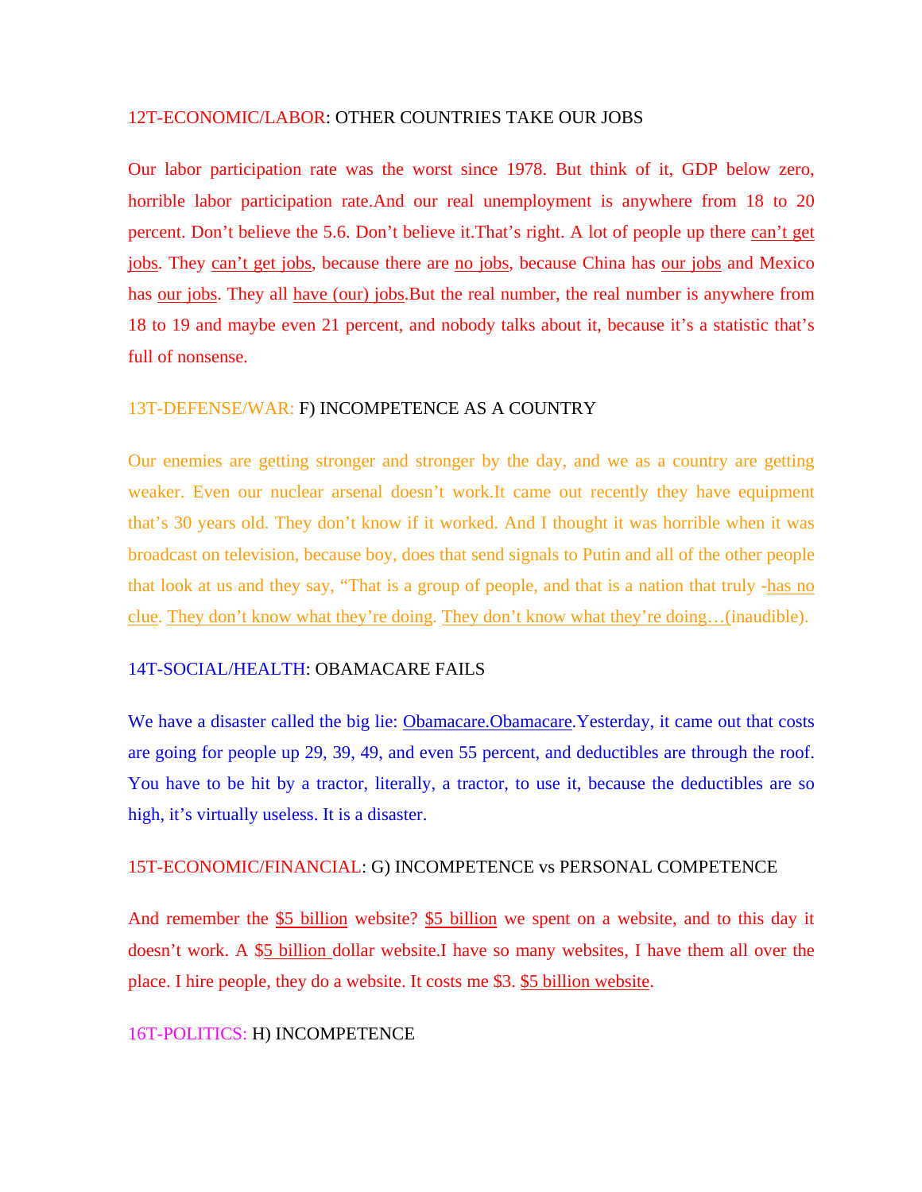12T-ECONOMIC/LABOR: OTHER COUNTRIES TAKE OUR JOBS

Our labor participation rate was the worst since 1978. But think of it, GDP below zero, horrible labor participation rate.And our real unemployment is anywhere from 18 to 20 percent. Don't believe the 5.6. Don't believe it.That's right. A lot of people up there <u>can't get jobs</u>. They <u>can't get jobs</u>, because there are <u>no jobs</u>, because China has <u>our jobs</u> and Mexico has <u>our jobs</u>. They all <u>have (our) jobs</u>.But the real number, the real number is anywhere from 18 to 19 and maybe even 21 percent, and nobody talks about it, because it's a statistic that's full of nonsense.

13T-DEFENSE/WAR: F) INCOMPETENCE AS A COUNTRY

Our enemies are getting stronger and stronger by the day, and we as a country are getting weaker. Even our nuclear arsenal doesn't work.It came out recently they have equipment that's 30 years old. They don't know if it worked. And I thought it was horrible when it was broadcast on television, because boy, does that send signals to Putin and all of the other people that look at us and they say, "That is a group of people, and that is a nation that truly -<u>has no clue</u>. <u>They don't know what they're doing</u>. <u>They don't know what they're doing…</u>(inaudible).

14T-SOCIAL/HEALTH: OBAMACARE FAILS

We have a disaster called the big lie: <u>Obamacare.Obamacare</u>.Yesterday, it came out that costs are going for people up 29, 39, 49, and even 55 percent, and deductibles are through the roof. You have to be hit by a tractor, literally, a tractor, to use it, because the deductibles are so high, it's virtually useless. It is a disaster.

15T-ECONOMIC/FINANCIAL: G) INCOMPETENCE vs PERSONAL COMPETENCE

And remember the <u>$5 billion</u> website? <u>$5 billion</u> we spent on a website, and to this day it doesn't work. A $<u>5 billion</u> dollar website.I have so many websites, I have them all over the place. I hire people, they do a website. It costs me $3. <u>$5 billion website</u>.

16T-POLITICS: H) INCOMPETENCE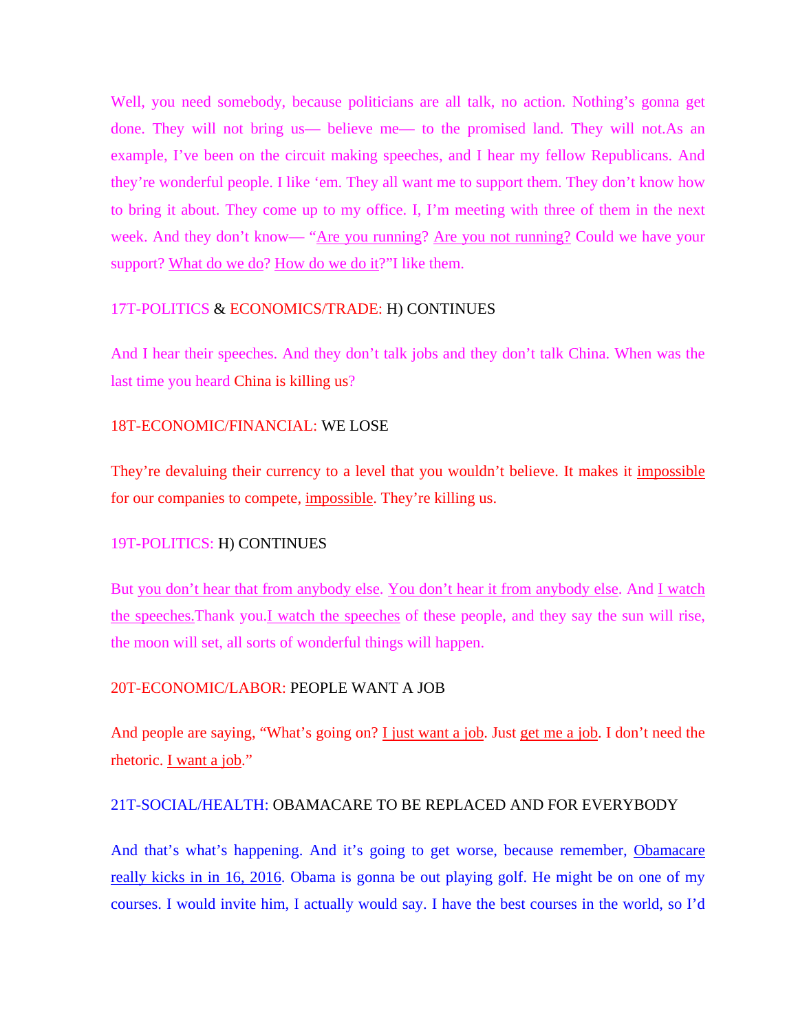Well, you need somebody, because politicians are all talk, no action. Nothing's gonna get done. They will not bring us— believe me— to the promised land. They will not.As an example, I've been on the circuit making speeches, and I hear my fellow Republicans. And they're wonderful people. I like 'em. They all want me to support them. They don't know how to bring it about. They come up to my office. I, I'm meeting with three of them in the next week. And they don't know— "Are you running? Are you not running? Could we have your support? What do we do? How do we do it?"I like them.

17T-POLITICS & ECONOMICS/TRADE: H) CONTINUES

And I hear their speeches. And they don't talk jobs and they don't talk China. When was the last time you heard China is killing us?

18T-ECONOMIC/FINANCIAL: WE LOSE

They're devaluing their currency to a level that you wouldn't believe. It makes it impossible for our companies to compete, impossible. They're killing us.

19T-POLITICS: H) CONTINUES

But you don't hear that from anybody else. You don't hear it from anybody else. And I watch the speeches.Thank you.I watch the speeches of these people, and they say the sun will rise, the moon will set, all sorts of wonderful things will happen.

20T-ECONOMIC/LABOR: PEOPLE WANT A JOB

And people are saying, "What's going on? I just want a job. Just get me a job. I don't need the rhetoric. I want a job."

21T-SOCIAL/HEALTH: OBAMACARE TO BE REPLACED AND FOR EVERYBODY

And that's what's happening. And it's going to get worse, because remember, Obamacare really kicks in in 16, 2016. Obama is gonna be out playing golf. He might be on one of my courses. I would invite him, I actually would say. I have the best courses in the world, so I'd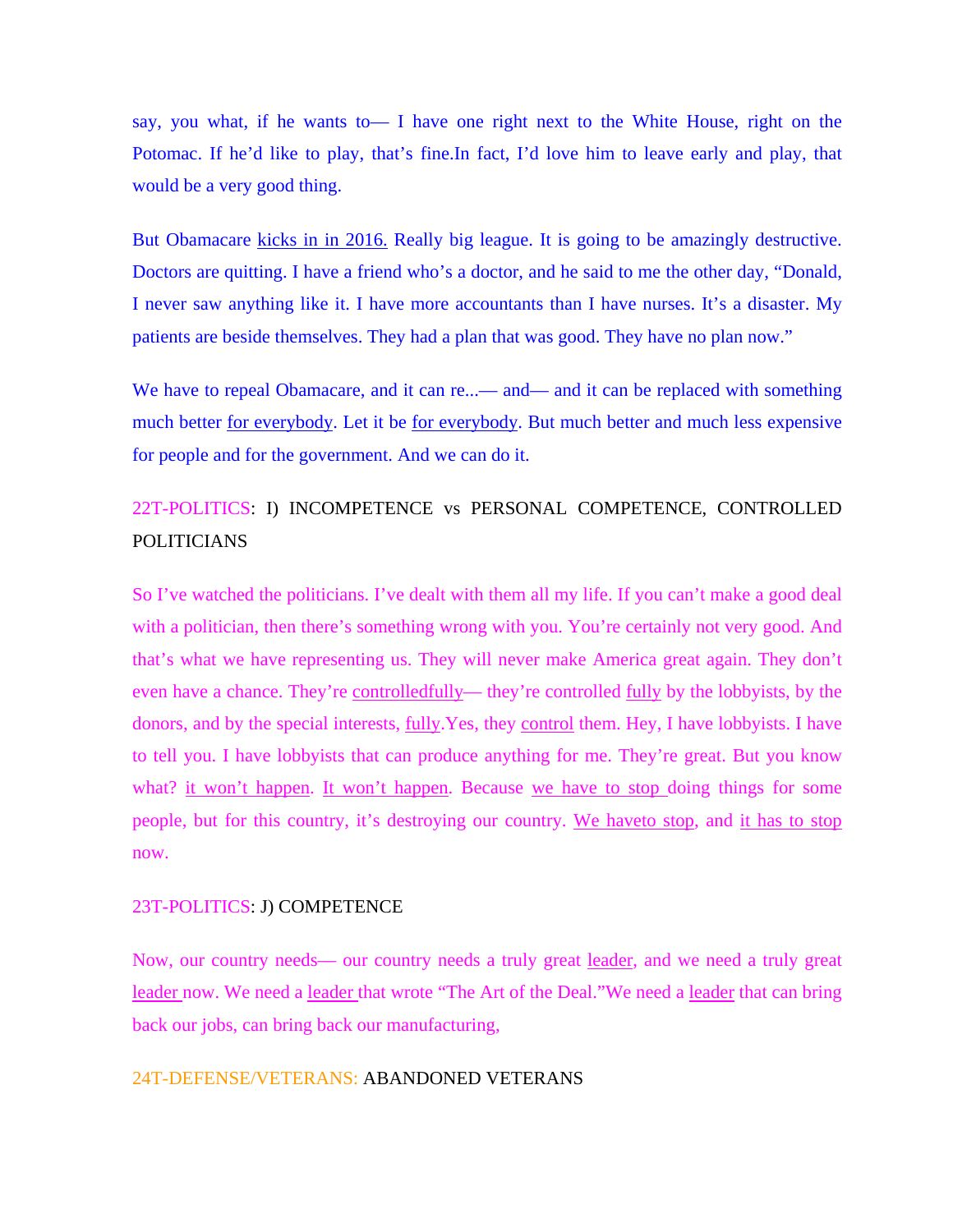say, you what, if he wants to— I have one right next to the White House, right on the Potomac. If he'd like to play, that's fine.In fact, I'd love him to leave early and play, that would be a very good thing.

But Obamacare kicks in in 2016. Really big league. It is going to be amazingly destructive. Doctors are quitting. I have a friend who's a doctor, and he said to me the other day, "Donald, I never saw anything like it. I have more accountants than I have nurses. It's a disaster. My patients are beside themselves. They had a plan that was good. They have no plan now."

We have to repeal Obamacare, and it can re...— and— and it can be replaced with something much better for everybody. Let it be for everybody. But much better and much less expensive for people and for the government. And we can do it.

22T-POLITICS: I) INCOMPETENCE vs PERSONAL COMPETENCE, CONTROLLED POLITICIANS

So I've watched the politicians. I've dealt with them all my life. If you can't make a good deal with a politician, then there's something wrong with you. You're certainly not very good. And that's what we have representing us. They will never make America great again. They don't even have a chance. They're controlledfully— they're controlled fully by the lobbyists, by the donors, and by the special interests, fully.Yes, they control them. Hey, I have lobbyists. I have to tell you. I have lobbyists that can produce anything for me. They're great. But you know what? it won't happen. It won't happen. Because we have to stop doing things for some people, but for this country, it's destroying our country. We haveto stop, and it has to stop now.

23T-POLITICS: J) COMPETENCE

Now, our country needs— our country needs a truly great leader, and we need a truly great leader now. We need a leader that wrote "The Art of the Deal."We need a leader that can bring back our jobs, can bring back our manufacturing,

24T-DEFENSE/VETERANS: ABANDONED VETERANS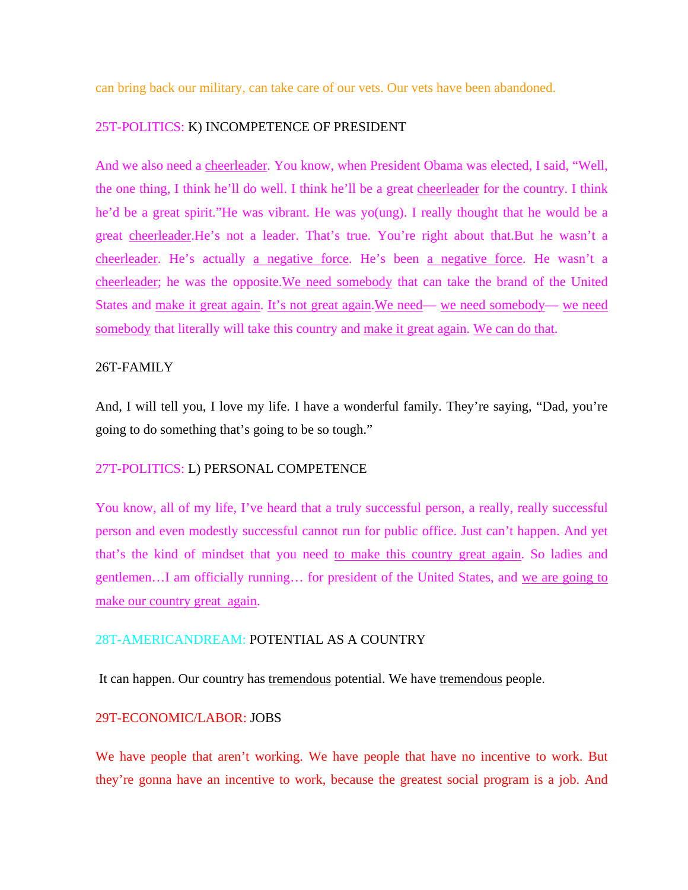can bring back our military, can take care of our vets. Our vets have been abandoned.

25T-POLITICS: K) INCOMPETENCE OF PRESIDENT

And we also need a <u>cheerleader</u>. You know, when President Obama was elected, I said, “Well, the one thing, I think he’ll do well. I think he’ll be a great <u>cheerleader</u> for the country. I think he’d be a great spirit.”He was vibrant. He was yo(ung). I really thought that he would be a great <u>cheerleader</u>.He’s not a leader. That’s true. You’re right about that.But he wasn’t a <u>cheerleader</u>. He’s actually <u>a negative force</u>. He’s been <u>a negative force</u>. He wasn’t a <u>cheerleader</u>; he was the opposite.<u>We need somebody</u> that can take the brand of the United States and <u>make it great again</u>. <u>It’s not great again</u>.<u>We need</u>— <u>we need somebody</u>— <u>we need somebody</u> that literally will take this country and <u>make it great again</u>. <u>We can do that</u>.

26T-FAMILY

And, I will tell you, I love my life. I have a wonderful family. They’re saying, “Dad, you’re going to do something that’s going to be so tough.”

27T-POLITICS: L) PERSONAL COMPETENCE

You know, all of my life, I’ve heard that a truly successful person, a really, really successful person and even modestly successful cannot run for public office. Just can’t happen. And yet that’s the kind of mindset that you need <u>to make this country great again</u>. So ladies and gentlemen…I am officially running… for president of the United States, and <u>we are going to make our country great again</u>.

28T-AMERICANDREAM: POTENTIAL AS A COUNTRY

It can happen. Our country has <u>tremendous</u> potential. We have <u>tremendous</u> people.

29T-ECONOMIC/LABOR: JOBS

We have people that aren’t working. We have people that have no incentive to work. But they’re gonna have an incentive to work, because the greatest social program is a job. And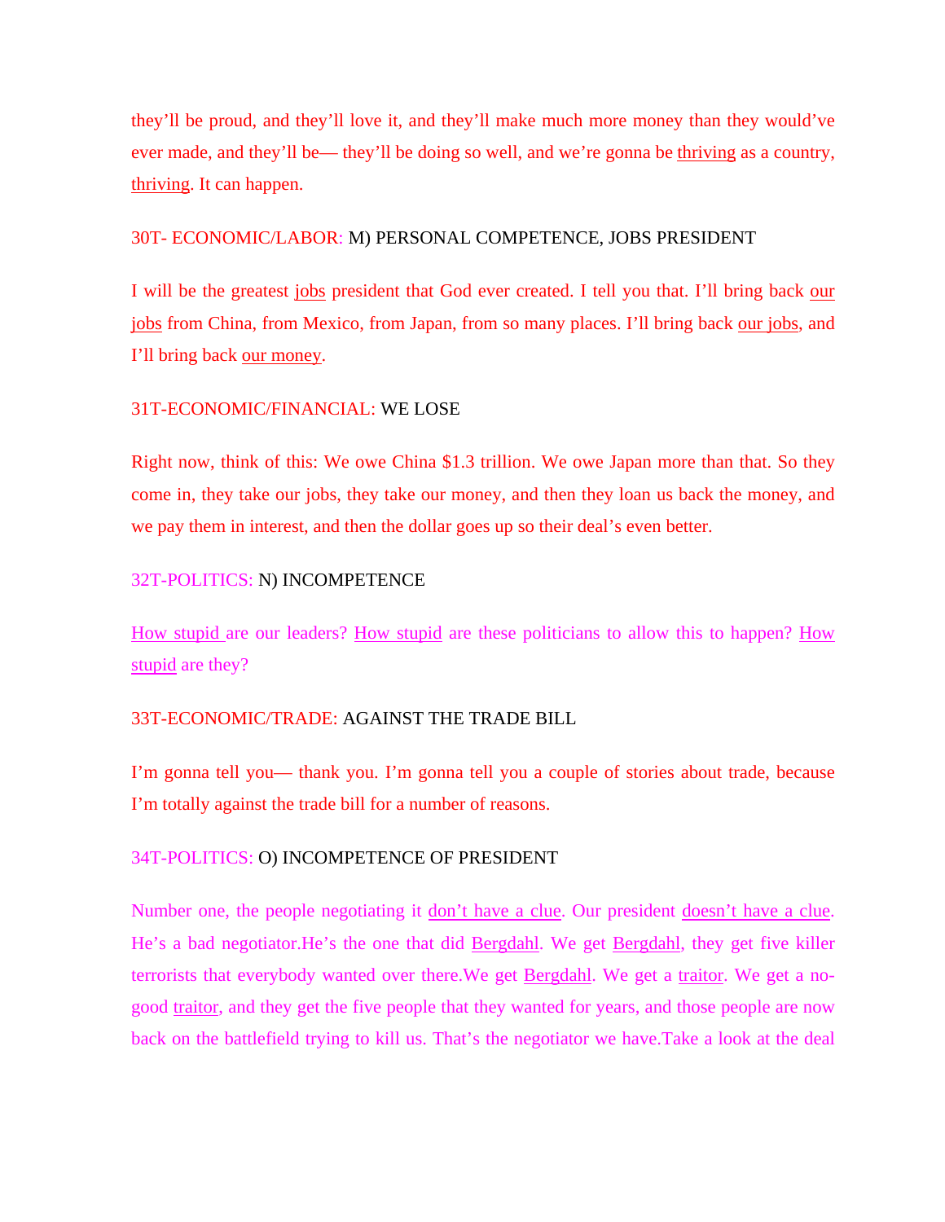they'll be proud, and they'll love it, and they'll make much more money than they would've ever made, and they'll be— they'll be doing so well, and we're gonna be thriving as a country, thriving. It can happen.

30T- ECONOMIC/LABOR: M) PERSONAL COMPETENCE, JOBS PRESIDENT

I will be the greatest jobs president that God ever created. I tell you that. I'll bring back our jobs from China, from Mexico, from Japan, from so many places. I'll bring back our jobs, and I'll bring back our money.

31T-ECONOMIC/FINANCIAL: WE LOSE

Right now, think of this: We owe China $1.3 trillion. We owe Japan more than that. So they come in, they take our jobs, they take our money, and then they loan us back the money, and we pay them in interest, and then the dollar goes up so their deal's even better.

32T-POLITICS: N) INCOMPETENCE

How stupid are our leaders? How stupid are these politicians to allow this to happen? How stupid are they?

33T-ECONOMIC/TRADE: AGAINST THE TRADE BILL

I'm gonna tell you— thank you. I'm gonna tell you a couple of stories about trade, because I'm totally against the trade bill for a number of reasons.

34T-POLITICS: O) INCOMPETENCE OF PRESIDENT

Number one, the people negotiating it don't have a clue. Our president doesn't have a clue. He's a bad negotiator.He's the one that did Bergdahl. We get Bergdahl, they get five killer terrorists that everybody wanted over there.We get Bergdahl. We get a traitor. We get a no-good traitor, and they get the five people that they wanted for years, and those people are now back on the battlefield trying to kill us. That's the negotiator we have.Take a look at the deal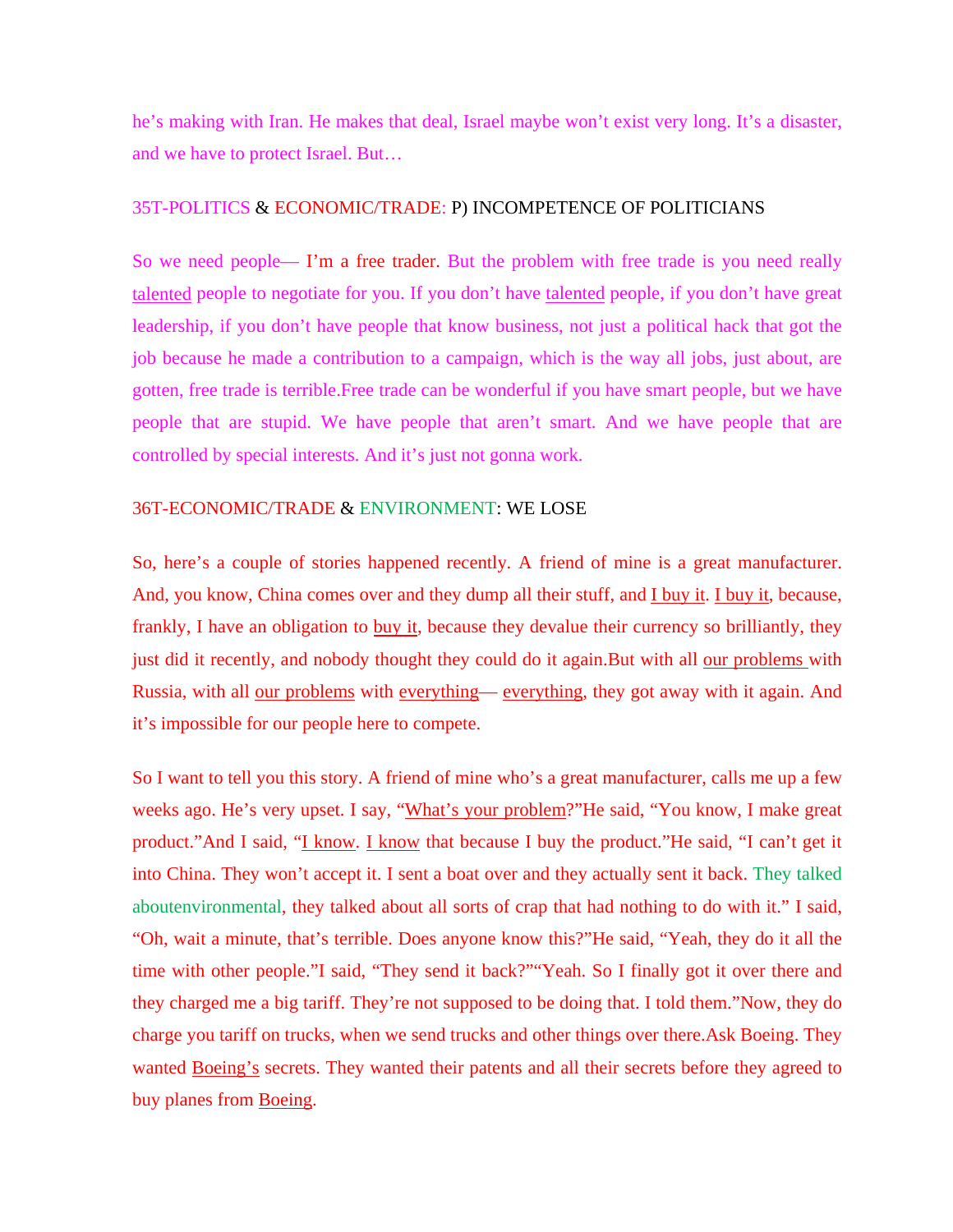he's making with Iran. He makes that deal, Israel maybe won't exist very long. It's a disaster, and we have to protect Israel. But…

35T-POLITICS & ECONOMIC/TRADE: P) INCOMPETENCE OF POLITICIANS

So we need people— I'm a free trader. But the problem with free trade is you need really talented people to negotiate for you. If you don't have talented people, if you don't have great leadership, if you don't have people that know business, not just a political hack that got the job because he made a contribution to a campaign, which is the way all jobs, just about, are gotten, free trade is terrible.Free trade can be wonderful if you have smart people, but we have people that are stupid. We have people that aren't smart. And we have people that are controlled by special interests. And it's just not gonna work.

36T-ECONOMIC/TRADE & ENVIRONMENT: WE LOSE

So, here's a couple of stories happened recently. A friend of mine is a great manufacturer. And, you know, China comes over and they dump all their stuff, and I buy it. I buy it, because, frankly, I have an obligation to buy it, because they devalue their currency so brilliantly, they just did it recently, and nobody thought they could do it again.But with all our problems with Russia, with all our problems with everything— everything, they got away with it again. And it's impossible for our people here to compete.

So I want to tell you this story. A friend of mine who's a great manufacturer, calls me up a few weeks ago. He's very upset. I say, "What's your problem?"He said, "You know, I make great product."And I said, "I know. I know that because I buy the product."He said, "I can't get it into China. They won't accept it. I sent a boat over and they actually sent it back. They talked aboutenvironmental, they talked about all sorts of crap that had nothing to do with it." I said, "Oh, wait a minute, that's terrible. Does anyone know this?"He said, "Yeah, they do it all the time with other people."I said, "They send it back?""Yeah. So I finally got it over there and they charged me a big tariff. They're not supposed to be doing that. I told them."Now, they do charge you tariff on trucks, when we send trucks and other things over there.Ask Boeing. They wanted Boeing's secrets. They wanted their patents and all their secrets before they agreed to buy planes from Boeing.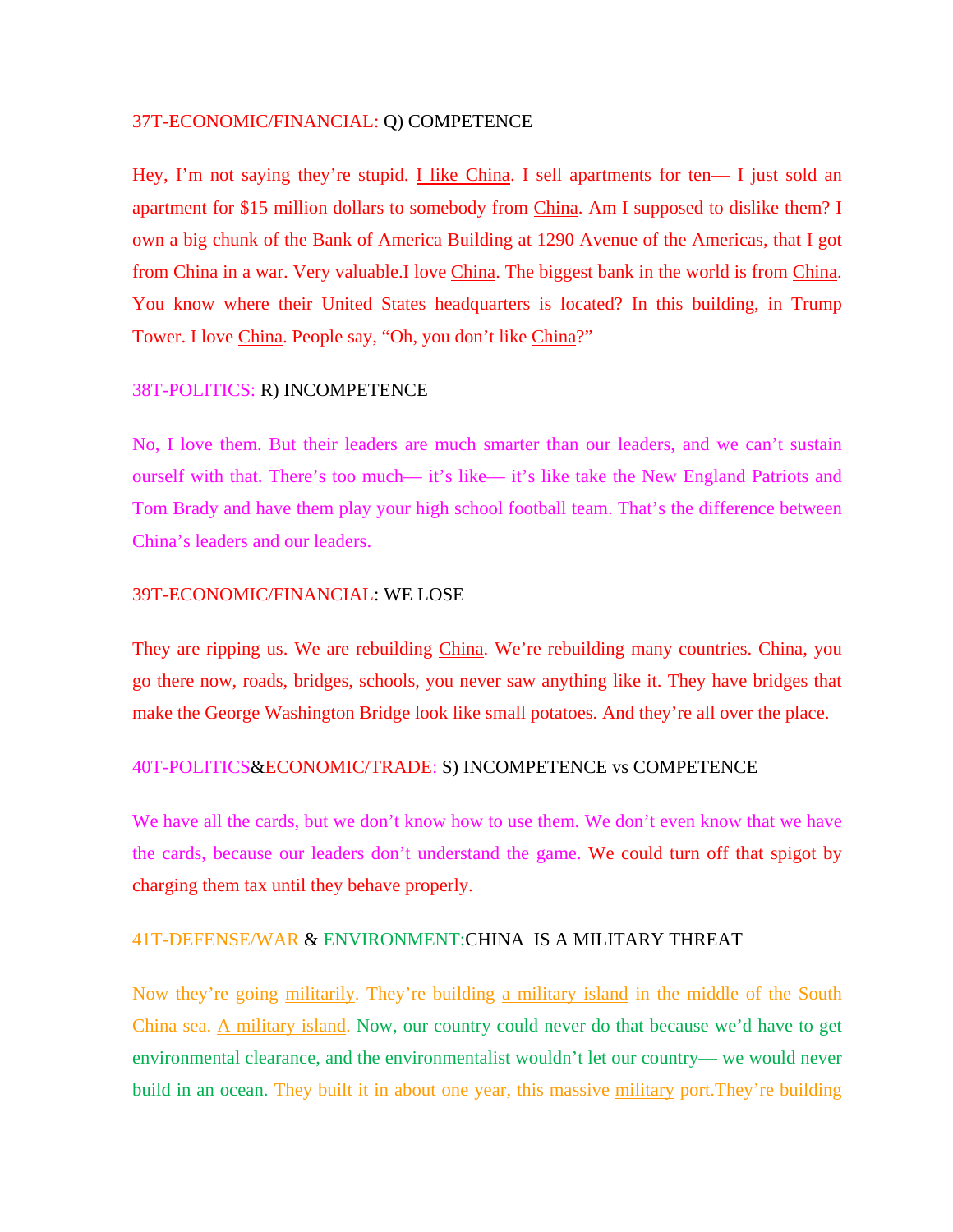37T-ECONOMIC/FINANCIAL: Q) COMPETENCE

Hey, I'm not saying they're stupid. I like China. I sell apartments for ten— I just sold an apartment for $15 million dollars to somebody from China. Am I supposed to dislike them? I own a big chunk of the Bank of America Building at 1290 Avenue of the Americas, that I got from China in a war. Very valuable.I love China. The biggest bank in the world is from China. You know where their United States headquarters is located? In this building, in Trump Tower. I love China. People say, "Oh, you don't like China?"

38T-POLITICS: R) INCOMPETENCE

No, I love them. But their leaders are much smarter than our leaders, and we can't sustain ourself with that. There's too much— it's like— it's like take the New England Patriots and Tom Brady and have them play your high school football team. That's the difference between China's leaders and our leaders.

39T-ECONOMIC/FINANCIAL: WE LOSE

They are ripping us. We are rebuilding China. We're rebuilding many countries. China, you go there now, roads, bridges, schools, you never saw anything like it. They have bridges that make the George Washington Bridge look like small potatoes. And they're all over the place.

40T-POLITICS&ECONOMIC/TRADE: S) INCOMPETENCE vs COMPETENCE

We have all the cards, but we don't know how to use them. We don't even know that we have the cards, because our leaders don't understand the game. We could turn off that spigot by charging them tax until they behave properly.

41T-DEFENSE/WAR & ENVIRONMENT:CHINA IS A MILITARY THREAT

Now they're going militarily. They're building a military island in the middle of the South China sea. A military island. Now, our country could never do that because we'd have to get environmental clearance, and the environmentalist wouldn't let our country— we would never build in an ocean. They built it in about one year, this massive military port.They're building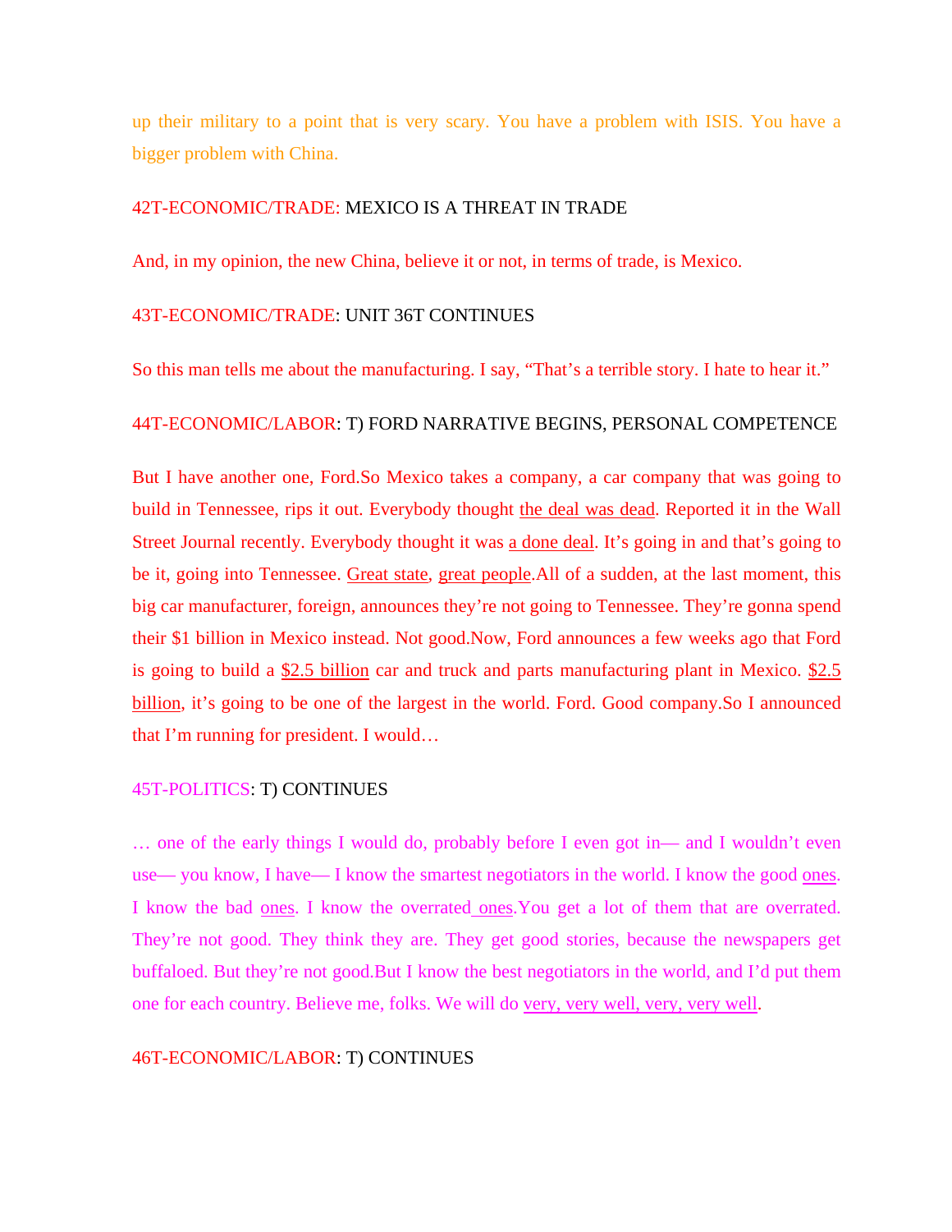up their military to a point that is very scary. You have a problem with ISIS. You have a bigger problem with China.

42T-ECONOMIC/TRADE: MEXICO IS A THREAT IN TRADE

And, in my opinion, the new China, believe it or not, in terms of trade, is Mexico.

43T-ECONOMIC/TRADE: UNIT 36T CONTINUES

So this man tells me about the manufacturing. I say, "That's a terrible story. I hate to hear it."

44T-ECONOMIC/LABOR: T) FORD NARRATIVE BEGINS, PERSONAL COMPETENCE

But I have another one, Ford.So Mexico takes a company, a car company that was going to build in Tennessee, rips it out. Everybody thought <u>the deal was dead</u>. Reported it in the Wall Street Journal recently. Everybody thought it was <u>a done deal</u>. It's going in and that's going to be it, going into Tennessee. <u>Great state</u>, <u>great people</u>.All of a sudden, at the last moment, this big car manufacturer, foreign, announces they're not going to Tennessee. They're gonna spend their $1 billion in Mexico instead. Not good.Now, Ford announces a few weeks ago that Ford is going to build a <u>$2.5 billion</u> car and truck and parts manufacturing plant in Mexico. <u>$2.5 billion</u>, it's going to be one of the largest in the world. Ford. Good company.So I announced that I'm running for president. I would…

45T-POLITICS: T) CONTINUES

… one of the early things I would do, probably before I even got in— and I wouldn't even use— you know, I have— I know the smartest negotiators in the world. I know the good <u>ones</u>. I know the bad <u>ones</u>. I know the overrated <u>ones</u>.You get a lot of them that are overrated. They're not good. They think they are. They get good stories, because the newspapers get buffaloed. But they're not good.But I know the best negotiators in the world, and I'd put them one for each country. Believe me, folks. We will do <u>very, very well, very, very well</u>.

46T-ECONOMIC/LABOR: T) CONTINUES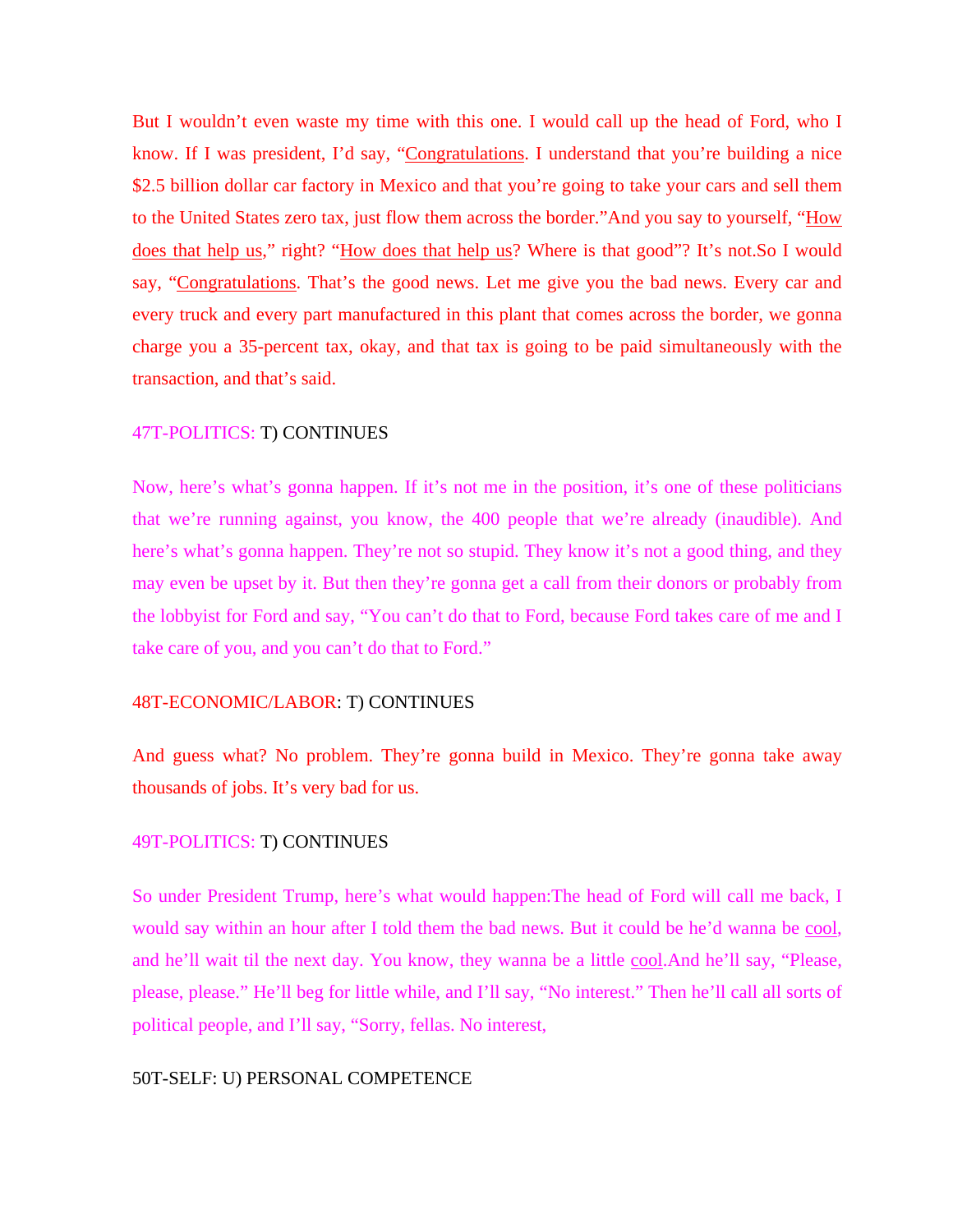But I wouldn't even waste my time with this one. I would call up the head of Ford, who I know. If I was president, I'd say, "Congratulations. I understand that you're building a nice $2.5 billion dollar car factory in Mexico and that you're going to take your cars and sell them to the United States zero tax, just flow them across the border."And you say to yourself, "How does that help us," right? "How does that help us? Where is that good"? It's not.So I would say, "Congratulations. That's the good news. Let me give you the bad news. Every car and every truck and every part manufactured in this plant that comes across the border, we gonna charge you a 35-percent tax, okay, and that tax is going to be paid simultaneously with the transaction, and that's said.

47T-POLITICS: T) CONTINUES

Now, here's what's gonna happen. If it's not me in the position, it's one of these politicians that we're running against, you know, the 400 people that we're already (inaudible). And here's what's gonna happen. They're not so stupid. They know it's not a good thing, and they may even be upset by it. But then they're gonna get a call from their donors or probably from the lobbyist for Ford and say, "You can't do that to Ford, because Ford takes care of me and I take care of you, and you can't do that to Ford."

48T-ECONOMIC/LABOR: T) CONTINUES

And guess what? No problem. They're gonna build in Mexico. They're gonna take away thousands of jobs. It's very bad for us.

49T-POLITICS: T) CONTINUES

So under President Trump, here's what would happen:The head of Ford will call me back, I would say within an hour after I told them the bad news. But it could be he'd wanna be cool, and he'll wait til the next day. You know, they wanna be a little cool.And he'll say, "Please, please, please." He'll beg for little while, and I'll say, "No interest." Then he'll call all sorts of political people, and I'll say, "Sorry, fellas. No interest,

50T-SELF: U) PERSONAL COMPETENCE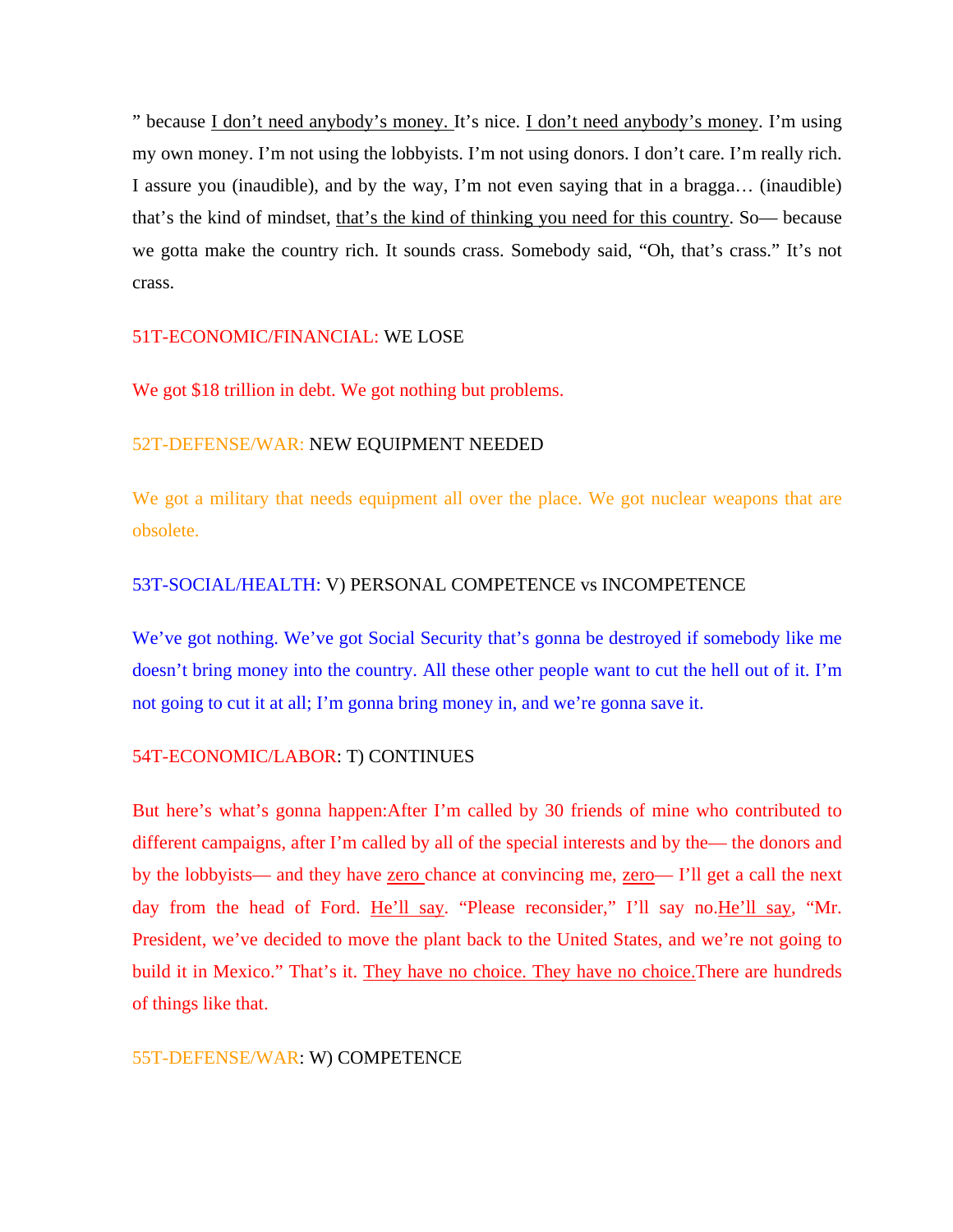” because <u>I don’t need anybody’s money.</u> It’s nice. <u>I don’t need anybody’s money</u>. I’m using my own money. I’m not using the lobbyists. I’m not using donors. I don’t care. I’m really rich. I assure you (inaudible), and by the way, I’m not even saying that in a bragga… (inaudible) that’s the kind of mindset, <u>that’s the kind of thinking you need for this country</u>. So— because we gotta make the country rich. It sounds crass. Somebody said, “Oh, that’s crass.” It’s not crass.

51T-ECONOMIC/FINANCIAL: WE LOSE

We got $18 trillion in debt. We got nothing but problems.

52T-DEFENSE/WAR: NEW EQUIPMENT NEEDED

We got a military that needs equipment all over the place. We got nuclear weapons that are obsolete.

53T-SOCIAL/HEALTH: V) PERSONAL COMPETENCE vs INCOMPETENCE

We’ve got nothing. We’ve got Social Security that’s gonna be destroyed if somebody like me doesn’t bring money into the country. All these other people want to cut the hell out of it. I’m not going to cut it at all; I’m gonna bring money in, and we’re gonna save it.

54T-ECONOMIC/LABOR: T) CONTINUES

But here’s what’s gonna happen:After I’m called by 30 friends of mine who contributed to different campaigns, after I’m called by all of the special interests and by the— the donors and by the lobbyists— and they have <u>zero</u> chance at convincing me, <u>zero</u>— I’ll get a call the next day from the head of Ford. <u>He’ll say</u>. “Please reconsider,” I’ll say no.<u>He’ll say</u>, “Mr. President, we’ve decided to move the plant back to the United States, and we’re not going to build it in Mexico.” That’s it. <u>They have no choice. They have no choice.</u>There are hundreds of things like that.

55T-DEFENSE/WAR: W) COMPETENCE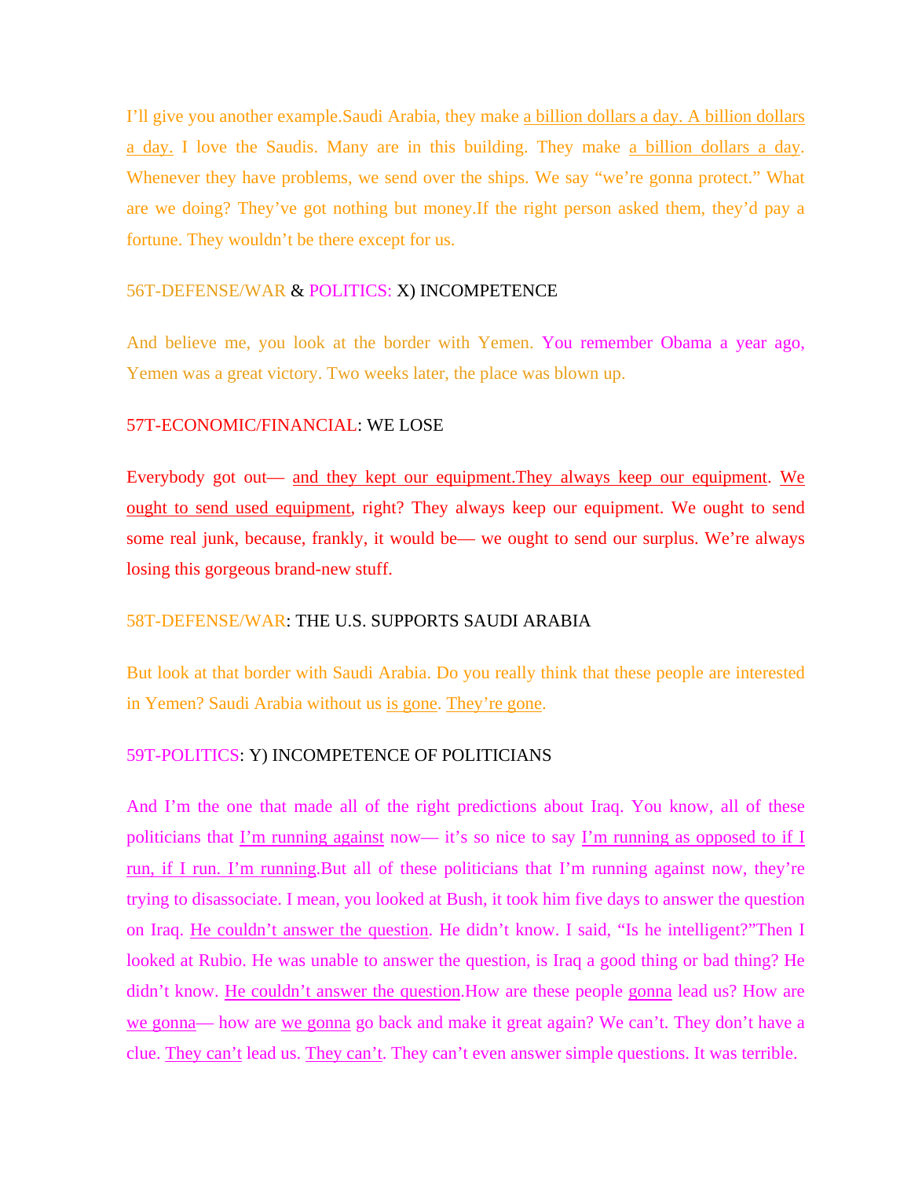I'll give you another example.Saudi Arabia, they make a billion dollars a day. A billion dollars a day. I love the Saudis. Many are in this building. They make a billion dollars a day. Whenever they have problems, we send over the ships. We say "we're gonna protect." What are we doing? They've got nothing but money.If the right person asked them, they'd pay a fortune. They wouldn't be there except for us.

56T-DEFENSE/WAR & POLITICS: X) INCOMPETENCE

And believe me, you look at the border with Yemen. You remember Obama a year ago, Yemen was a great victory. Two weeks later, the place was blown up.

57T-ECONOMIC/FINANCIAL: WE LOSE

Everybody got out— and they kept our equipment.They always keep our equipment. We ought to send used equipment, right? They always keep our equipment. We ought to send some real junk, because, frankly, it would be— we ought to send our surplus. We're always losing this gorgeous brand-new stuff.

58T-DEFENSE/WAR: THE U.S. SUPPORTS SAUDI ARABIA

But look at that border with Saudi Arabia. Do you really think that these people are interested in Yemen? Saudi Arabia without us is gone. They're gone.

59T-POLITICS: Y) INCOMPETENCE OF POLITICIANS

And I'm the one that made all of the right predictions about Iraq. You know, all of these politicians that I'm running against now— it's so nice to say I'm running as opposed to if I run, if I run. I'm running.But all of these politicians that I'm running against now, they're trying to disassociate. I mean, you looked at Bush, it took him five days to answer the question on Iraq. He couldn't answer the question. He didn't know. I said, "Is he intelligent?"Then I looked at Rubio. He was unable to answer the question, is Iraq a good thing or bad thing? He didn't know. He couldn't answer the question.How are these people gonna lead us? How are we gonna— how are we gonna go back and make it great again? We can't. They don't have a clue. They can't lead us. They can't. They can't even answer simple questions. It was terrible.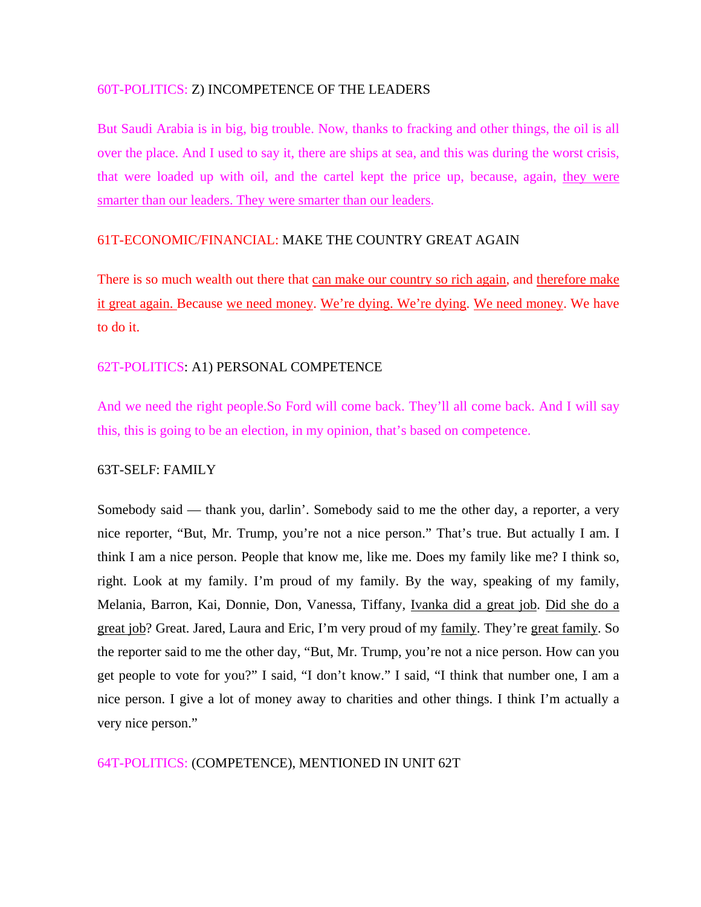60T-POLITICS: Z) INCOMPETENCE OF THE LEADERS

But Saudi Arabia is in big, big trouble. Now, thanks to fracking and other things, the oil is all over the place. And I used to say it, there are ships at sea, and this was during the worst crisis, that were loaded up with oil, and the cartel kept the price up, because, again, <u>they were smarter than our leaders. They were smarter than our leaders</u>.

61T-ECONOMIC/FINANCIAL: MAKE THE COUNTRY GREAT AGAIN

There is so much wealth out there that <u>can make our country so rich again</u>, and <u>therefore make it great again.</u> Because <u>we need money</u>. <u>We're dying. We're dying</u>. <u>We need money</u>. We have to do it.

62T-POLITICS: A1) PERSONAL COMPETENCE

And we need the right people.So Ford will come back. They'll all come back. And I will say this, this is going to be an election, in my opinion, that's based on competence.

63T-SELF: FAMILY

Somebody said — thank you, darlin'. Somebody said to me the other day, a reporter, a very nice reporter, "But, Mr. Trump, you're not a nice person." That's true. But actually I am. I think I am a nice person. People that know me, like me. Does my family like me? I think so, right. Look at my family. I'm proud of my family. By the way, speaking of my family, Melania, Barron, Kai, Donnie, Don, Vanessa, Tiffany, <u>Ivanka did a great job</u>. <u>Did she do a great job</u>? Great. Jared, Laura and Eric, I'm very proud of my <u>family</u>. They're <u>great family</u>. So the reporter said to me the other day, "But, Mr. Trump, you're not a nice person. How can you get people to vote for you?" I said, "I don't know." I said, "I think that number one, I am a nice person. I give a lot of money away to charities and other things. I think I'm actually a very nice person."

64T-POLITICS: (COMPETENCE), MENTIONED IN UNIT 62T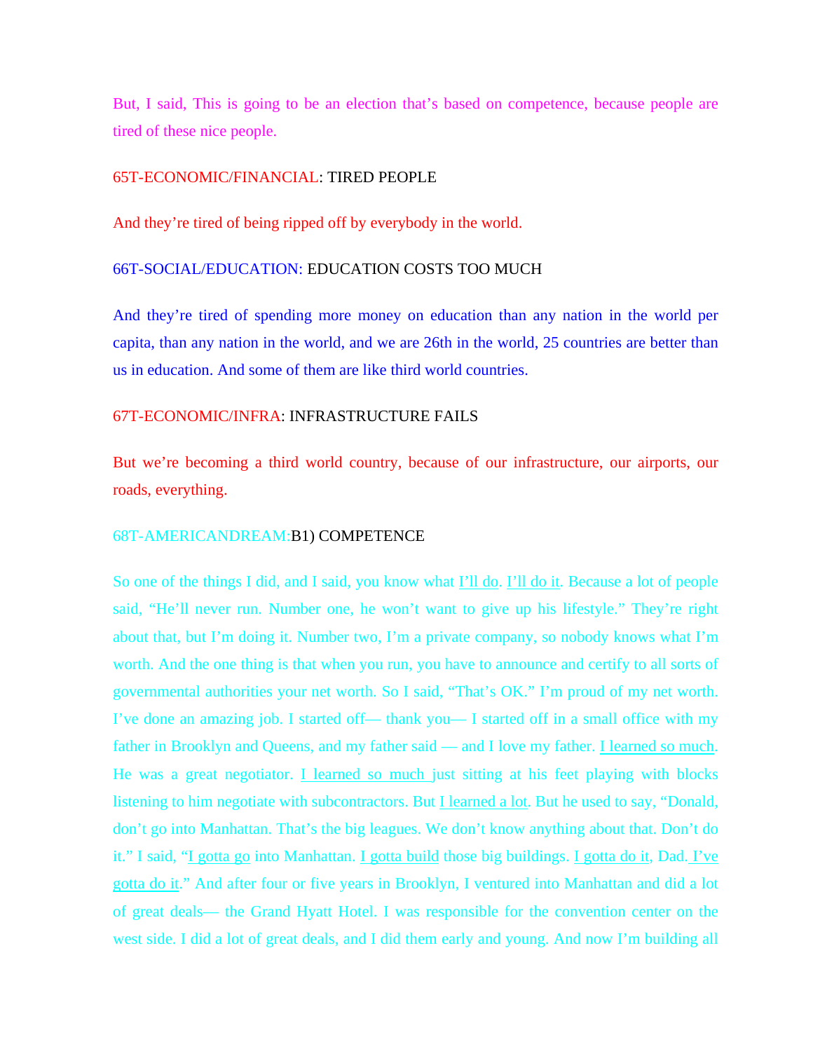But, I said, This is going to be an election that's based on competence, because people are tired of these nice people.

65T-ECONOMIC/FINANCIAL: TIRED PEOPLE

And they're tired of being ripped off by everybody in the world.

66T-SOCIAL/EDUCATION: EDUCATION COSTS TOO MUCH

And they're tired of spending more money on education than any nation in the world per capita, than any nation in the world, and we are 26th in the world, 25 countries are better than us in education. And some of them are like third world countries.

67T-ECONOMIC/INFRA: INFRASTRUCTURE FAILS

But we're becoming a third world country, because of our infrastructure, our airports, our roads, everything.

68T-AMERICANDREAM:B1) COMPETENCE

So one of the things I did, and I said, you know what <u>I'll do</u>. <u>I'll do it</u>. Because a lot of people said, "He'll never run. Number one, he won't want to give up his lifestyle." They're right about that, but I'm doing it. Number two, I'm a private company, so nobody knows what I'm worth. And the one thing is that when you run, you have to announce and certify to all sorts of governmental authorities your net worth. So I said, "That's OK." I'm proud of my net worth. I've done an amazing job. I started off— thank you— I started off in a small office with my father in Brooklyn and Queens, and my father said — and I love my father. <u>I learned so much</u>. He was a great negotiator. <u>I learned so much</u> just sitting at his feet playing with blocks listening to him negotiate with subcontractors. But <u>I learned a lot</u>. But he used to say, "Donald, don't go into Manhattan. That's the big leagues. We don't know anything about that. Don't do it." I said, "<u>I gotta go</u> into Manhattan. <u>I gotta build</u> those big buildings. <u>I gotta do it</u>, Dad. <u>I've gotta do it</u>." And after four or five years in Brooklyn, I ventured into Manhattan and did a lot of great deals— the Grand Hyatt Hotel. I was responsible for the convention center on the west side. I did a lot of great deals, and I did them early and young. And now I'm building all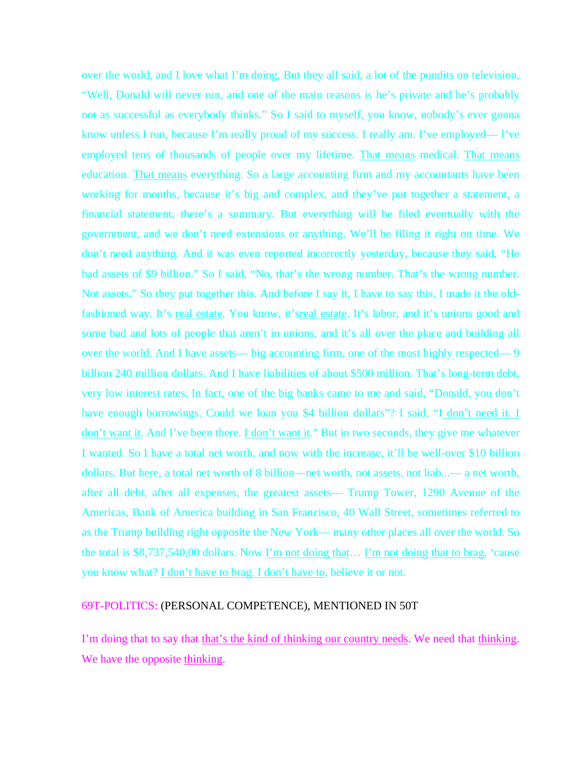over the world, and I love what I'm doing. But they all said, a lot of the pundits on television, "Well, Donald will never run, and one of the main reasons is he's private and he's probably not as successful as everybody thinks." So I said to myself, you know, nobody's ever gonna know unless I run, because I'm really proud of my success. I really am. I've employed— I've employed tens of thousands of people over my lifetime. <u>That means</u> medical. <u>That means</u> education. <u>That means</u> everything. So a large accounting firm and my accountants have been working for months, because it's big and complex, and they've put together a statement, a financial statement, there's a summary. But everything will be filed eventually with the government, and we don't need extensions or anything. We'll be filing it right on time. We don't need anything. And it was even reported incorrectly yesterday, because they said, "He had assets of $9 billion." So I said, "No, that's the wrong number. That's the wrong number. Not assets." So they put together this. And before I say it, I have to say this. I made it the old-fashioned way. It's <u>real estate</u>. You know, it's<u>real estate</u>. It's labor, and it's unions good and some bad and lots of people that aren't in unions, and it's all over the place and building all over the world. And I have assets— big accounting firm, one of the most highly respected— 9 billion 240 million dollars. And I have liabilities of about $500 million. That's long-term debt, very low interest rates. In fact, one of the big banks came to me and said, "Donald, you don't have enough borrowings. Could we loan you $4 billion dollars"? I said, "I<u> don't need it. I don't want it</u>. And I've been there. <u>I don't want it</u>." But in two seconds, they give me whatever I wanted. So I have a total net worth, and now with the increase, it'll be well-over $10 billion dollars. But here, a total net worth of 8 billion—net worth, not assets, not liab...— a net worth, after all debt, after all expenses, the greatest assets— Trump Tower, 1290 Avenue of the Americas, Bank of America building in San Francisco, 40 Wall Street, sometimes referred to as the Trump building right opposite the New York— many other places all over the world. So the total is $8,737,540,00 dollars. Now <u>I'm not doing that</u>… <u>I'm not doing that to brag</u>, 'cause you know what? <u>I don't have to brag. I don't have to</u>, believe it or not.

69T-POLITICS: (PERSONAL COMPETENCE), MENTIONED IN 50T

I'm doing that to say that <u>that's the kind of thinking our country needs</u>. We need that <u>thinking</u>. We have the opposite <u>thinking</u>.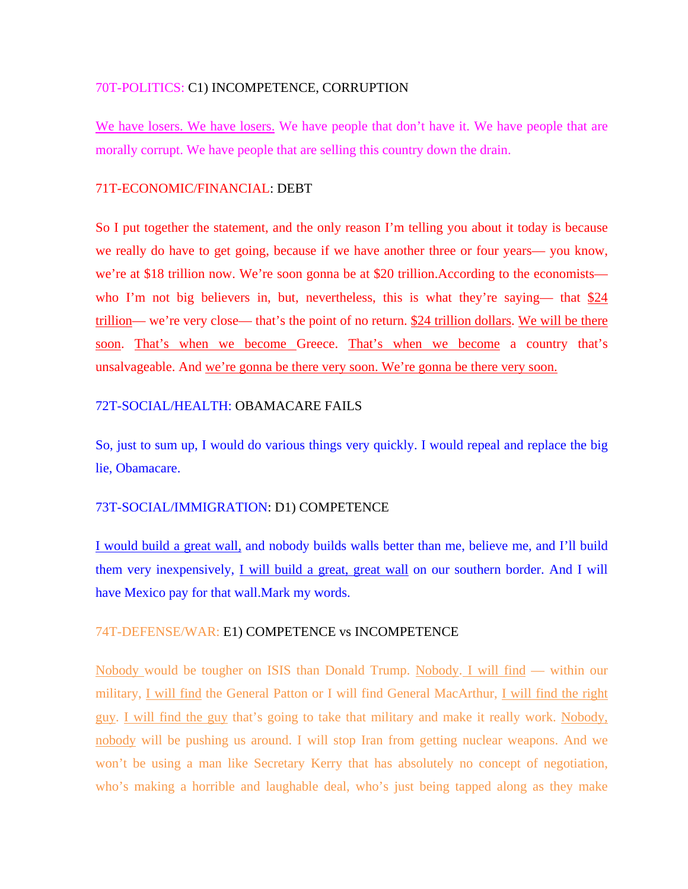70T-POLITICS: C1) INCOMPETENCE, CORRUPTION

<u>We have losers. We have losers.</u> We have people that don't have it. We have people that are morally corrupt. We have people that are selling this country down the drain.

71T-ECONOMIC/FINANCIAL: DEBT

So I put together the statement, and the only reason I'm telling you about it today is because we really do have to get going, because if we have another three or four years— you know, we're at $18 trillion now. We're soon gonna be at $20 trillion.According to the economists— who I'm not big believers in, but, nevertheless, this is what they're saying— that <u>$24 trillion</u>— we're very close— that's the point of no return. <u>$24 trillion dollars</u>. <u>We will be there soon</u>. <u>That's when we become</u> Greece. <u>That's when we become</u> a country that's unsalvageable. And <u>we're gonna be there very soon. We're gonna be there very soon.</u>

72T-SOCIAL/HEALTH: OBAMACARE FAILS

So, just to sum up, I would do various things very quickly. I would repeal and replace the big lie, Obamacare.

73T-SOCIAL/IMMIGRATION: D1) COMPETENCE

<u>I would build a great wall,</u> and nobody builds walls better than me, believe me, and I'll build them very inexpensively, <u>I will build a great, great wall</u> on our southern border. And I will have Mexico pay for that wall.Mark my words.

74T-DEFENSE/WAR: E1) COMPETENCE vs INCOMPETENCE

<u>Nobody</u> would be tougher on ISIS than Donald Trump. <u>Nobody. I will find</u> — within our military, <u>I will find</u> the General Patton or I will find General MacArthur, <u>I will find the right guy</u>. <u>I will find the guy</u> that's going to take that military and make it really work. <u>Nobody, nobody</u> will be pushing us around. I will stop Iran from getting nuclear weapons. And we won't be using a man like Secretary Kerry that has absolutely no concept of negotiation, who's making a horrible and laughable deal, who's just being tapped along as they make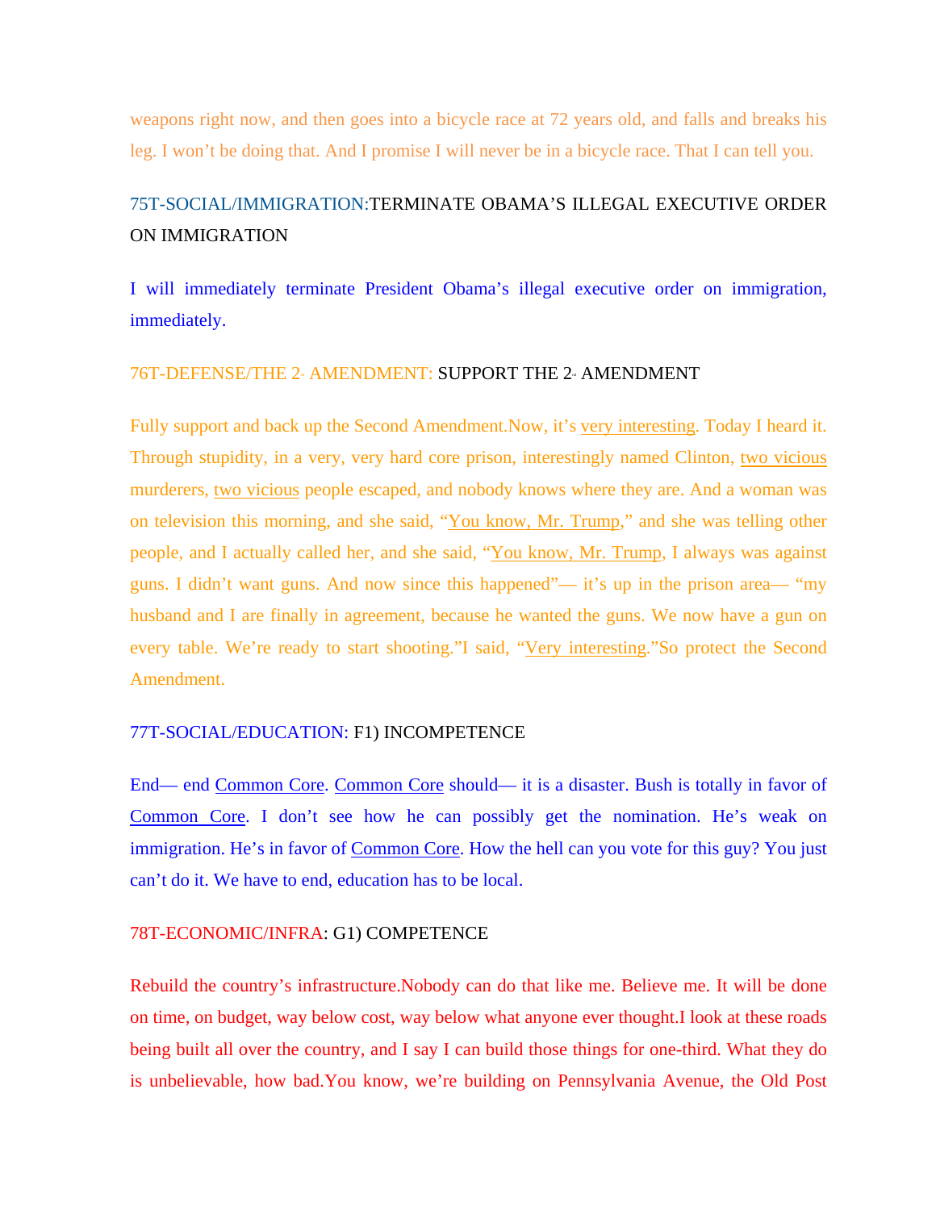weapons right now, and then goes into a bicycle race at 72 years old, and falls and breaks his leg. I won't be doing that. And I promise I will never be in a bicycle race. That I can tell you.

75T-SOCIAL/IMMIGRATION:TERMINATE OBAMA'S ILLEGAL EXECUTIVE ORDER ON IMMIGRATION

I will immediately terminate President Obama's illegal executive order on immigration, immediately.

76T-DEFENSE/THE 2nd AMENDMENT: SUPPORT THE 2nd AMENDMENT

Fully support and back up the Second Amendment.Now, it's very interesting. Today I heard it. Through stupidity, in a very, very hard core prison, interestingly named Clinton, two vicious murderers, two vicious people escaped, and nobody knows where they are. And a woman was on television this morning, and she said, "You know, Mr. Trump," and she was telling other people, and I actually called her, and she said, "You know, Mr. Trump, I always was against guns. I didn't want guns. And now since this happened"— it's up in the prison area— "my husband and I are finally in agreement, because he wanted the guns. We now have a gun on every table. We're ready to start shooting."I said, "Very interesting."So protect the Second Amendment.

77T-SOCIAL/EDUCATION: F1) INCOMPETENCE

End— end Common Core. Common Core should— it is a disaster. Bush is totally in favor of Common Core. I don't see how he can possibly get the nomination. He's weak on immigration. He's in favor of Common Core. How the hell can you vote for this guy? You just can't do it. We have to end, education has to be local.

78T-ECONOMIC/INFRA: G1) COMPETENCE

Rebuild the country's infrastructure.Nobody can do that like me. Believe me. It will be done on time, on budget, way below cost, way below what anyone ever thought.I look at these roads being built all over the country, and I say I can build those things for one-third. What they do is unbelievable, how bad.You know, we're building on Pennsylvania Avenue, the Old Post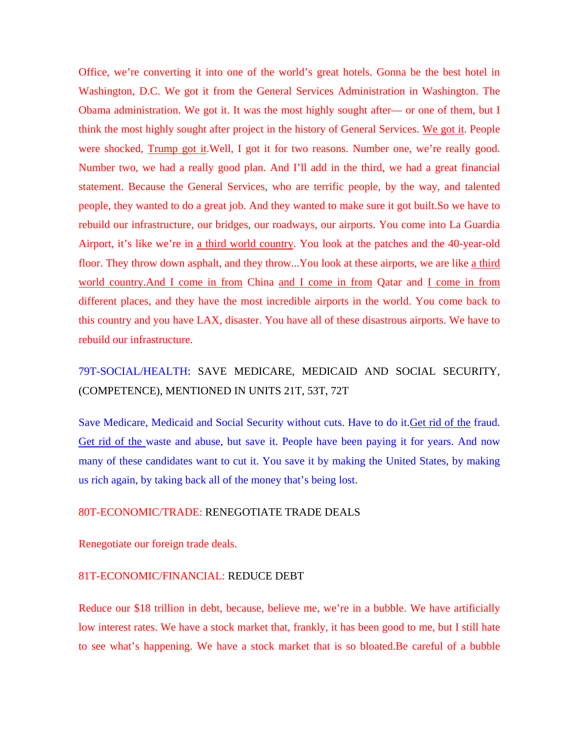Office, we're converting it into one of the world's great hotels. Gonna be the best hotel in Washington, D.C. We got it from the General Services Administration in Washington. The Obama administration. We got it. It was the most highly sought after— or one of them, but I think the most highly sought after project in the history of General Services. <u>We got it</u>. People were shocked, <u>Trump got it</u>.Well, I got it for two reasons. Number one, we're really good. Number two, we had a really good plan. And I'll add in the third, we had a great financial statement. Because the General Services, who are terrific people, by the way, and talented people, they wanted to do a great job. And they wanted to make sure it got built.So we have to rebuild our infrastructure, our bridges, our roadways, our airports. You come into La Guardia Airport, it's like we're in <u>a third world country</u>. You look at the patches and the 40-year-old floor. They throw down asphalt, and they throw...You look at these airports, we are like <u>a third world country.And I come in from</u> China <u>and I come in from</u> Qatar and <u>I come in from</u> different places, and they have the most incredible airports in the world. You come back to this country and you have LAX, disaster. You have all of these disastrous airports. We have to rebuild our infrastructure.

79T-SOCIAL/HEALTH: SAVE MEDICARE, MEDICAID AND SOCIAL SECURITY, (COMPETENCE), MENTIONED IN UNITS 21T, 53T, 72T

Save Medicare, Medicaid and Social Security without cuts. Have to do it.<u>Get rid of the</u> fraud. <u>Get rid of the</u> waste and abuse, but save it. People have been paying it for years. And now many of these candidates want to cut it. You save it by making the United States, by making us rich again, by taking back all of the money that's being lost.

80T-ECONOMIC/TRADE: RENEGOTIATE TRADE DEALS

Renegotiate our foreign trade deals.

81T-ECONOMIC/FINANCIAL: REDUCE DEBT

Reduce our $18 trillion in debt, because, believe me, we're in a bubble. We have artificially low interest rates. We have a stock market that, frankly, it has been good to me, but I still hate to see what's happening. We have a stock market that is so bloated.Be careful of a bubble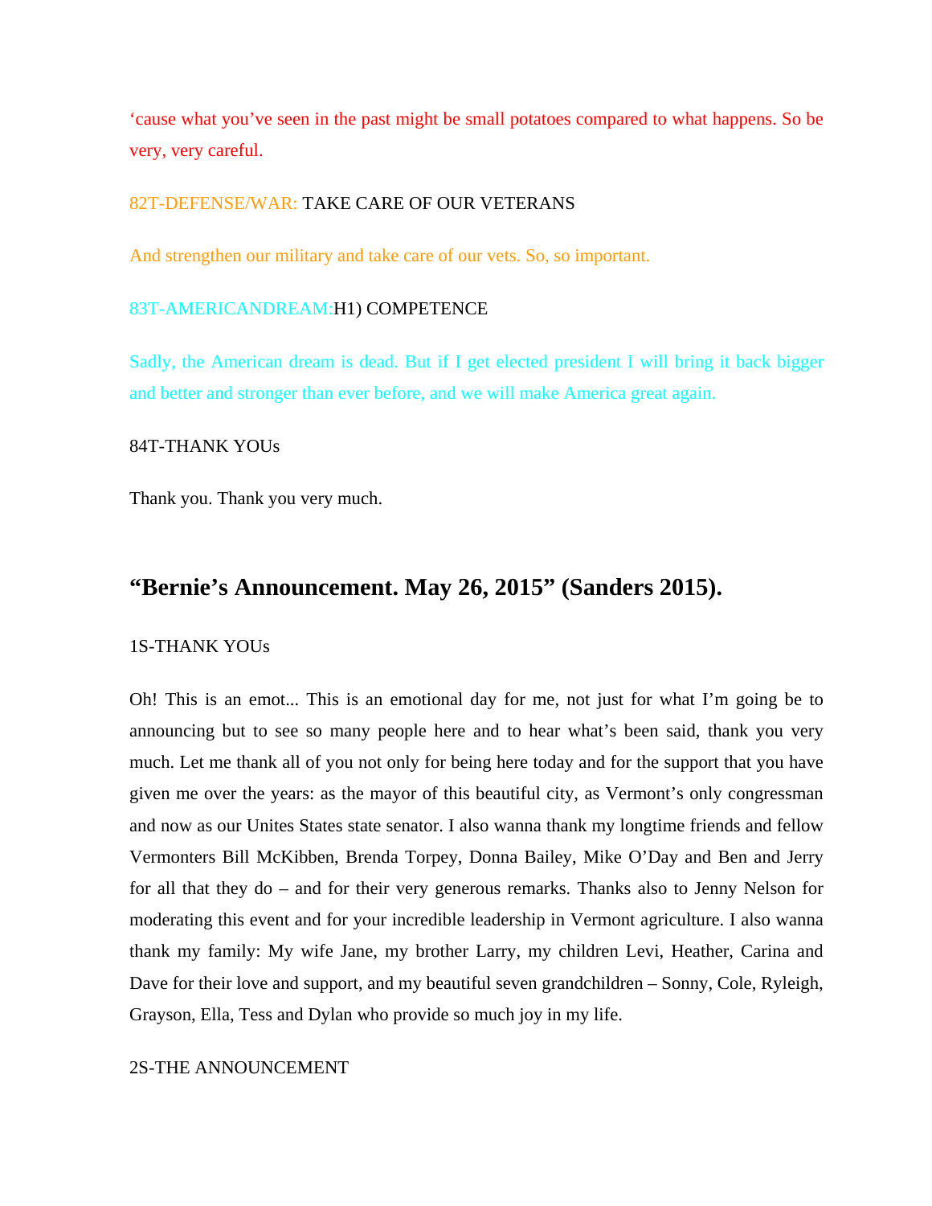‘cause what you’ve seen in the past might be small potatoes compared to what happens. So be very, very careful.

82T-DEFENSE/WAR: TAKE CARE OF OUR VETERANS

And strengthen our military and take care of our vets. So, so important.

83T-AMERICANDREAM:H1) COMPETENCE

Sadly, the American dream is dead. But if I get elected president I will bring it back bigger and better and stronger than ever before, and we will make America great again.

84T-THANK YOUs

Thank you. Thank you very much.

## “Bernie’s Announcement. May 26, 2015” (Sanders 2015).

1S-THANK YOUs

Oh! This is an emot... This is an emotional day for me, not just for what I’m going be to announcing but to see so many people here and to hear what’s been said, thank you very much. Let me thank all of you not only for being here today and for the support that you have given me over the years: as the mayor of this beautiful city, as Vermont’s only congressman and now as our Unites States state senator. I also wanna thank my longtime friends and fellow Vermonters Bill McKibben, Brenda Torpey, Donna Bailey, Mike O’Day and Ben and Jerry for all that they do – and for their very generous remarks. Thanks also to Jenny Nelson for moderating this event and for your incredible leadership in Vermont agriculture. I also wanna thank my family: My wife Jane, my brother Larry, my children Levi, Heather, Carina and Dave for their love and support, and my beautiful seven grandchildren – Sonny, Cole, Ryleigh, Grayson, Ella, Tess and Dylan who provide so much joy in my life.

2S-THE ANNOUNCEMENT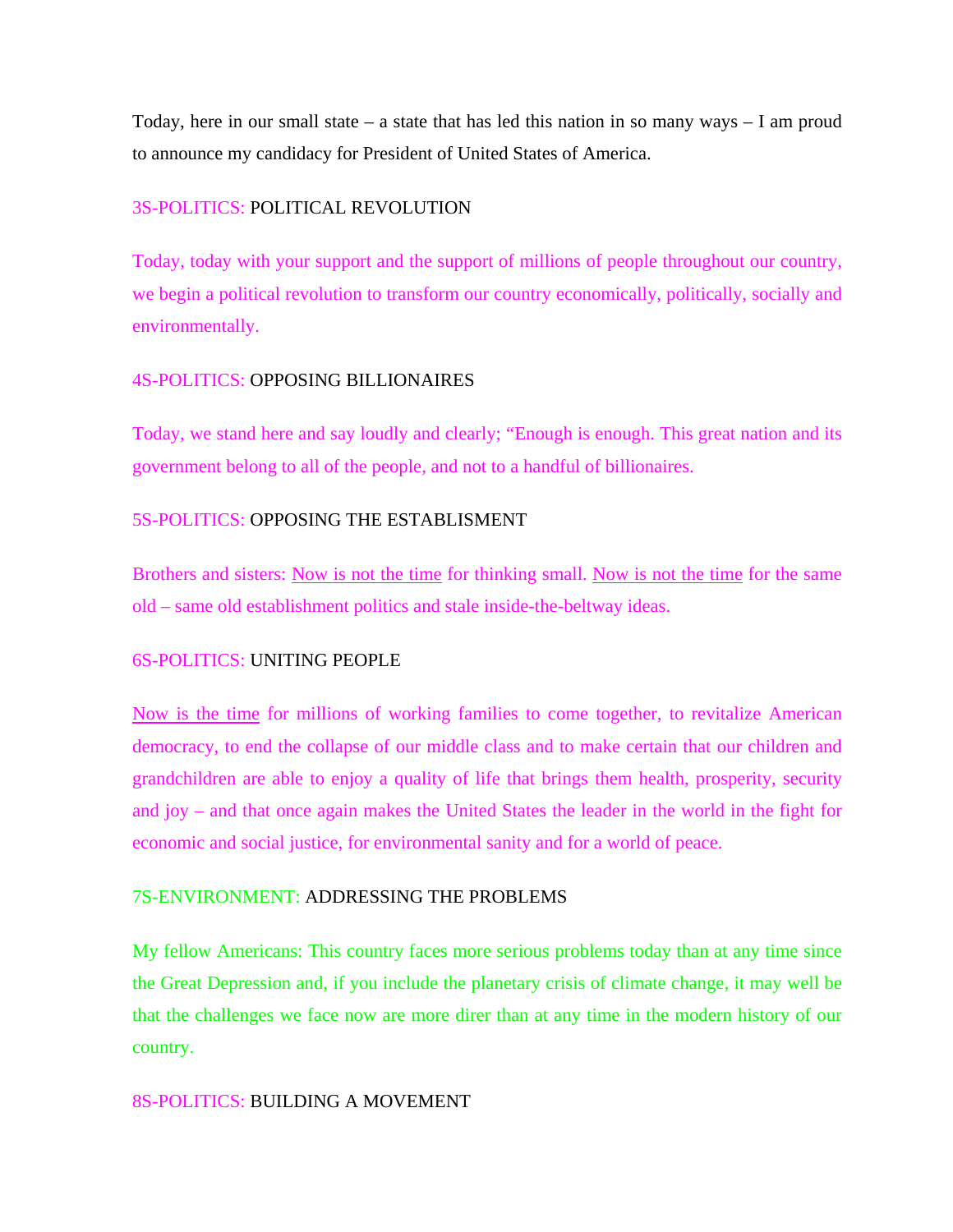Today, here in our small state – a state that has led this nation in so many ways – I am proud to announce my candidacy for President of United States of America.

3S-POLITICS: POLITICAL REVOLUTION

Today, today with your support and the support of millions of people throughout our country, we begin a political revolution to transform our country economically, politically, socially and environmentally.

4S-POLITICS: OPPOSING BILLIONAIRES

Today, we stand here and say loudly and clearly; "Enough is enough. This great nation and its government belong to all of the people, and not to a handful of billionaires.

5S-POLITICS: OPPOSING THE ESTABLISMENT

Brothers and sisters: <u>Now is not the time</u> for thinking small. <u>Now is not the time</u> for the same old – same old establishment politics and stale inside-the-beltway ideas.

6S-POLITICS: UNITING PEOPLE

<u>Now is the time</u> for millions of working families to come together, to revitalize American democracy, to end the collapse of our middle class and to make certain that our children and grandchildren are able to enjoy a quality of life that brings them health, prosperity, security and joy – and that once again makes the United States the leader in the world in the fight for economic and social justice, for environmental sanity and for a world of peace.

7S-ENVIRONMENT: ADDRESSING THE PROBLEMS

My fellow Americans: This country faces more serious problems today than at any time since the Great Depression and, if you include the planetary crisis of climate change, it may well be that the challenges we face now are more direr than at any time in the modern history of our country.

8S-POLITICS: BUILDING A MOVEMENT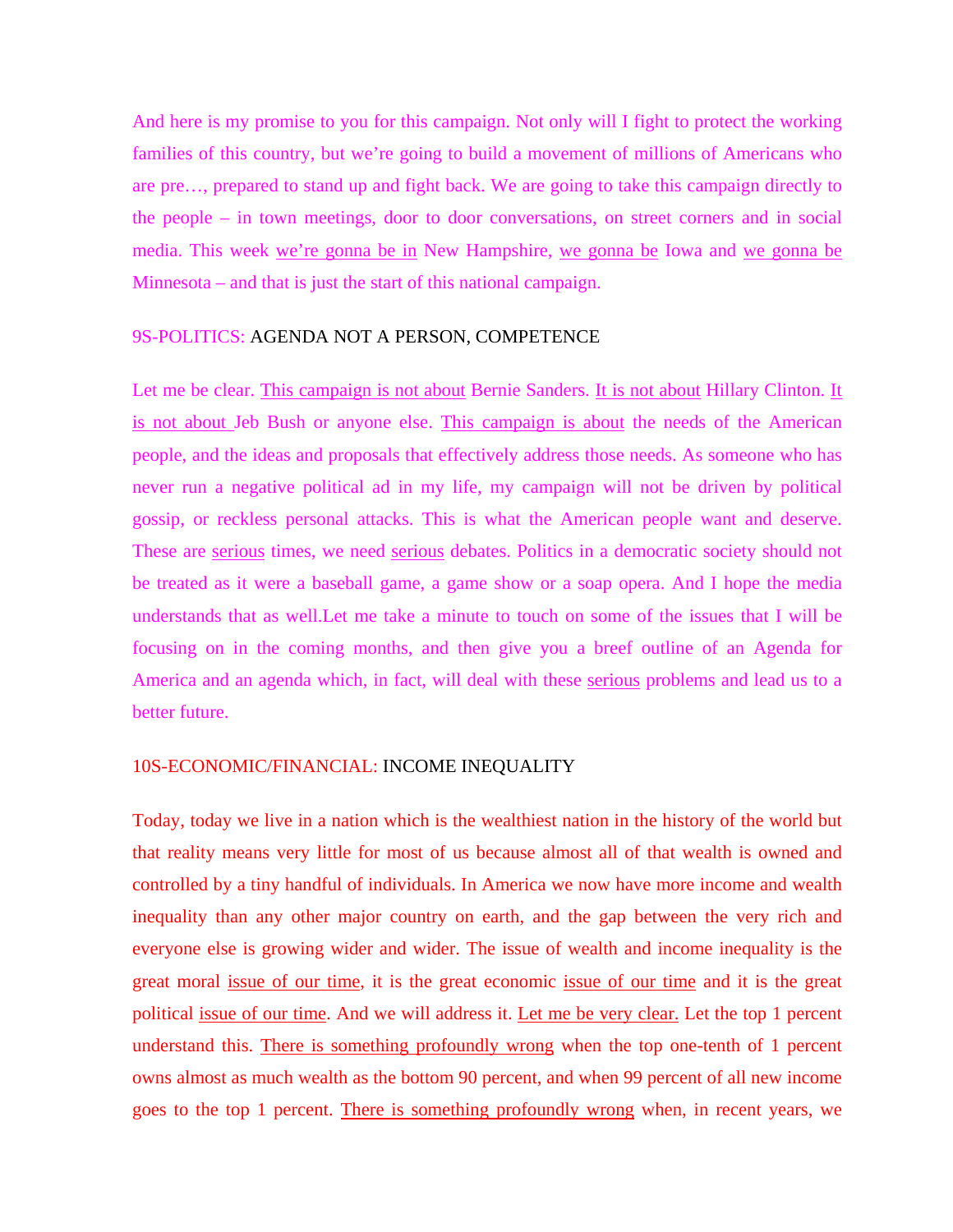And here is my promise to you for this campaign. Not only will I fight to protect the working families of this country, but we're going to build a movement of millions of Americans who are pre…, prepared to stand up and fight back. We are going to take this campaign directly to the people – in town meetings, door to door conversations, on street corners and in social media. This week <u>we're gonna be in</u> New Hampshire, <u>we gonna be</u> Iowa and <u>we gonna be</u> Minnesota – and that is just the start of this national campaign.

9S-POLITICS: AGENDA NOT A PERSON, COMPETENCE

Let me be clear. <u>This campaign is not about</u> Bernie Sanders. <u>It is not about</u> Hillary Clinton. <u>It is not about</u> Jeb Bush or anyone else. <u>This campaign is about</u> the needs of the American people, and the ideas and proposals that effectively address those needs. As someone who has never run a negative political ad in my life, my campaign will not be driven by political gossip, or reckless personal attacks. This is what the American people want and deserve. These are <u>serious</u> times, we need <u>serious</u> debates. Politics in a democratic society should not be treated as it were a baseball game, a game show or a soap opera. And I hope the media understands that as well.Let me take a minute to touch on some of the issues that I will be focusing on in the coming months, and then give you a breef outline of an Agenda for America and an agenda which, in fact, will deal with these <u>serious</u> problems and lead us to a better future.

10S-ECONOMIC/FINANCIAL: INCOME INEQUALITY

Today, today we live in a nation which is the wealthiest nation in the history of the world but that reality means very little for most of us because almost all of that wealth is owned and controlled by a tiny handful of individuals. In America we now have more income and wealth inequality than any other major country on earth, and the gap between the very rich and everyone else is growing wider and wider. The issue of wealth and income inequality is the great moral <u>issue of our time</u>, it is the great economic <u>issue of our time</u> and it is the great political <u>issue of our time</u>. And we will address it. <u>Let me be very clear.</u> Let the top 1 percent understand this. <u>There is something profoundly wrong</u> when the top one-tenth of 1 percent owns almost as much wealth as the bottom 90 percent, and when 99 percent of all new income goes to the top 1 percent. <u>There is something profoundly wrong</u> when, in recent years, we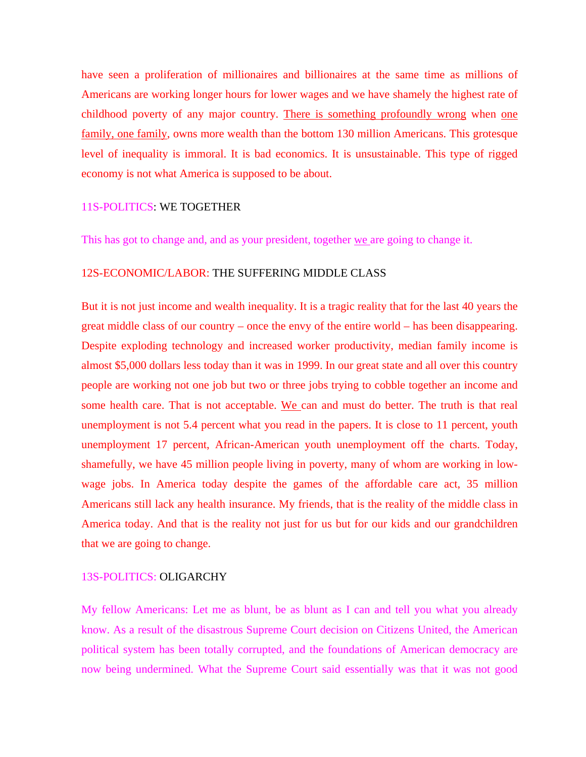have seen a proliferation of millionaires and billionaires at the same time as millions of Americans are working longer hours for lower wages and we have shamely the highest rate of childhood poverty of any major country. There is something profoundly wrong when one family, one family, owns more wealth than the bottom 130 million Americans. This grotesque level of inequality is immoral. It is bad economics. It is unsustainable. This type of rigged economy is not what America is supposed to be about.

11S-POLITICS: WE TOGETHER

This has got to change and, and as your president, together we are going to change it.

12S-ECONOMIC/LABOR: THE SUFFERING MIDDLE CLASS

But it is not just income and wealth inequality. It is a tragic reality that for the last 40 years the great middle class of our country – once the envy of the entire world – has been disappearing. Despite exploding technology and increased worker productivity, median family income is almost $5,000 dollars less today than it was in 1999. In our great state and all over this country people are working not one job but two or three jobs trying to cobble together an income and some health care. That is not acceptable. We can and must do better. The truth is that real unemployment is not 5.4 percent what you read in the papers. It is close to 11 percent, youth unemployment 17 percent, African-American youth unemployment off the charts. Today, shamefully, we have 45 million people living in poverty, many of whom are working in low-wage jobs. In America today despite the games of the affordable care act, 35 million Americans still lack any health insurance. My friends, that is the reality of the middle class in America today. And that is the reality not just for us but for our kids and our grandchildren that we are going to change.

13S-POLITICS: OLIGARCHY

My fellow Americans: Let me as blunt, be as blunt as I can and tell you what you already know. As a result of the disastrous Supreme Court decision on Citizens United, the American political system has been totally corrupted, and the foundations of American democracy are now being undermined. What the Supreme Court said essentially was that it was not good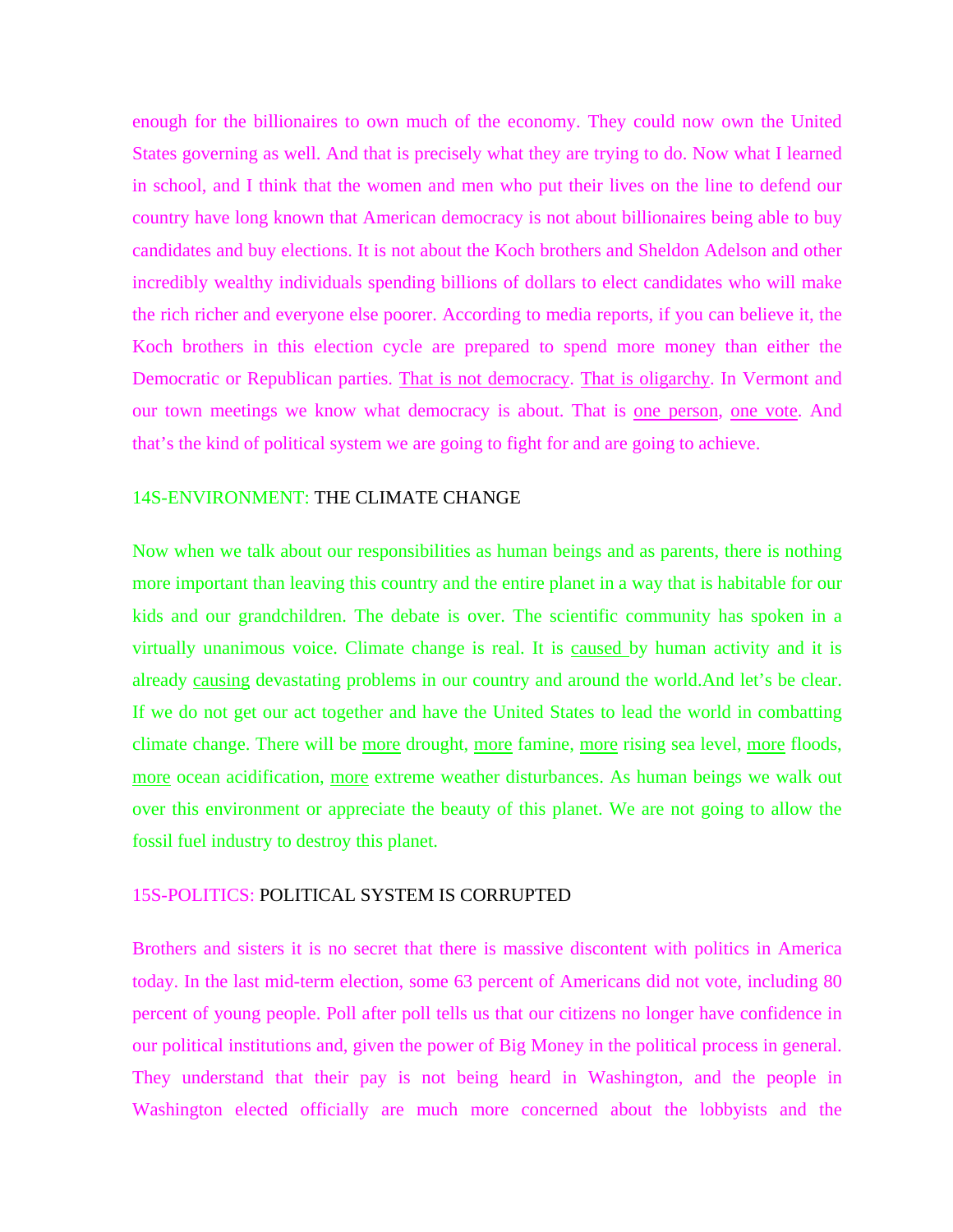enough for the billionaires to own much of the economy. They could now own the United States governing as well. And that is precisely what they are trying to do. Now what I learned in school, and I think that the women and men who put their lives on the line to defend our country have long known that American democracy is not about billionaires being able to buy candidates and buy elections. It is not about the Koch brothers and Sheldon Adelson and other incredibly wealthy individuals spending billions of dollars to elect candidates who will make the rich richer and everyone else poorer. According to media reports, if you can believe it, the Koch brothers in this election cycle are prepared to spend more money than either the Democratic or Republican parties. <u>That is not democracy</u>. <u>That is oligarchy</u>. In Vermont and our town meetings we know what democracy is about. That is <u>one person</u>, <u>one vote</u>. And that's the kind of political system we are going to fight for and are going to achieve.

14S-ENVIRONMENT: THE CLIMATE CHANGE

Now when we talk about our responsibilities as human beings and as parents, there is nothing more important than leaving this country and the entire planet in a way that is habitable for our kids and our grandchildren. The debate is over. The scientific community has spoken in a virtually unanimous voice. Climate change is real. It is <u>caused</u> by human activity and it is already <u>causing</u> devastating problems in our country and around the world.And let's be clear. If we do not get our act together and have the United States to lead the world in combatting climate change. There will be <u>more</u> drought, <u>more</u> famine, <u>more</u> rising sea level, <u>more</u> floods, <u>more</u> ocean acidification, <u>more</u> extreme weather disturbances. As human beings we walk out over this environment or appreciate the beauty of this planet. We are not going to allow the fossil fuel industry to destroy this planet.

15S-POLITICS: POLITICAL SYSTEM IS CORRUPTED

Brothers and sisters it is no secret that there is massive discontent with politics in America today. In the last mid-term election, some 63 percent of Americans did not vote, including 80 percent of young people. Poll after poll tells us that our citizens no longer have confidence in our political institutions and, given the power of Big Money in the political process in general. They understand that their pay is not being heard in Washington, and the people in Washington elected officially are much more concerned about the lobbyists and the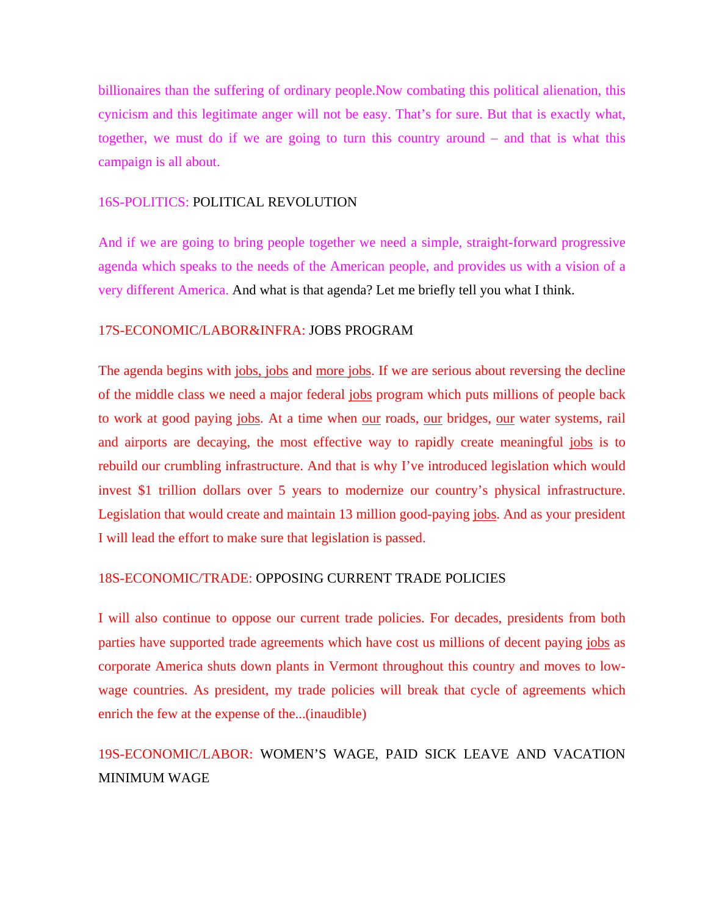billionaires than the suffering of ordinary people.Now combating this political alienation, this cynicism and this legitimate anger will not be easy. That's for sure. But that is exactly what, together, we must do if we are going to turn this country around – and that is what this campaign is all about.

16S-POLITICS: POLITICAL REVOLUTION

And if we are going to bring people together we need a simple, straight-forward progressive agenda which speaks to the needs of the American people, and provides us with a vision of a very different America. And what is that agenda? Let me briefly tell you what I think.

17S-ECONOMIC/LABOR&INFRA: JOBS PROGRAM

The agenda begins with <u>jobs, jobs</u> and <u>more jobs</u>. If we are serious about reversing the decline of the middle class we need a major federal <u>jobs</u> program which puts millions of people back to work at good paying <u>jobs</u>. At a time when <u>our</u> roads, <u>our</u> bridges, <u>our</u> water systems, rail and airports are decaying, the most effective way to rapidly create meaningful <u>jobs</u> is to rebuild our crumbling infrastructure. And that is why I've introduced legislation which would invest $1 trillion dollars over 5 years to modernize our country's physical infrastructure. Legislation that would create and maintain 13 million good-paying <u>jobs</u>. And as your president I will lead the effort to make sure that legislation is passed.

18S-ECONOMIC/TRADE: OPPOSING CURRENT TRADE POLICIES

I will also continue to oppose our current trade policies. For decades, presidents from both parties have supported trade agreements which have cost us millions of decent paying <u>jobs</u> as corporate America shuts down plants in Vermont throughout this country and moves to low-wage countries. As president, my trade policies will break that cycle of agreements which enrich the few at the expense of the...(inaudible)

19S-ECONOMIC/LABOR: WOMEN'S WAGE, PAID SICK LEAVE AND VACATION MINIMUM WAGE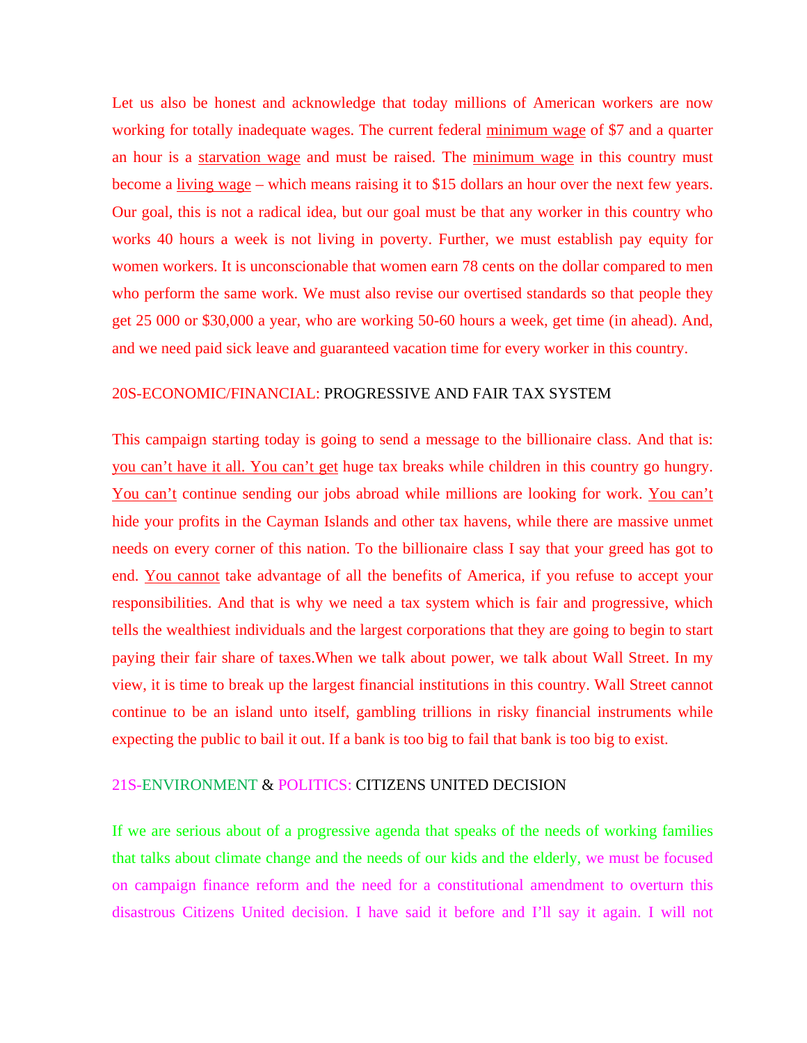Let us also be honest and acknowledge that today millions of American workers are now working for totally inadequate wages. The current federal <u>minimum wage</u> of $7 and a quarter an hour is a <u>starvation wage</u> and must be raised. The <u>minimum wage</u> in this country must become a <u>living wage</u> – which means raising it to $15 dollars an hour over the next few years. Our goal, this is not a radical idea, but our goal must be that any worker in this country who works 40 hours a week is not living in poverty. Further, we must establish pay equity for women workers. It is unconscionable that women earn 78 cents on the dollar compared to men who perform the same work. We must also revise our overtised standards so that people they get 25 000 or $30,000 a year, who are working 50-60 hours a week, get time (in ahead). And, and we need paid sick leave and guaranteed vacation time for every worker in this country.

20S-ECONOMIC/FINANCIAL: PROGRESSIVE AND FAIR TAX SYSTEM

This campaign starting today is going to send a message to the billionaire class. And that is: <u>you can't have it all. You can't get</u> huge tax breaks while children in this country go hungry. <u>You can't</u> continue sending our jobs abroad while millions are looking for work. <u>You can't</u> hide your profits in the Cayman Islands and other tax havens, while there are massive unmet needs on every corner of this nation. To the billionaire class I say that your greed has got to end. <u>You cannot</u> take advantage of all the benefits of America, if you refuse to accept your responsibilities. And that is why we need a tax system which is fair and progressive, which tells the wealthiest individuals and the largest corporations that they are going to begin to start paying their fair share of taxes.When we talk about power, we talk about Wall Street. In my view, it is time to break up the largest financial institutions in this country. Wall Street cannot continue to be an island unto itself, gambling trillions in risky financial instruments while expecting the public to bail it out. If a bank is too big to fail that bank is too big to exist.

21S-ENVIRONMENT & POLITICS: CITIZENS UNITED DECISION

If we are serious about of a progressive agenda that speaks of the needs of working families that talks about climate change and the needs of our kids and the elderly, we must be focused on campaign finance reform and the need for a constitutional amendment to overturn this disastrous Citizens United decision. I have said it before and I'll say it again. I will not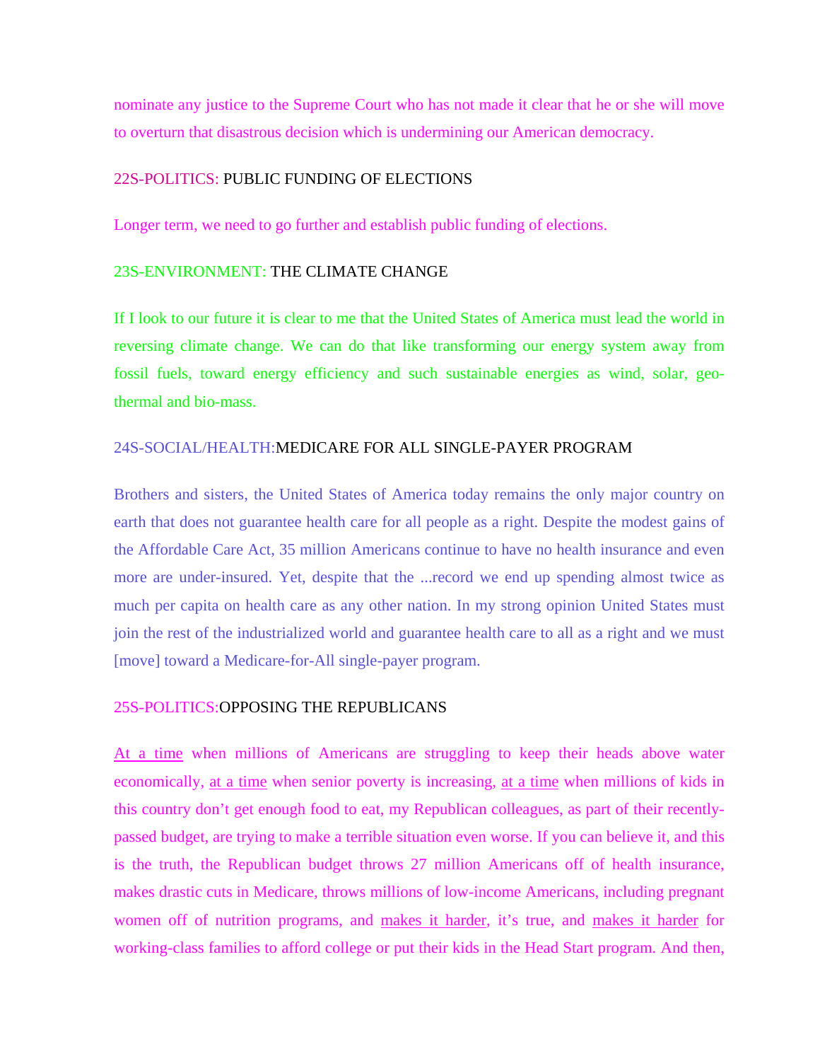nominate any justice to the Supreme Court who has not made it clear that he or she will move to overturn that disastrous decision which is undermining our American democracy.

22S-POLITICS: PUBLIC FUNDING OF ELECTIONS

Longer term, we need to go further and establish public funding of elections.

23S-ENVIRONMENT: THE CLIMATE CHANGE

If I look to our future it is clear to me that the United States of America must lead the world in reversing climate change. We can do that like transforming our energy system away from fossil fuels, toward energy efficiency and such sustainable energies as wind, solar, geo-thermal and bio-mass.

24S-SOCIAL/HEALTH:MEDICARE FOR ALL SINGLE-PAYER PROGRAM

Brothers and sisters, the United States of America today remains the only major country on earth that does not guarantee health care for all people as a right. Despite the modest gains of the Affordable Care Act, 35 million Americans continue to have no health insurance and even more are under-insured. Yet, despite that the ...record we end up spending almost twice as much per capita on health care as any other nation. In my strong opinion United States must join the rest of the industrialized world and guarantee health care to all as a right and we must [move] toward a Medicare-for-All single-payer program.

25S-POLITICS:OPPOSING THE REPUBLICANS

<u>At a time</u> when millions of Americans are struggling to keep their heads above water economically, <u>at a time</u> when senior poverty is increasing, <u>at a time</u> when millions of kids in this country don't get enough food to eat, my Republican colleagues, as part of their recently-passed budget, are trying to make a terrible situation even worse. If you can believe it, and this is the truth, the Republican budget throws 27 million Americans off of health insurance, makes drastic cuts in Medicare, throws millions of low-income Americans, including pregnant women off of nutrition programs, and <u>makes it harder</u>, it's true, and <u>makes it harder</u> for working-class families to afford college or put their kids in the Head Start program. And then,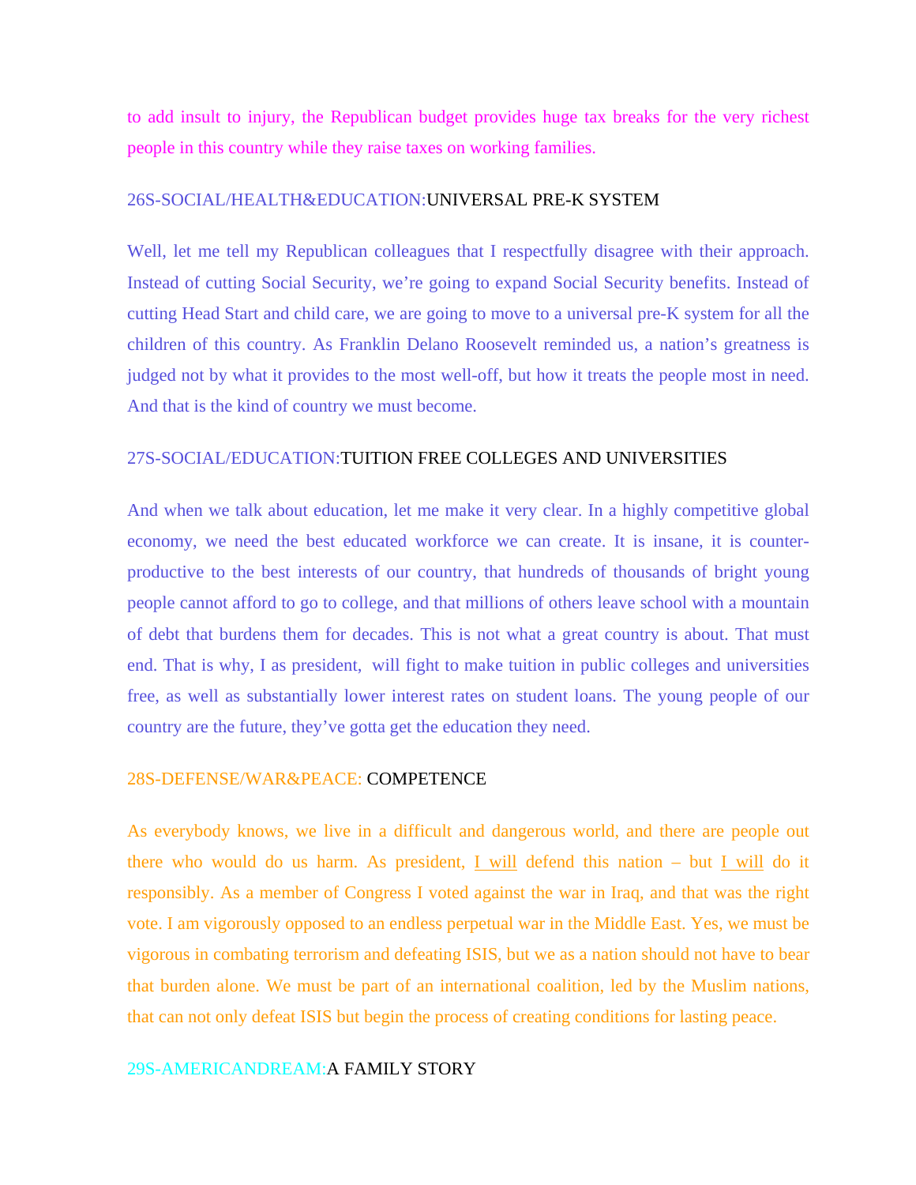to add insult to injury, the Republican budget provides huge tax breaks for the very richest people in this country while they raise taxes on working families.

26S-SOCIAL/HEALTH&EDUCATION:UNIVERSAL PRE-K SYSTEM

Well, let me tell my Republican colleagues that I respectfully disagree with their approach. Instead of cutting Social Security, we're going to expand Social Security benefits. Instead of cutting Head Start and child care, we are going to move to a universal pre-K system for all the children of this country. As Franklin Delano Roosevelt reminded us, a nation's greatness is judged not by what it provides to the most well-off, but how it treats the people most in need. And that is the kind of country we must become.

27S-SOCIAL/EDUCATION:TUITION FREE COLLEGES AND UNIVERSITIES

And when we talk about education, let me make it very clear. In a highly competitive global economy, we need the best educated workforce we can create. It is insane, it is counter-productive to the best interests of our country, that hundreds of thousands of bright young people cannot afford to go to college, and that millions of others leave school with a mountain of debt that burdens them for decades. This is not what a great country is about. That must end. That is why, I as president, will fight to make tuition in public colleges and universities free, as well as substantially lower interest rates on student loans. The young people of our country are the future, they've gotta get the education they need.

28S-DEFENSE/WAR&PEACE: COMPETENCE

As everybody knows, we live in a difficult and dangerous world, and there are people out there who would do us harm. As president, I will defend this nation – but I will do it responsibly. As a member of Congress I voted against the war in Iraq, and that was the right vote. I am vigorously opposed to an endless perpetual war in the Middle East. Yes, we must be vigorous in combating terrorism and defeating ISIS, but we as a nation should not have to bear that burden alone. We must be part of an international coalition, led by the Muslim nations, that can not only defeat ISIS but begin the process of creating conditions for lasting peace.

29S-AMERICANDREAM:A FAMILY STORY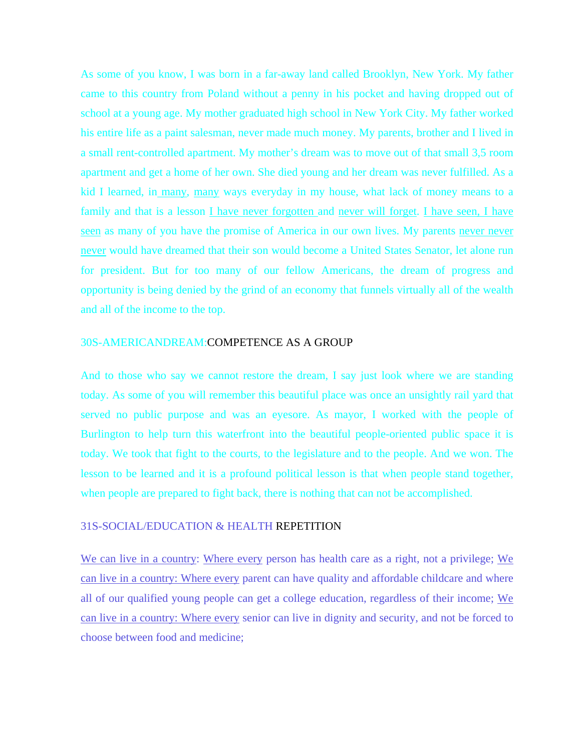As some of you know, I was born in a far-away land called Brooklyn, New York. My father came to this country from Poland without a penny in his pocket and having dropped out of school at a young age. My mother graduated high school in New York City. My father worked his entire life as a paint salesman, never made much money. My parents, brother and I lived in a small rent-controlled apartment. My mother's dream was to move out of that small 3,5 room apartment and get a home of her own. She died young and her dream was never fulfilled. As a kid I learned, in <u>many</u>, <u>many</u> ways everyday in my house, what lack of money means to a family and that is a lesson <u>I have never forgotten</u> and <u>never will forget</u>. <u>I have seen, I have seen</u> as many of you have the promise of America in our own lives. My parents <u>never never never</u> would have dreamed that their son would become a United States Senator, let alone run for president. But for too many of our fellow Americans, the dream of progress and opportunity is being denied by the grind of an economy that funnels virtually all of the wealth and all of the income to the top.

30S-AMERICANDREAM:COMPETENCE AS A GROUP

And to those who say we cannot restore the dream, I say just look where we are standing today. As some of you will remember this beautiful place was once an unsightly rail yard that served no public purpose and was an eyesore. As mayor, I worked with the people of Burlington to help turn this waterfront into the beautiful people-oriented public space it is today. We took that fight to the courts, to the legislature and to the people. And we won. The lesson to be learned and it is a profound political lesson is that when people stand together, when people are prepared to fight back, there is nothing that can not be accomplished.

31S-SOCIAL/EDUCATION & HEALTH REPETITION

<u>We can live in a country</u>: <u>Where every</u> person has health care as a right, not a privilege; <u>We can live in a country: Where every</u> parent can have quality and affordable childcare and where all of our qualified young people can get a college education, regardless of their income; <u>We can live in a country: Where every</u> senior can live in dignity and security, and not be forced to choose between food and medicine;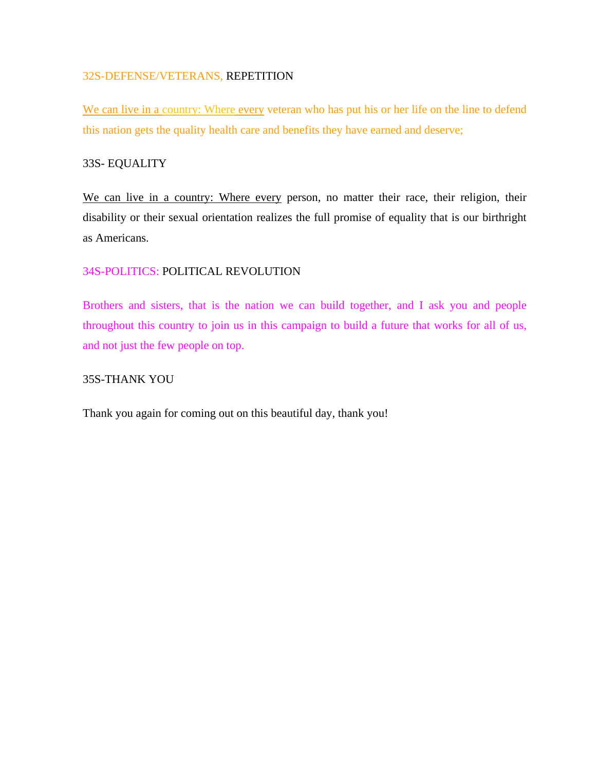32S-DEFENSE/VETERANS, REPETITION

We can live in a country: Where every veteran who has put his or her life on the line to defend this nation gets the quality health care and benefits they have earned and deserve;

33S- EQUALITY

We can live in a country: Where every person, no matter their race, their religion, their disability or their sexual orientation realizes the full promise of equality that is our birthright as Americans.

34S-POLITICS: POLITICAL REVOLUTION

Brothers and sisters, that is the nation we can build together, and I ask you and people throughout this country to join us in this campaign to build a future that works for all of us, and not just the few people on top.

35S-THANK YOU

Thank you again for coming out on this beautiful day, thank you!